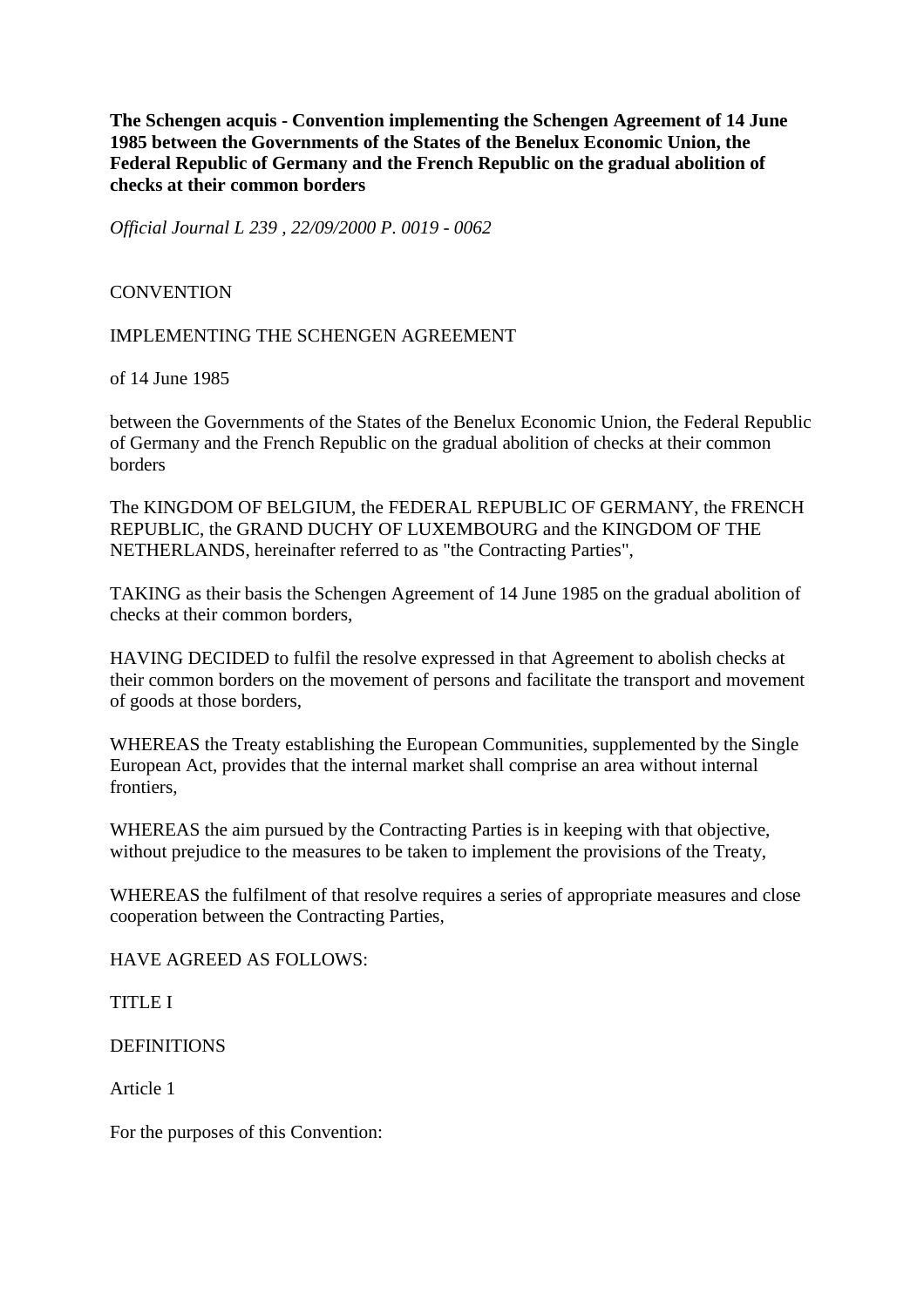**The Schengen acquis - Convention implementing the Schengen Agreement of 14 June 1985 between the Governments of the States of the Benelux Economic Union, the Federal Republic of Germany and the French Republic on the gradual abolition of checks at their common borders**

*Official Journal L 239 , 22/09/2000 P. 0019 - 0062*

CONVENTION

IMPLEMENTING THE SCHENGEN AGREEMENT

of 14 June 1985

between the Governments of the States of the Benelux Economic Union, the Federal Republic of Germany and the French Republic on the gradual abolition of checks at their common borders

The KINGDOM OF BELGIUM, the FEDERAL REPUBLIC OF GERMANY, the FRENCH REPUBLIC, the GRAND DUCHY OF LUXEMBOURG and the KINGDOM OF THE NETHERLANDS, hereinafter referred to as "the Contracting Parties",

TAKING as their basis the Schengen Agreement of 14 June 1985 on the gradual abolition of checks at their common borders,

HAVING DECIDED to fulfil the resolve expressed in that Agreement to abolish checks at their common borders on the movement of persons and facilitate the transport and movement of goods at those borders,

WHEREAS the Treaty establishing the European Communities, supplemented by the Single European Act, provides that the internal market shall comprise an area without internal frontiers,

WHEREAS the aim pursued by the Contracting Parties is in keeping with that objective, without prejudice to the measures to be taken to implement the provisions of the Treaty,

WHEREAS the fulfilment of that resolve requires a series of appropriate measures and close cooperation between the Contracting Parties,

HAVE AGREED AS FOLLOWS:

TITLE I

DEFINITIONS

Article 1

For the purposes of this Convention: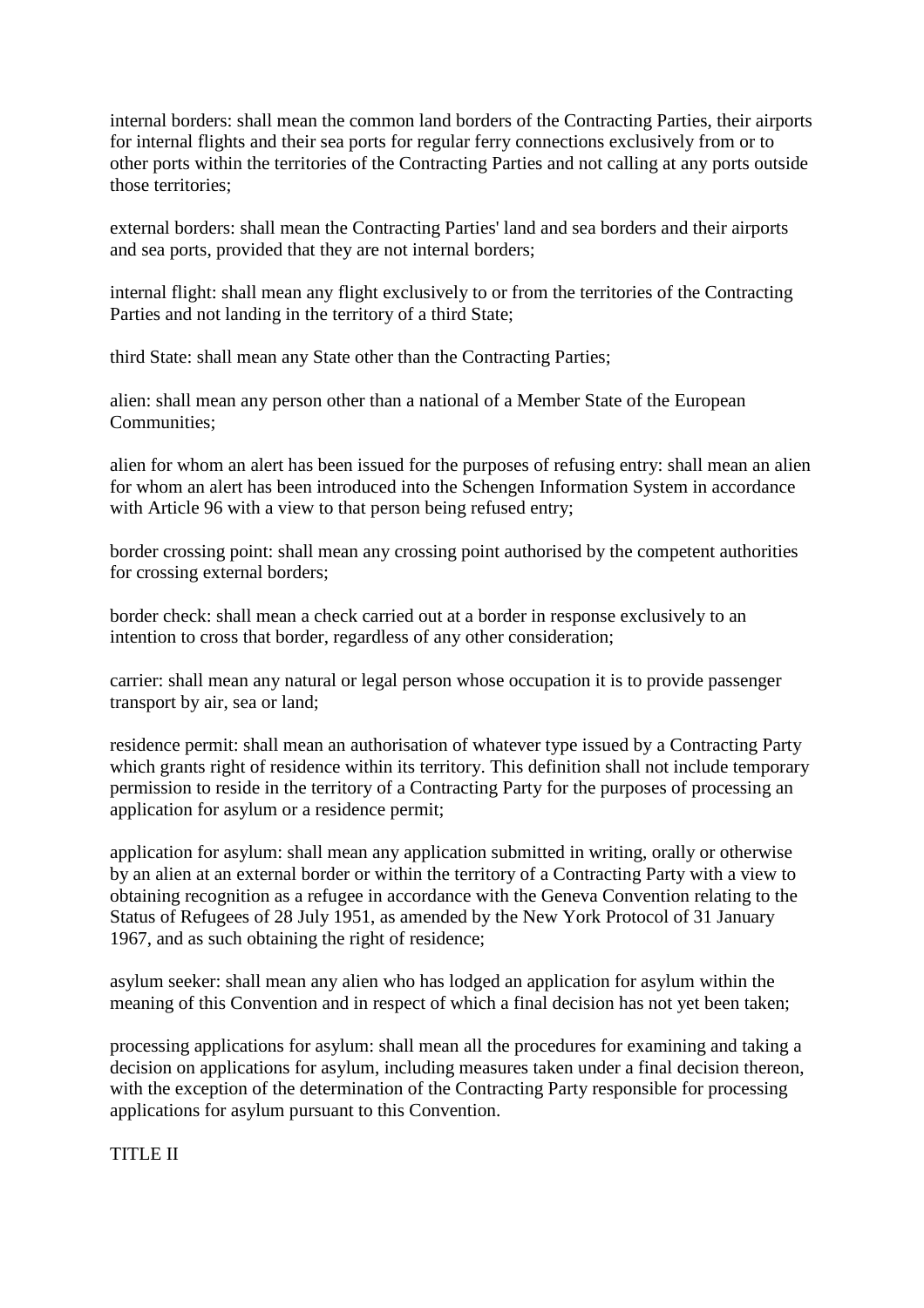internal borders: shall mean the common land borders of the Contracting Parties, their airports for internal flights and their sea ports for regular ferry connections exclusively from or to other ports within the territories of the Contracting Parties and not calling at any ports outside those territories;

external borders: shall mean the Contracting Parties' land and sea borders and their airports and sea ports, provided that they are not internal borders;

internal flight: shall mean any flight exclusively to or from the territories of the Contracting Parties and not landing in the territory of a third State;

third State: shall mean any State other than the Contracting Parties;

alien: shall mean any person other than a national of a Member State of the European Communities;

alien for whom an alert has been issued for the purposes of refusing entry: shall mean an alien for whom an alert has been introduced into the Schengen Information System in accordance with Article 96 with a view to that person being refused entry;

border crossing point: shall mean any crossing point authorised by the competent authorities for crossing external borders;

border check: shall mean a check carried out at a border in response exclusively to an intention to cross that border, regardless of any other consideration;

carrier: shall mean any natural or legal person whose occupation it is to provide passenger transport by air, sea or land;

residence permit: shall mean an authorisation of whatever type issued by a Contracting Party which grants right of residence within its territory. This definition shall not include temporary permission to reside in the territory of a Contracting Party for the purposes of processing an application for asylum or a residence permit;

application for asylum: shall mean any application submitted in writing, orally or otherwise by an alien at an external border or within the territory of a Contracting Party with a view to obtaining recognition as a refugee in accordance with the Geneva Convention relating to the Status of Refugees of 28 July 1951, as amended by the New York Protocol of 31 January 1967, and as such obtaining the right of residence;

asylum seeker: shall mean any alien who has lodged an application for asylum within the meaning of this Convention and in respect of which a final decision has not yet been taken;

processing applications for asylum: shall mean all the procedures for examining and taking a decision on applications for asylum, including measures taken under a final decision thereon, with the exception of the determination of the Contracting Party responsible for processing applications for asylum pursuant to this Convention.

## TITLE II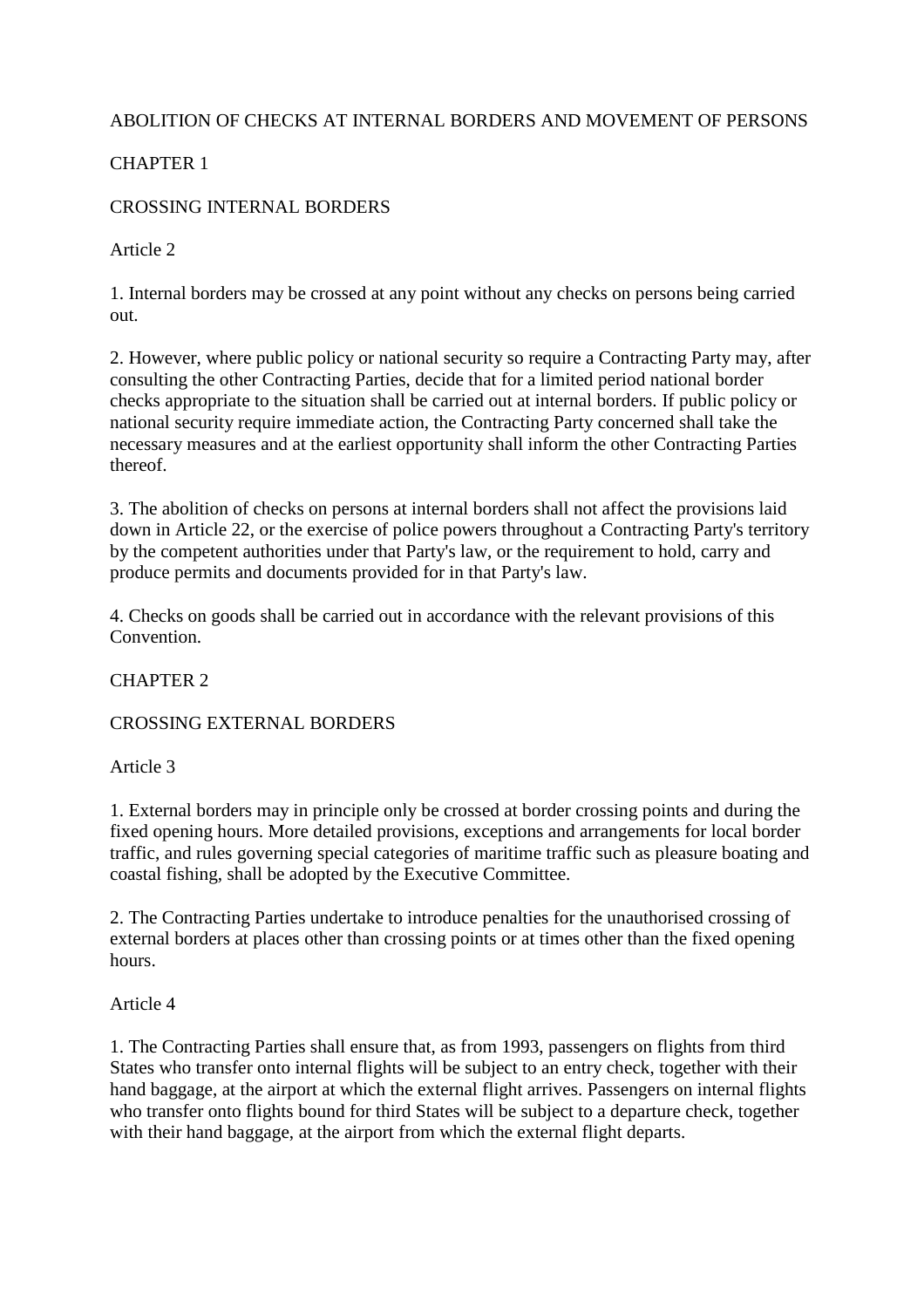# ABOLITION OF CHECKS AT INTERNAL BORDERS AND MOVEMENT OF PERSONS

## CHAPTER 1

### CROSSING INTERNAL BORDERS

Article 2

1. Internal borders may be crossed at any point without any checks on persons being carried out.

2. However, where public policy or national security so require a Contracting Party may, after consulting the other Contracting Parties, decide that for a limited period national border checks appropriate to the situation shall be carried out at internal borders. If public policy or national security require immediate action, the Contracting Party concerned shall take the necessary measures and at the earliest opportunity shall inform the other Contracting Parties thereof.

3. The abolition of checks on persons at internal borders shall not affect the provisions laid down in Article 22, or the exercise of police powers throughout a Contracting Party's territory by the competent authorities under that Party's law, or the requirement to hold, carry and produce permits and documents provided for in that Party's law.

4. Checks on goods shall be carried out in accordance with the relevant provisions of this Convention.

## CHAPTER 2

### CROSSING EXTERNAL BORDERS

Article 3

1. External borders may in principle only be crossed at border crossing points and during the fixed opening hours. More detailed provisions, exceptions and arrangements for local border traffic, and rules governing special categories of maritime traffic such as pleasure boating and coastal fishing, shall be adopted by the Executive Committee.

2. The Contracting Parties undertake to introduce penalties for the unauthorised crossing of external borders at places other than crossing points or at times other than the fixed opening hours.

Article 4

1. The Contracting Parties shall ensure that, as from 1993, passengers on flights from third States who transfer onto internal flights will be subject to an entry check, together with their hand baggage, at the airport at which the external flight arrives. Passengers on internal flights who transfer onto flights bound for third States will be subject to a departure check, together with their hand baggage, at the airport from which the external flight departs.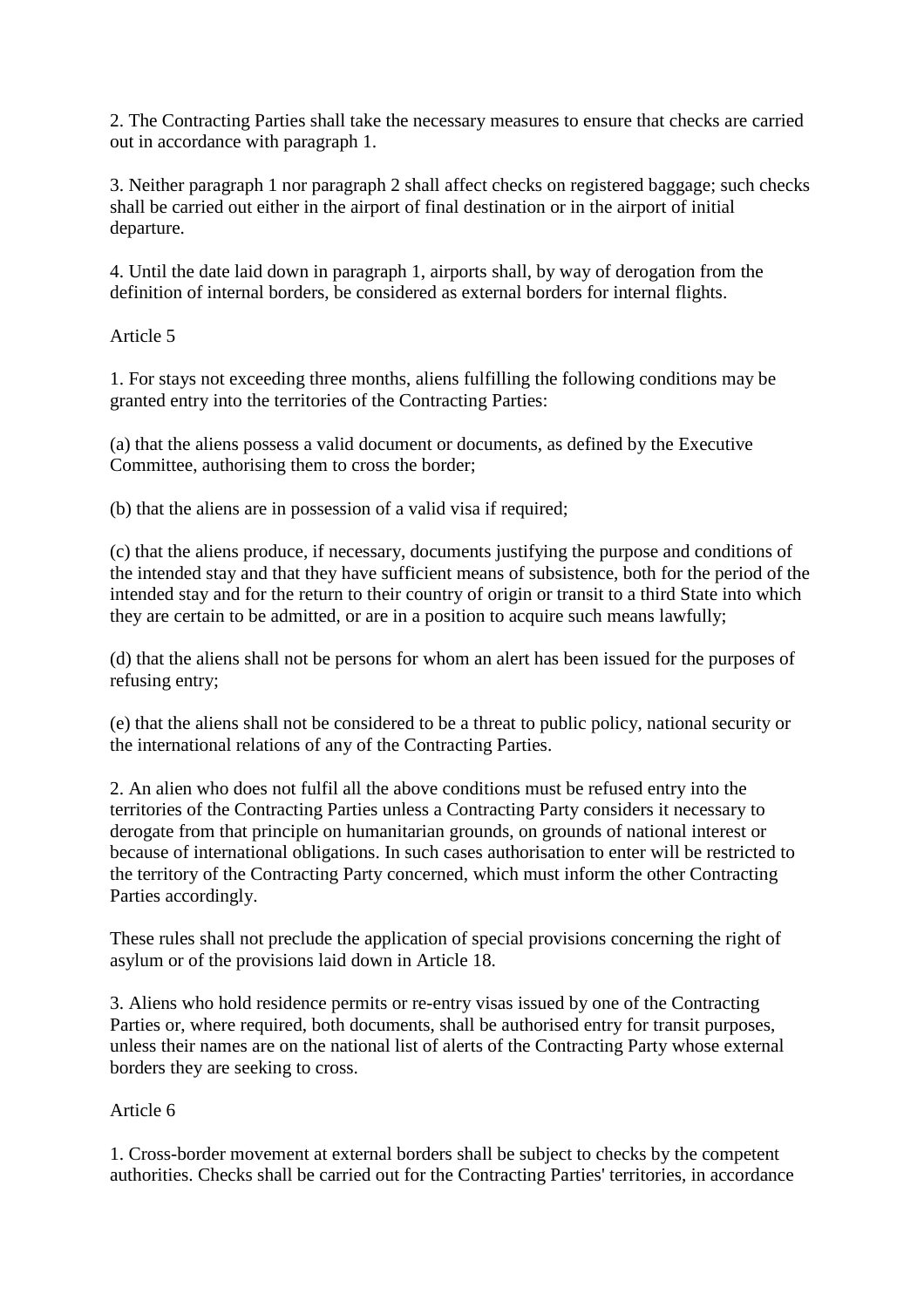2. The Contracting Parties shall take the necessary measures to ensure that checks are carried out in accordance with paragraph 1.

3. Neither paragraph 1 nor paragraph 2 shall affect checks on registered baggage; such checks shall be carried out either in the airport of final destination or in the airport of initial departure.

4. Until the date laid down in paragraph 1, airports shall, by way of derogation from the definition of internal borders, be considered as external borders for internal flights.

Article 5

1. For stays not exceeding three months, aliens fulfilling the following conditions may be granted entry into the territories of the Contracting Parties:

(a) that the aliens possess a valid document or documents, as defined by the Executive Committee, authorising them to cross the border;

(b) that the aliens are in possession of a valid visa if required;

(c) that the aliens produce, if necessary, documents justifying the purpose and conditions of the intended stay and that they have sufficient means of subsistence, both for the period of the intended stay and for the return to their country of origin or transit to a third State into which they are certain to be admitted, or are in a position to acquire such means lawfully;

(d) that the aliens shall not be persons for whom an alert has been issued for the purposes of refusing entry;

(e) that the aliens shall not be considered to be a threat to public policy, national security or the international relations of any of the Contracting Parties.

2. An alien who does not fulfil all the above conditions must be refused entry into the territories of the Contracting Parties unless a Contracting Party considers it necessary to derogate from that principle on humanitarian grounds, on grounds of national interest or because of international obligations. In such cases authorisation to enter will be restricted to the territory of the Contracting Party concerned, which must inform the other Contracting Parties accordingly.

These rules shall not preclude the application of special provisions concerning the right of asylum or of the provisions laid down in Article 18.

3. Aliens who hold residence permits or re-entry visas issued by one of the Contracting Parties or, where required, both documents, shall be authorised entry for transit purposes, unless their names are on the national list of alerts of the Contracting Party whose external borders they are seeking to cross.

Article 6

1. Cross-border movement at external borders shall be subject to checks by the competent authorities. Checks shall be carried out for the Contracting Parties' territories, in accordance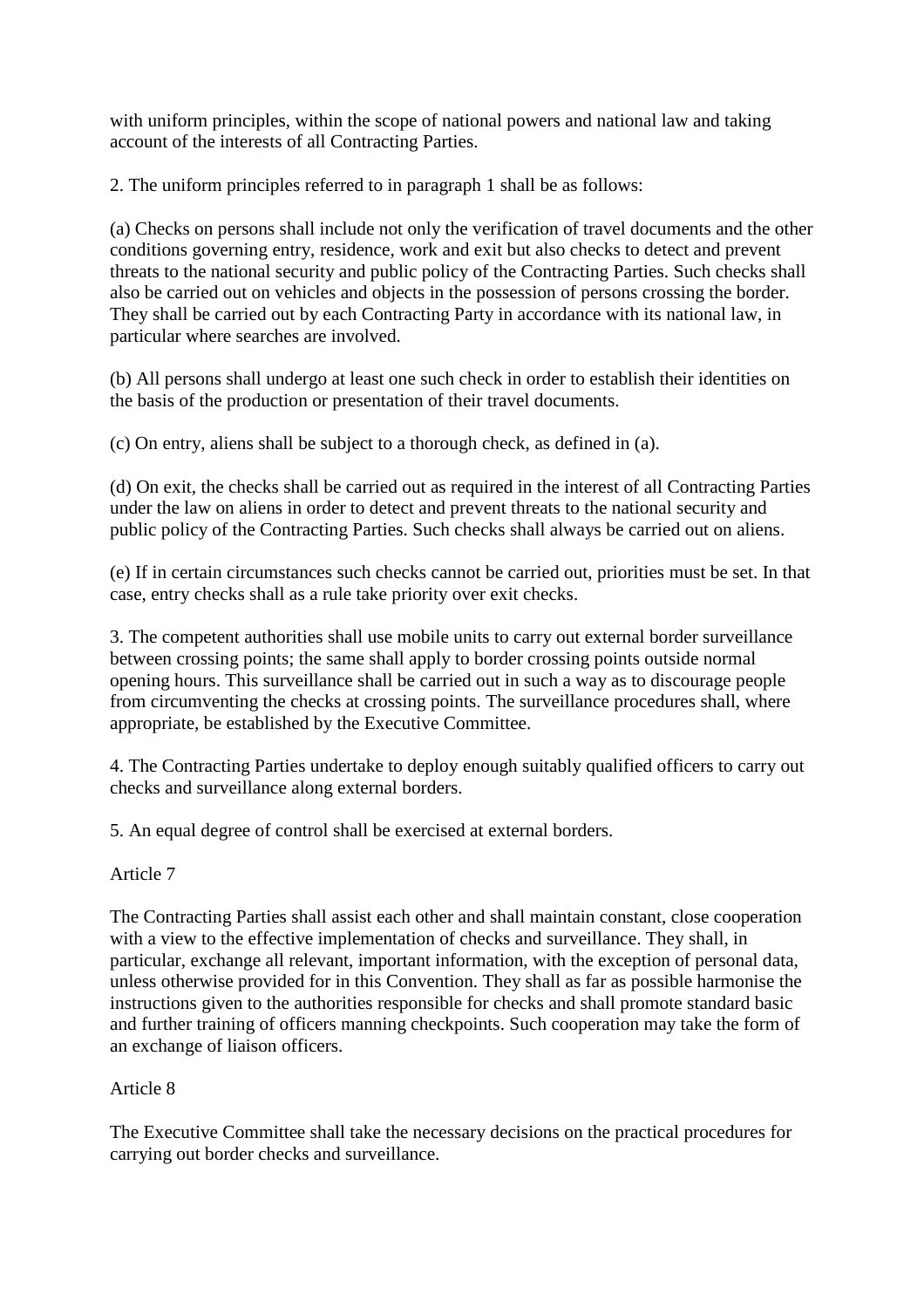with uniform principles, within the scope of national powers and national law and taking account of the interests of all Contracting Parties.

2. The uniform principles referred to in paragraph 1 shall be as follows:

(a) Checks on persons shall include not only the verification of travel documents and the other conditions governing entry, residence, work and exit but also checks to detect and prevent threats to the national security and public policy of the Contracting Parties. Such checks shall also be carried out on vehicles and objects in the possession of persons crossing the border. They shall be carried out by each Contracting Party in accordance with its national law, in particular where searches are involved.

(b) All persons shall undergo at least one such check in order to establish their identities on the basis of the production or presentation of their travel documents.

(c) On entry, aliens shall be subject to a thorough check, as defined in (a).

(d) On exit, the checks shall be carried out as required in the interest of all Contracting Parties under the law on aliens in order to detect and prevent threats to the national security and public policy of the Contracting Parties. Such checks shall always be carried out on aliens.

(e) If in certain circumstances such checks cannot be carried out, priorities must be set. In that case, entry checks shall as a rule take priority over exit checks.

3. The competent authorities shall use mobile units to carry out external border surveillance between crossing points; the same shall apply to border crossing points outside normal opening hours. This surveillance shall be carried out in such a way as to discourage people from circumventing the checks at crossing points. The surveillance procedures shall, where appropriate, be established by the Executive Committee.

4. The Contracting Parties undertake to deploy enough suitably qualified officers to carry out checks and surveillance along external borders.

5. An equal degree of control shall be exercised at external borders.

Article 7

The Contracting Parties shall assist each other and shall maintain constant, close cooperation with a view to the effective implementation of checks and surveillance. They shall, in particular, exchange all relevant, important information, with the exception of personal data, unless otherwise provided for in this Convention. They shall as far as possible harmonise the instructions given to the authorities responsible for checks and shall promote standard basic and further training of officers manning checkpoints. Such cooperation may take the form of an exchange of liaison officers.

Article 8

The Executive Committee shall take the necessary decisions on the practical procedures for carrying out border checks and surveillance.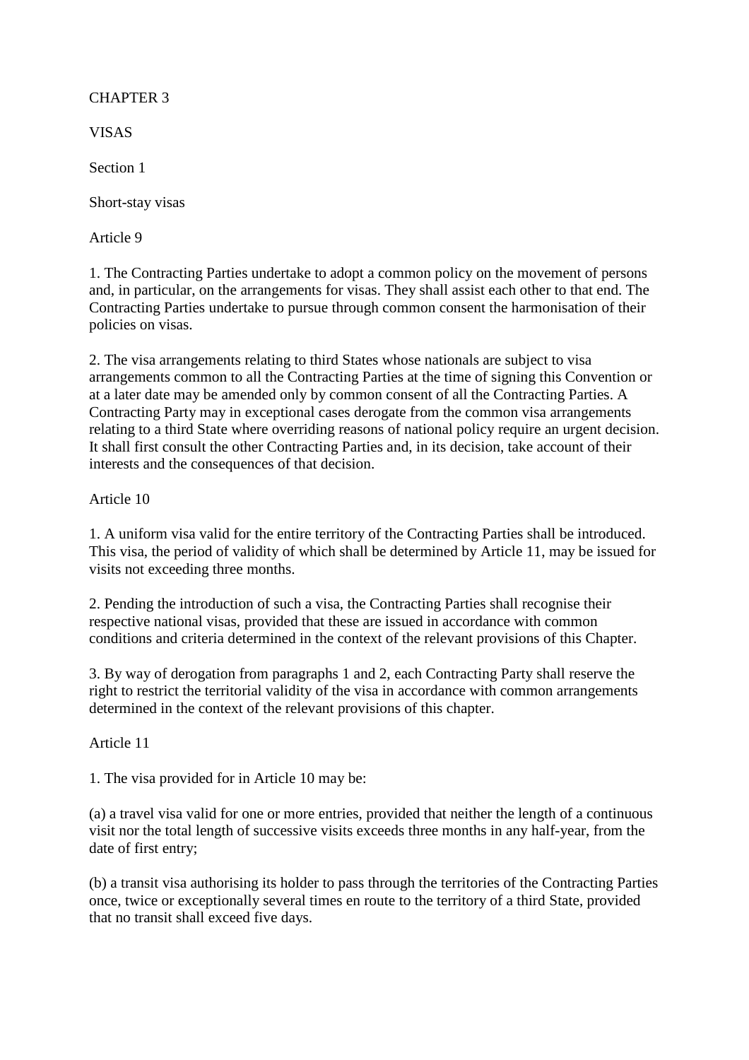# CHAPTER 3

# VISAS

## Section 1

## Short-stay visas

### Article 9

1. The Contracting Parties undertake to adopt a common policy on the movement of persons and, in particular, on the arrangements for visas. They shall assist each other to that end. The Contracting Parties undertake to pursue through common consent the harmonisation of their policies on visas.

2. The visa arrangements relating to third States whose nationals are subject to visa arrangements common to all the Contracting Parties at the time of signing this Convention or at a later date may be amended only by common consent of all the Contracting Parties. A Contracting Party may in exceptional cases derogate from the common visa arrangements relating to a third State where overriding reasons of national policy require an urgent decision. It shall first consult the other Contracting Parties and, in its decision, take account of their interests and the consequences of that decision.

### Article 10

1. A uniform visa valid for the entire territory of the Contracting Parties shall be introduced. This visa, the period of validity of which shall be determined by Article 11, may be issued for visits not exceeding three months.

2. Pending the introduction of such a visa, the Contracting Parties shall recognise their respective national visas, provided that these are issued in accordance with common conditions and criteria determined in the context of the relevant provisions of this Chapter.

3. By way of derogation from paragraphs 1 and 2, each Contracting Party shall reserve the right to restrict the territorial validity of the visa in accordance with common arrangements determined in the context of the relevant provisions of this chapter.

### Article 11

1. The visa provided for in Article 10 may be:

(a) a travel visa valid for one or more entries, provided that neither the length of a continuous visit nor the total length of successive visits exceeds three months in any half-year, from the date of first entry;

(b) a transit visa authorising its holder to pass through the territories of the Contracting Parties once, twice or exceptionally several times en route to the territory of a third State, provided that no transit shall exceed five days.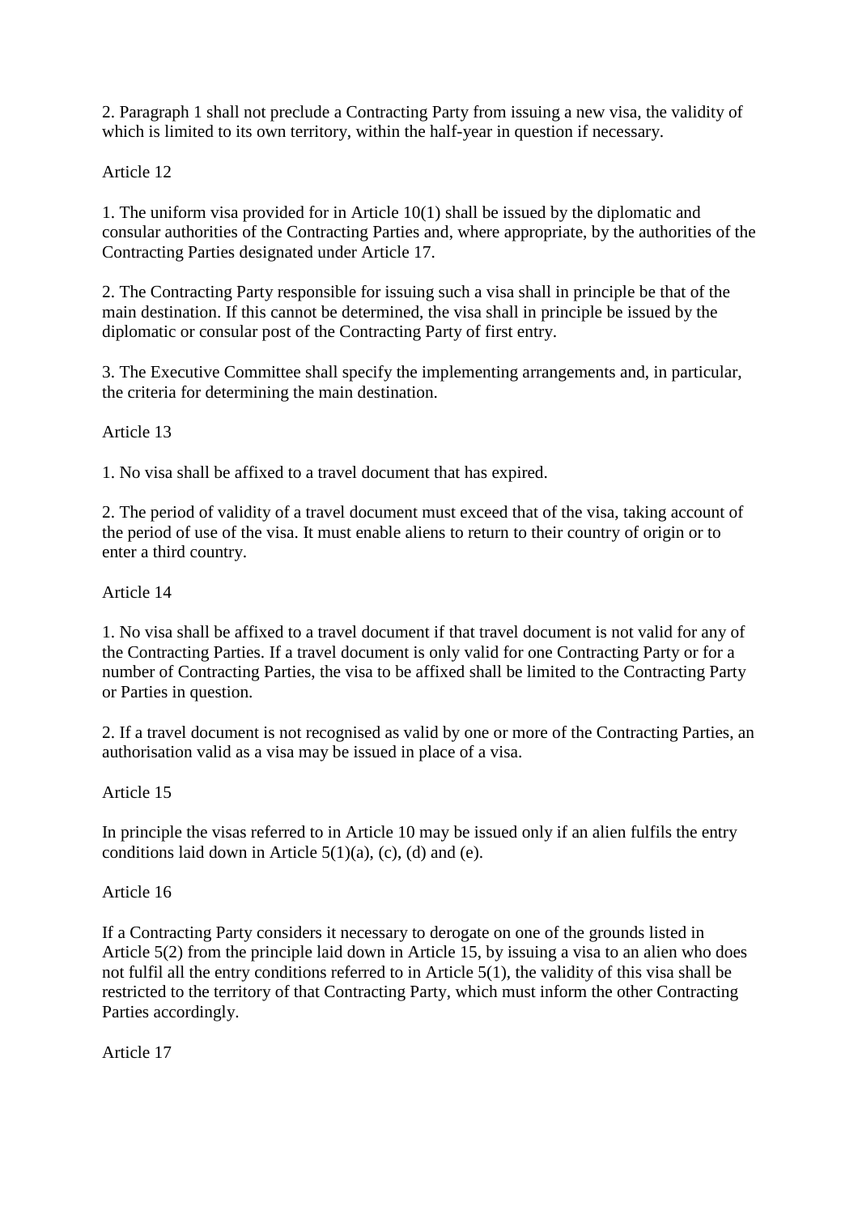2. Paragraph 1 shall not preclude a Contracting Party from issuing a new visa, the validity of which is limited to its own territory, within the half-year in question if necessary.

Article 12

1. The uniform visa provided for in Article 10(1) shall be issued by the diplomatic and consular authorities of the Contracting Parties and, where appropriate, by the authorities of the Contracting Parties designated under Article 17.

2. The Contracting Party responsible for issuing such a visa shall in principle be that of the main destination. If this cannot be determined, the visa shall in principle be issued by the diplomatic or consular post of the Contracting Party of first entry.

3. The Executive Committee shall specify the implementing arrangements and, in particular, the criteria for determining the main destination.

Article 13

1. No visa shall be affixed to a travel document that has expired.

2. The period of validity of a travel document must exceed that of the visa, taking account of the period of use of the visa. It must enable aliens to return to their country of origin or to enter a third country.

Article 14

1. No visa shall be affixed to a travel document if that travel document is not valid for any of the Contracting Parties. If a travel document is only valid for one Contracting Party or for a number of Contracting Parties, the visa to be affixed shall be limited to the Contracting Party or Parties in question.

2. If a travel document is not recognised as valid by one or more of the Contracting Parties, an authorisation valid as a visa may be issued in place of a visa.

Article 15

In principle the visas referred to in Article 10 may be issued only if an alien fulfils the entry conditions laid down in Article 5(1)(a), (c), (d) and (e).

Article 16

If a Contracting Party considers it necessary to derogate on one of the grounds listed in Article 5(2) from the principle laid down in Article 15, by issuing a visa to an alien who does not fulfil all the entry conditions referred to in Article 5(1), the validity of this visa shall be restricted to the territory of that Contracting Party, which must inform the other Contracting Parties accordingly.

Article 17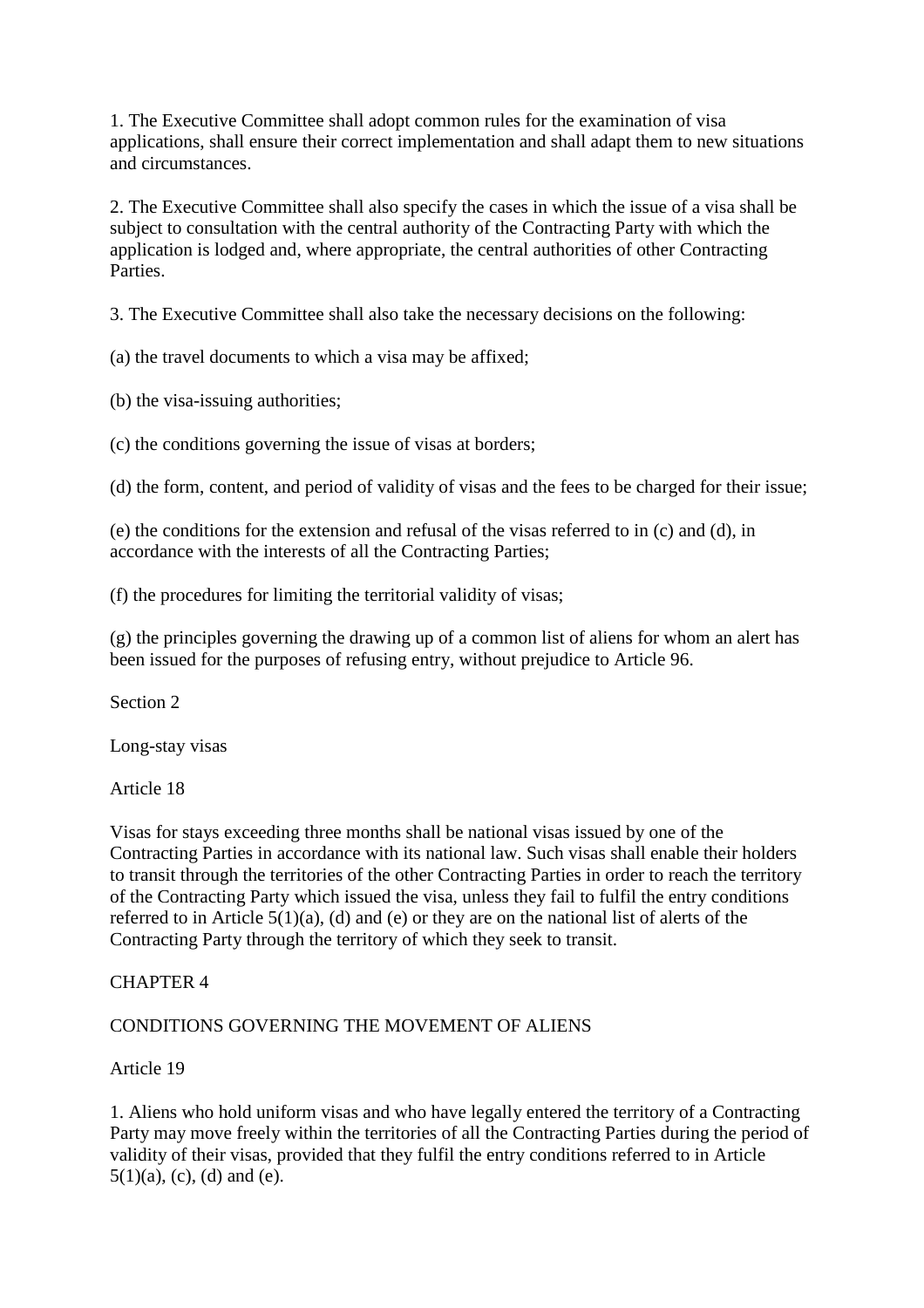1. The Executive Committee shall adopt common rules for the examination of visa applications, shall ensure their correct implementation and shall adapt them to new situations and circumstances.

2. The Executive Committee shall also specify the cases in which the issue of a visa shall be subject to consultation with the central authority of the Contracting Party with which the application is lodged and, where appropriate, the central authorities of other Contracting Parties.

3. The Executive Committee shall also take the necessary decisions on the following:

(a) the travel documents to which a visa may be affixed;

(b) the visa-issuing authorities;

(c) the conditions governing the issue of visas at borders;

(d) the form, content, and period of validity of visas and the fees to be charged for their issue;

(e) the conditions for the extension and refusal of the visas referred to in (c) and (d), in accordance with the interests of all the Contracting Parties;

(f) the procedures for limiting the territorial validity of visas;

(g) the principles governing the drawing up of a common list of aliens for whom an alert has been issued for the purposes of refusing entry, without prejudice to Article 96.

## Section 2

## Long-stay visas

### Article 18

Visas for stays exceeding three months shall be national visas issued by one of the Contracting Parties in accordance with its national law. Such visas shall enable their holders to transit through the territories of the other Contracting Parties in order to reach the territory of the Contracting Party which issued the visa, unless they fail to fulfil the entry conditions referred to in Article 5(1)(a), (d) and (e) or they are on the national list of alerts of the Contracting Party through the territory of which they seek to transit.

# CHAPTER 4

# CONDITIONS GOVERNING THE MOVEMENT OF ALIENS

### Article 19

1. Aliens who hold uniform visas and who have legally entered the territory of a Contracting Party may move freely within the territories of all the Contracting Parties during the period of validity of their visas, provided that they fulfil the entry conditions referred to in Article 5(1)(a), (c), (d) and (e).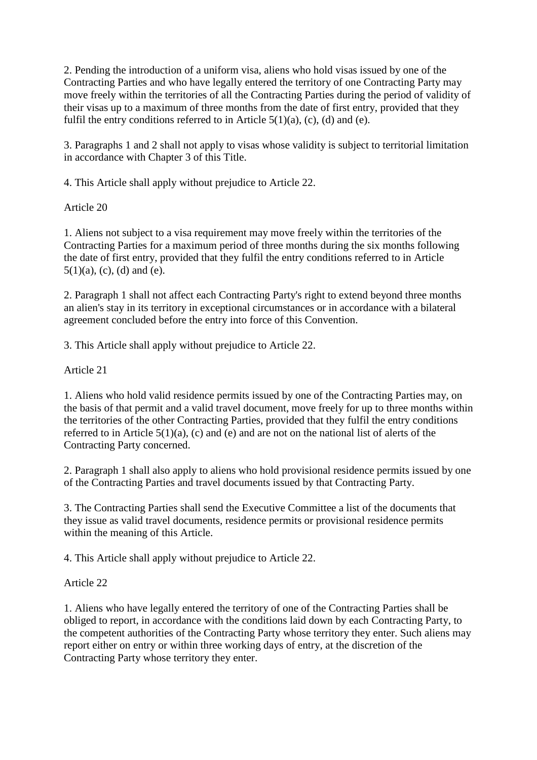2. Pending the introduction of a uniform visa, aliens who hold visas issued by one of the Contracting Parties and who have legally entered the territory of one Contracting Party may move freely within the territories of all the Contracting Parties during the period of validity of their visas up to a maximum of three months from the date of first entry, provided that they fulfil the entry conditions referred to in Article 5(1)(a), (c), (d) and (e).

3. Paragraphs 1 and 2 shall not apply to visas whose validity is subject to territorial limitation in accordance with Chapter 3 of this Title.

4. This Article shall apply without prejudice to Article 22.

Article 20

1. Aliens not subject to a visa requirement may move freely within the territories of the Contracting Parties for a maximum period of three months during the six months following the date of first entry, provided that they fulfil the entry conditions referred to in Article 5(1)(a), (c), (d) and (e).

2. Paragraph 1 shall not affect each Contracting Party's right to extend beyond three months an alien's stay in its territory in exceptional circumstances or in accordance with a bilateral agreement concluded before the entry into force of this Convention.

3. This Article shall apply without prejudice to Article 22.

Article 21

1. Aliens who hold valid residence permits issued by one of the Contracting Parties may, on the basis of that permit and a valid travel document, move freely for up to three months within the territories of the other Contracting Parties, provided that they fulfil the entry conditions referred to in Article 5(1)(a), (c) and (e) and are not on the national list of alerts of the Contracting Party concerned.

2. Paragraph 1 shall also apply to aliens who hold provisional residence permits issued by one of the Contracting Parties and travel documents issued by that Contracting Party.

3. The Contracting Parties shall send the Executive Committee a list of the documents that they issue as valid travel documents, residence permits or provisional residence permits within the meaning of this Article.

4. This Article shall apply without prejudice to Article 22.

Article 22

1. Aliens who have legally entered the territory of one of the Contracting Parties shall be obliged to report, in accordance with the conditions laid down by each Contracting Party, to the competent authorities of the Contracting Party whose territory they enter. Such aliens may report either on entry or within three working days of entry, at the discretion of the Contracting Party whose territory they enter.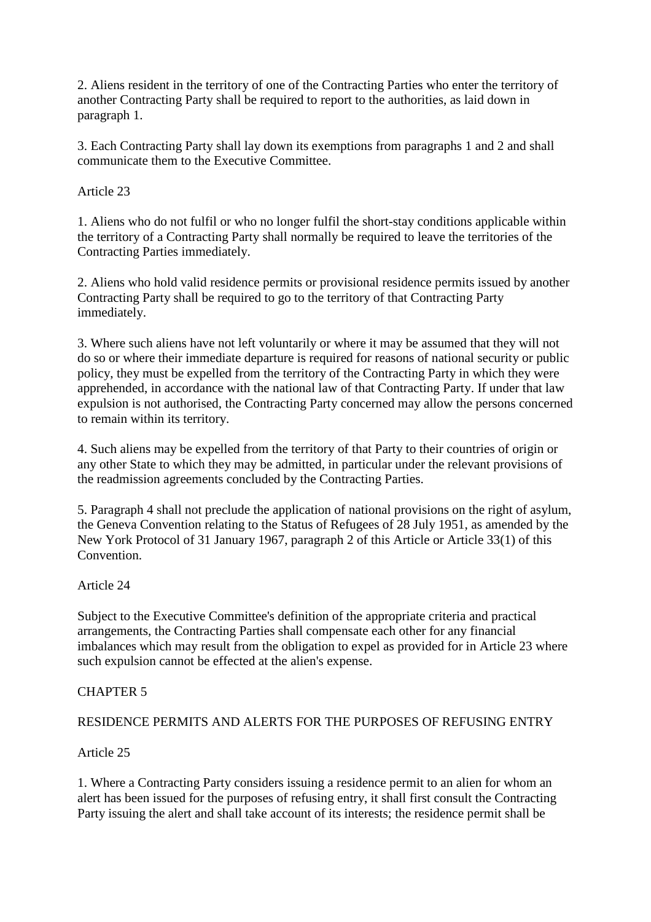2. Aliens resident in the territory of one of the Contracting Parties who enter the territory of another Contracting Party shall be required to report to the authorities, as laid down in paragraph 1.

3. Each Contracting Party shall lay down its exemptions from paragraphs 1 and 2 and shall communicate them to the Executive Committee.

Article 23

1. Aliens who do not fulfil or who no longer fulfil the short-stay conditions applicable within the territory of a Contracting Party shall normally be required to leave the territories of the Contracting Parties immediately.

2. Aliens who hold valid residence permits or provisional residence permits issued by another Contracting Party shall be required to go to the territory of that Contracting Party immediately.

3. Where such aliens have not left voluntarily or where it may be assumed that they will not do so or where their immediate departure is required for reasons of national security or public policy, they must be expelled from the territory of the Contracting Party in which they were apprehended, in accordance with the national law of that Contracting Party. If under that law expulsion is not authorised, the Contracting Party concerned may allow the persons concerned to remain within its territory.

4. Such aliens may be expelled from the territory of that Party to their countries of origin or any other State to which they may be admitted, in particular under the relevant provisions of the readmission agreements concluded by the Contracting Parties.

5. Paragraph 4 shall not preclude the application of national provisions on the right of asylum, the Geneva Convention relating to the Status of Refugees of 28 July 1951, as amended by the New York Protocol of 31 January 1967, paragraph 2 of this Article or Article 33(1) of this Convention.

Article 24

Subject to the Executive Committee's definition of the appropriate criteria and practical arrangements, the Contracting Parties shall compensate each other for any financial imbalances which may result from the obligation to expel as provided for in Article 23 where such expulsion cannot be effected at the alien's expense.

CHAPTER 5

RESIDENCE PERMITS AND ALERTS FOR THE PURPOSES OF REFUSING ENTRY

Article 25

1. Where a Contracting Party considers issuing a residence permit to an alien for whom an alert has been issued for the purposes of refusing entry, it shall first consult the Contracting Party issuing the alert and shall take account of its interests; the residence permit shall be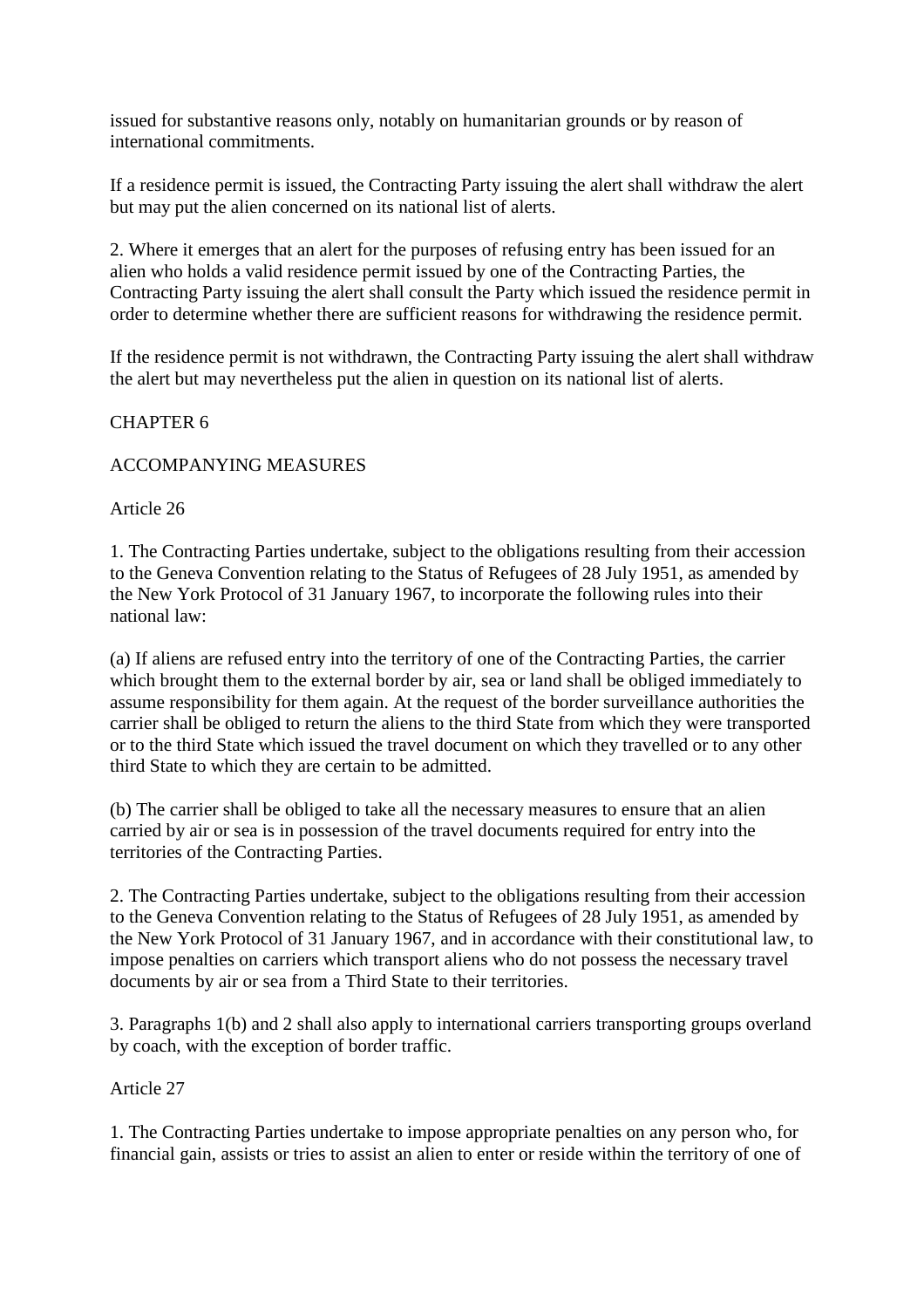issued for substantive reasons only, notably on humanitarian grounds or by reason of international commitments.

If a residence permit is issued, the Contracting Party issuing the alert shall withdraw the alert but may put the alien concerned on its national list of alerts.

2. Where it emerges that an alert for the purposes of refusing entry has been issued for an alien who holds a valid residence permit issued by one of the Contracting Parties, the Contracting Party issuing the alert shall consult the Party which issued the residence permit in order to determine whether there are sufficient reasons for withdrawing the residence permit.

If the residence permit is not withdrawn, the Contracting Party issuing the alert shall withdraw the alert but may nevertheless put the alien in question on its national list of alerts.

## CHAPTER 6

## ACCOMPANYING MEASURES

### Article 26

1. The Contracting Parties undertake, subject to the obligations resulting from their accession to the Geneva Convention relating to the Status of Refugees of 28 July 1951, as amended by the New York Protocol of 31 January 1967, to incorporate the following rules into their national law:

(a) If aliens are refused entry into the territory of one of the Contracting Parties, the carrier which brought them to the external border by air, sea or land shall be obliged immediately to assume responsibility for them again. At the request of the border surveillance authorities the carrier shall be obliged to return the aliens to the third State from which they were transported or to the third State which issued the travel document on which they travelled or to any other third State to which they are certain to be admitted.

(b) The carrier shall be obliged to take all the necessary measures to ensure that an alien carried by air or sea is in possession of the travel documents required for entry into the territories of the Contracting Parties.

2. The Contracting Parties undertake, subject to the obligations resulting from their accession to the Geneva Convention relating to the Status of Refugees of 28 July 1951, as amended by the New York Protocol of 31 January 1967, and in accordance with their constitutional law, to impose penalties on carriers which transport aliens who do not possess the necessary travel documents by air or sea from a Third State to their territories.

3. Paragraphs 1(b) and 2 shall also apply to international carriers transporting groups overland by coach, with the exception of border traffic.

### Article 27

1. The Contracting Parties undertake to impose appropriate penalties on any person who, for financial gain, assists or tries to assist an alien to enter or reside within the territory of one of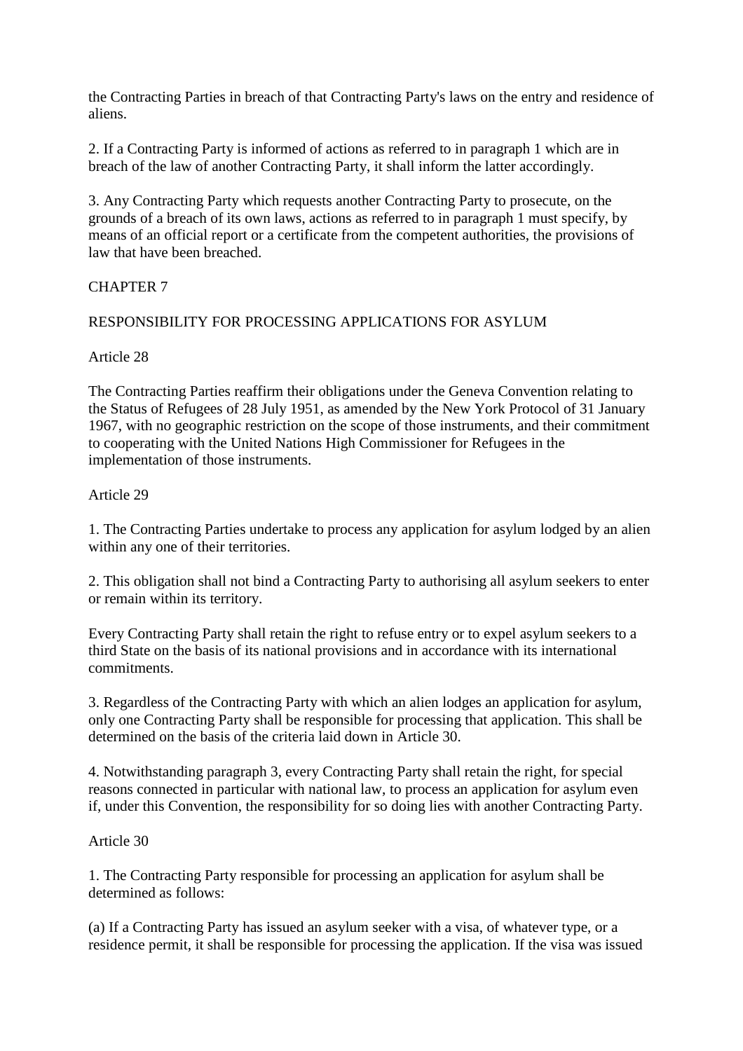the Contracting Parties in breach of that Contracting Party's laws on the entry and residence of aliens.

2. If a Contracting Party is informed of actions as referred to in paragraph 1 which are in breach of the law of another Contracting Party, it shall inform the latter accordingly.

3. Any Contracting Party which requests another Contracting Party to prosecute, on the grounds of a breach of its own laws, actions as referred to in paragraph 1 must specify, by means of an official report or a certificate from the competent authorities, the provisions of law that have been breached.

## CHAPTER 7

## RESPONSIBILITY FOR PROCESSING APPLICATIONS FOR ASYLUM

### Article 28

The Contracting Parties reaffirm their obligations under the Geneva Convention relating to the Status of Refugees of 28 July 1951, as amended by the New York Protocol of 31 January 1967, with no geographic restriction on the scope of those instruments, and their commitment to cooperating with the United Nations High Commissioner for Refugees in the implementation of those instruments.

### Article 29

1. The Contracting Parties undertake to process any application for asylum lodged by an alien within any one of their territories.

2. This obligation shall not bind a Contracting Party to authorising all asylum seekers to enter or remain within its territory.

Every Contracting Party shall retain the right to refuse entry or to expel asylum seekers to a third State on the basis of its national provisions and in accordance with its international commitments.

3. Regardless of the Contracting Party with which an alien lodges an application for asylum, only one Contracting Party shall be responsible for processing that application. This shall be determined on the basis of the criteria laid down in Article 30.

4. Notwithstanding paragraph 3, every Contracting Party shall retain the right, for special reasons connected in particular with national law, to process an application for asylum even if, under this Convention, the responsibility for so doing lies with another Contracting Party.

### Article 30

1. The Contracting Party responsible for processing an application for asylum shall be determined as follows:

(a) If a Contracting Party has issued an asylum seeker with a visa, of whatever type, or a residence permit, it shall be responsible for processing the application. If the visa was issued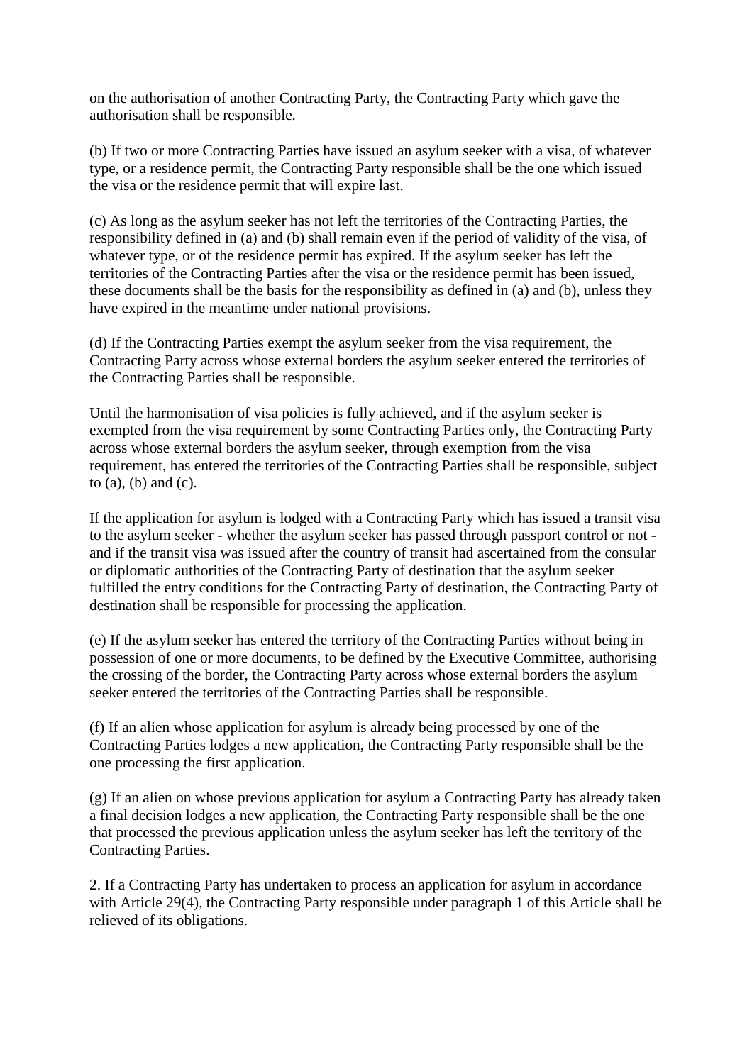on the authorisation of another Contracting Party, the Contracting Party which gave the authorisation shall be responsible.

(b) If two or more Contracting Parties have issued an asylum seeker with a visa, of whatever type, or a residence permit, the Contracting Party responsible shall be the one which issued the visa or the residence permit that will expire last.

(c) As long as the asylum seeker has not left the territories of the Contracting Parties, the responsibility defined in (a) and (b) shall remain even if the period of validity of the visa, of whatever type, or of the residence permit has expired. If the asylum seeker has left the territories of the Contracting Parties after the visa or the residence permit has been issued, these documents shall be the basis for the responsibility as defined in (a) and (b), unless they have expired in the meantime under national provisions.

(d) If the Contracting Parties exempt the asylum seeker from the visa requirement, the Contracting Party across whose external borders the asylum seeker entered the territories of the Contracting Parties shall be responsible.

Until the harmonisation of visa policies is fully achieved, and if the asylum seeker is exempted from the visa requirement by some Contracting Parties only, the Contracting Party across whose external borders the asylum seeker, through exemption from the visa requirement, has entered the territories of the Contracting Parties shall be responsible, subject to (a), (b) and (c).

If the application for asylum is lodged with a Contracting Party which has issued a transit visa to the asylum seeker - whether the asylum seeker has passed through passport control or not - and if the transit visa was issued after the country of transit had ascertained from the consular or diplomatic authorities of the Contracting Party of destination that the asylum seeker fulfilled the entry conditions for the Contracting Party of destination, the Contracting Party of destination shall be responsible for processing the application.

(e) If the asylum seeker has entered the territory of the Contracting Parties without being in possession of one or more documents, to be defined by the Executive Committee, authorising the crossing of the border, the Contracting Party across whose external borders the asylum seeker entered the territories of the Contracting Parties shall be responsible.

(f) If an alien whose application for asylum is already being processed by one of the Contracting Parties lodges a new application, the Contracting Party responsible shall be the one processing the first application.

(g) If an alien on whose previous application for asylum a Contracting Party has already taken a final decision lodges a new application, the Contracting Party responsible shall be the one that processed the previous application unless the asylum seeker has left the territory of the Contracting Parties.

2. If a Contracting Party has undertaken to process an application for asylum in accordance with Article 29(4), the Contracting Party responsible under paragraph 1 of this Article shall be relieved of its obligations.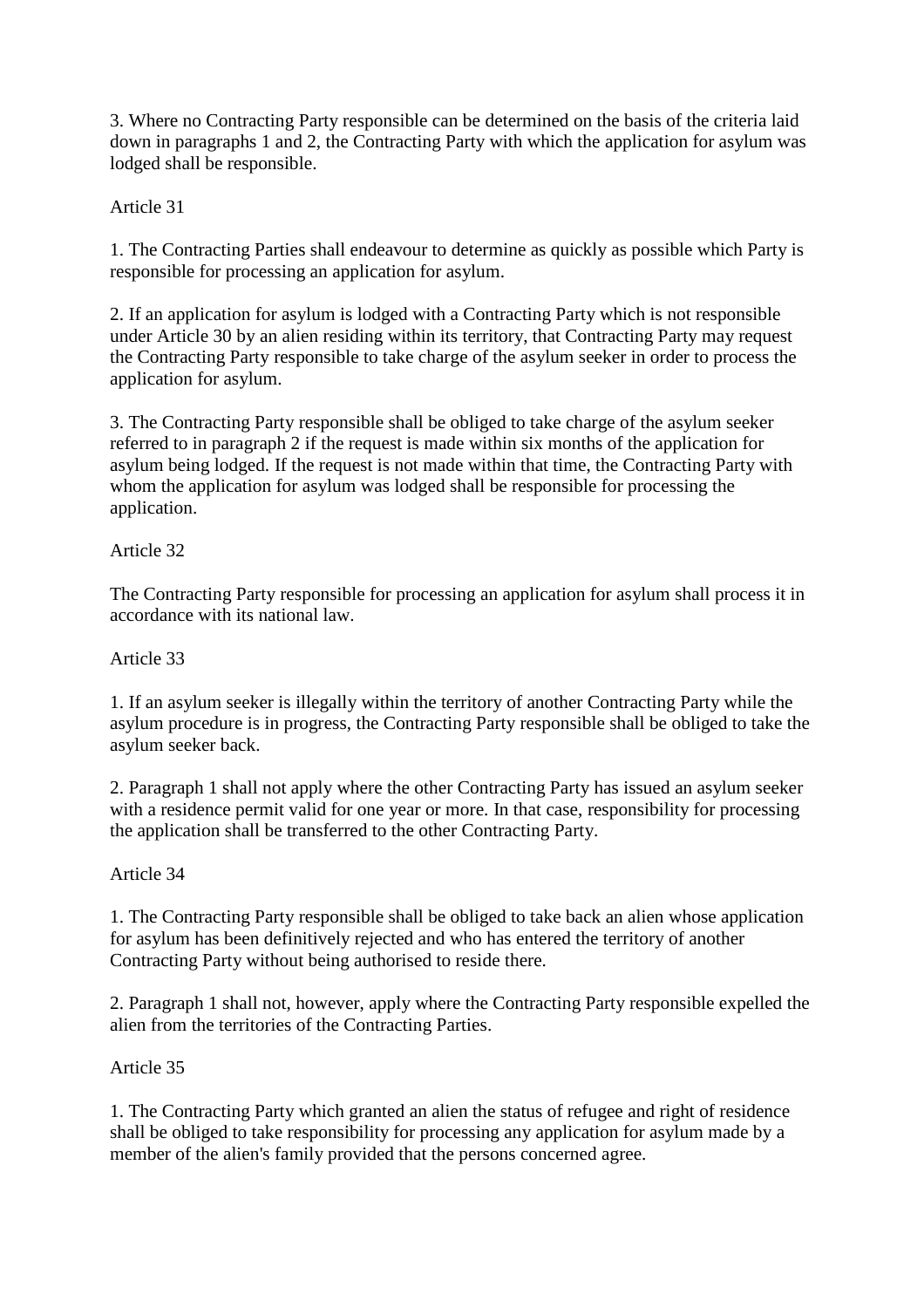3. Where no Contracting Party responsible can be determined on the basis of the criteria laid down in paragraphs 1 and 2, the Contracting Party with which the application for asylum was lodged shall be responsible.

Article 31

1. The Contracting Parties shall endeavour to determine as quickly as possible which Party is responsible for processing an application for asylum.

2. If an application for asylum is lodged with a Contracting Party which is not responsible under Article 30 by an alien residing within its territory, that Contracting Party may request the Contracting Party responsible to take charge of the asylum seeker in order to process the application for asylum.

3. The Contracting Party responsible shall be obliged to take charge of the asylum seeker referred to in paragraph 2 if the request is made within six months of the application for asylum being lodged. If the request is not made within that time, the Contracting Party with whom the application for asylum was lodged shall be responsible for processing the application.

Article 32

The Contracting Party responsible for processing an application for asylum shall process it in accordance with its national law.

Article 33

1. If an asylum seeker is illegally within the territory of another Contracting Party while the asylum procedure is in progress, the Contracting Party responsible shall be obliged to take the asylum seeker back.

2. Paragraph 1 shall not apply where the other Contracting Party has issued an asylum seeker with a residence permit valid for one year or more. In that case, responsibility for processing the application shall be transferred to the other Contracting Party.

Article 34

1. The Contracting Party responsible shall be obliged to take back an alien whose application for asylum has been definitively rejected and who has entered the territory of another Contracting Party without being authorised to reside there.

2. Paragraph 1 shall not, however, apply where the Contracting Party responsible expelled the alien from the territories of the Contracting Parties.

Article 35

1. The Contracting Party which granted an alien the status of refugee and right of residence shall be obliged to take responsibility for processing any application for asylum made by a member of the alien's family provided that the persons concerned agree.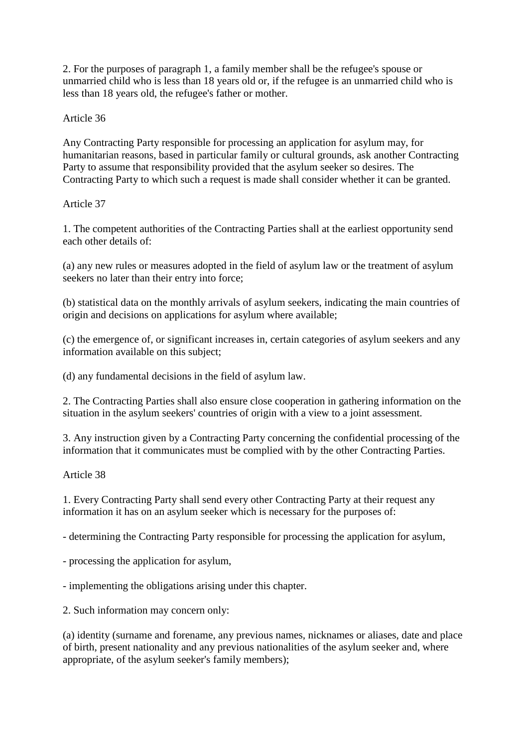2. For the purposes of paragraph 1, a family member shall be the refugee's spouse or unmarried child who is less than 18 years old or, if the refugee is an unmarried child who is less than 18 years old, the refugee's father or mother.

Article 36

Any Contracting Party responsible for processing an application for asylum may, for humanitarian reasons, based in particular family or cultural grounds, ask another Contracting Party to assume that responsibility provided that the asylum seeker so desires. The Contracting Party to which such a request is made shall consider whether it can be granted.

Article 37

1. The competent authorities of the Contracting Parties shall at the earliest opportunity send each other details of:

(a) any new rules or measures adopted in the field of asylum law or the treatment of asylum seekers no later than their entry into force;

(b) statistical data on the monthly arrivals of asylum seekers, indicating the main countries of origin and decisions on applications for asylum where available;

(c) the emergence of, or significant increases in, certain categories of asylum seekers and any information available on this subject;

(d) any fundamental decisions in the field of asylum law.

2. The Contracting Parties shall also ensure close cooperation in gathering information on the situation in the asylum seekers' countries of origin with a view to a joint assessment.

3. Any instruction given by a Contracting Party concerning the confidential processing of the information that it communicates must be complied with by the other Contracting Parties.

Article 38

1. Every Contracting Party shall send every other Contracting Party at their request any information it has on an asylum seeker which is necessary for the purposes of:

- determining the Contracting Party responsible for processing the application for asylum,

- processing the application for asylum,

- implementing the obligations arising under this chapter.

2. Such information may concern only:

(a) identity (surname and forename, any previous names, nicknames or aliases, date and place of birth, present nationality and any previous nationalities of the asylum seeker and, where appropriate, of the asylum seeker's family members);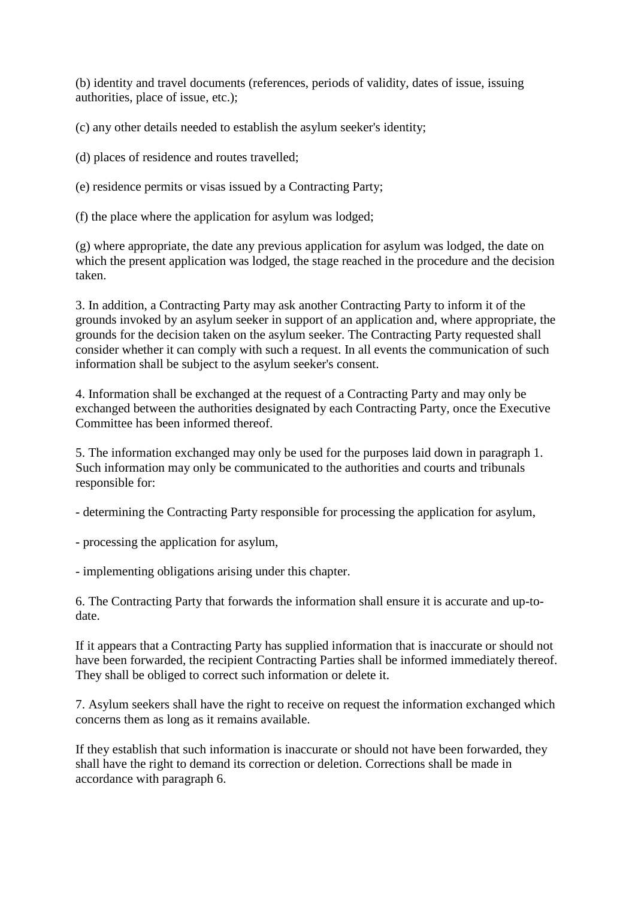(b) identity and travel documents (references, periods of validity, dates of issue, issuing authorities, place of issue, etc.);

(c) any other details needed to establish the asylum seeker's identity;

(d) places of residence and routes travelled;

(e) residence permits or visas issued by a Contracting Party;

(f) the place where the application for asylum was lodged;

(g) where appropriate, the date any previous application for asylum was lodged, the date on which the present application was lodged, the stage reached in the procedure and the decision taken.

3. In addition, a Contracting Party may ask another Contracting Party to inform it of the grounds invoked by an asylum seeker in support of an application and, where appropriate, the grounds for the decision taken on the asylum seeker. The Contracting Party requested shall consider whether it can comply with such a request. In all events the communication of such information shall be subject to the asylum seeker's consent.

4. Information shall be exchanged at the request of a Contracting Party and may only be exchanged between the authorities designated by each Contracting Party, once the Executive Committee has been informed thereof.

5. The information exchanged may only be used for the purposes laid down in paragraph 1. Such information may only be communicated to the authorities and courts and tribunals responsible for:

- determining the Contracting Party responsible for processing the application for asylum,

- processing the application for asylum,

- implementing obligations arising under this chapter.

6. The Contracting Party that forwards the information shall ensure it is accurate and up-to-date.

If it appears that a Contracting Party has supplied information that is inaccurate or should not have been forwarded, the recipient Contracting Parties shall be informed immediately thereof. They shall be obliged to correct such information or delete it.

7. Asylum seekers shall have the right to receive on request the information exchanged which concerns them as long as it remains available.

If they establish that such information is inaccurate or should not have been forwarded, they shall have the right to demand its correction or deletion. Corrections shall be made in accordance with paragraph 6.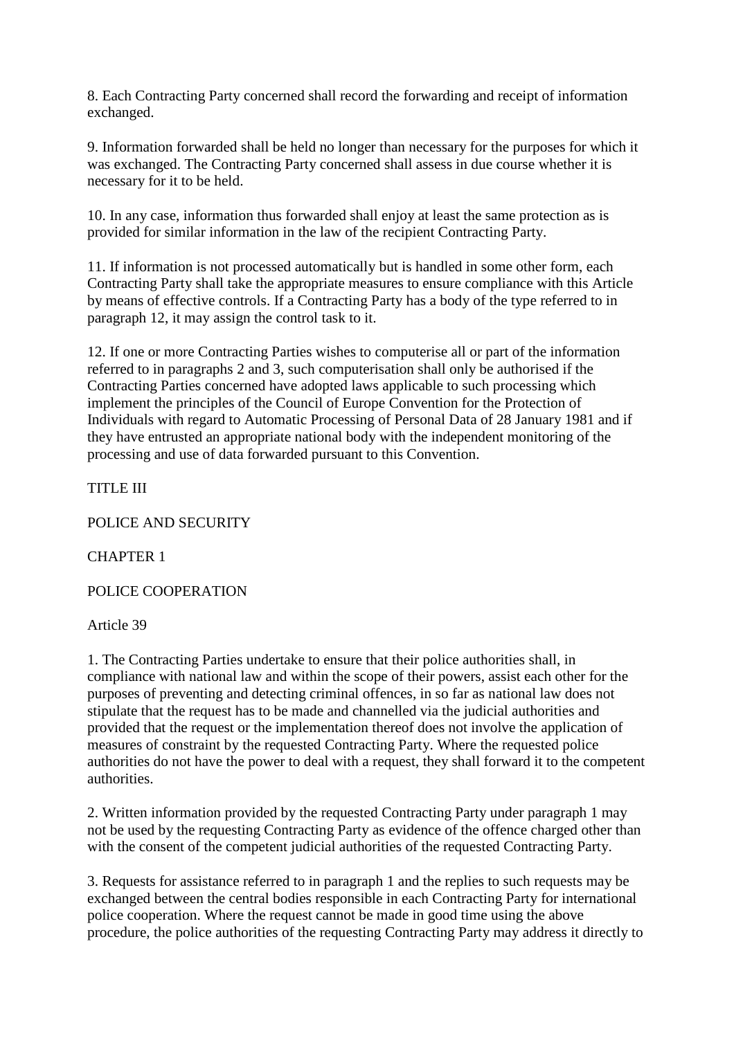8. Each Contracting Party concerned shall record the forwarding and receipt of information exchanged.

9. Information forwarded shall be held no longer than necessary for the purposes for which it was exchanged. The Contracting Party concerned shall assess in due course whether it is necessary for it to be held.

10. In any case, information thus forwarded shall enjoy at least the same protection as is provided for similar information in the law of the recipient Contracting Party.

11. If information is not processed automatically but is handled in some other form, each Contracting Party shall take the appropriate measures to ensure compliance with this Article by means of effective controls. If a Contracting Party has a body of the type referred to in paragraph 12, it may assign the control task to it.

12. If one or more Contracting Parties wishes to computerise all or part of the information referred to in paragraphs 2 and 3, such computerisation shall only be authorised if the Contracting Parties concerned have adopted laws applicable to such processing which implement the principles of the Council of Europe Convention for the Protection of Individuals with regard to Automatic Processing of Personal Data of 28 January 1981 and if they have entrusted an appropriate national body with the independent monitoring of the processing and use of data forwarded pursuant to this Convention.

# TITLE III

# POLICE AND SECURITY

## CHAPTER 1

## POLICE COOPERATION

### Article 39

1. The Contracting Parties undertake to ensure that their police authorities shall, in compliance with national law and within the scope of their powers, assist each other for the purposes of preventing and detecting criminal offences, in so far as national law does not stipulate that the request has to be made and channelled via the judicial authorities and provided that the request or the implementation thereof does not involve the application of measures of constraint by the requested Contracting Party. Where the requested police authorities do not have the power to deal with a request, they shall forward it to the competent authorities.

2. Written information provided by the requested Contracting Party under paragraph 1 may not be used by the requesting Contracting Party as evidence of the offence charged other than with the consent of the competent judicial authorities of the requested Contracting Party.

3. Requests for assistance referred to in paragraph 1 and the replies to such requests may be exchanged between the central bodies responsible in each Contracting Party for international police cooperation. Where the request cannot be made in good time using the above procedure, the police authorities of the requesting Contracting Party may address it directly to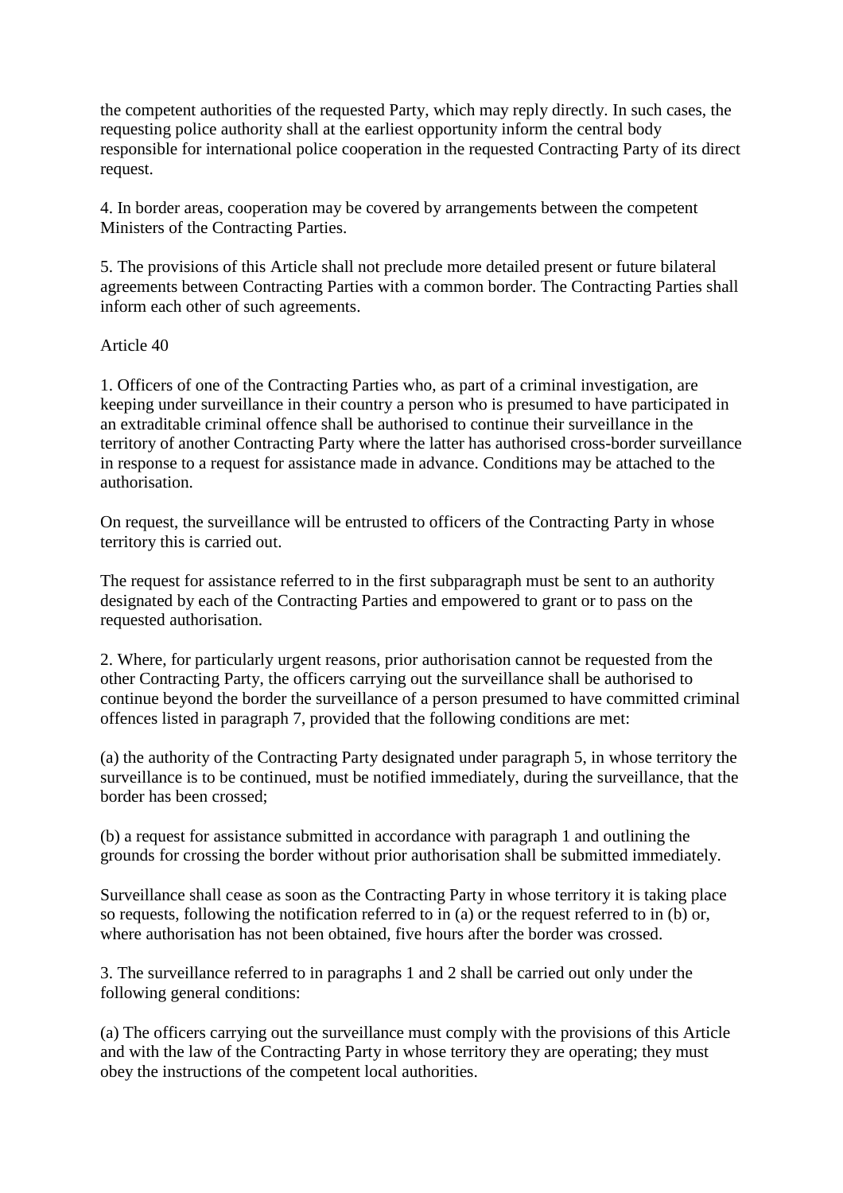the competent authorities of the requested Party, which may reply directly. In such cases, the requesting police authority shall at the earliest opportunity inform the central body responsible for international police cooperation in the requested Contracting Party of its direct request.

4. In border areas, cooperation may be covered by arrangements between the competent Ministers of the Contracting Parties.

5. The provisions of this Article shall not preclude more detailed present or future bilateral agreements between Contracting Parties with a common border. The Contracting Parties shall inform each other of such agreements.

Article 40

1. Officers of one of the Contracting Parties who, as part of a criminal investigation, are keeping under surveillance in their country a person who is presumed to have participated in an extraditable criminal offence shall be authorised to continue their surveillance in the territory of another Contracting Party where the latter has authorised cross-border surveillance in response to a request for assistance made in advance. Conditions may be attached to the authorisation.

On request, the surveillance will be entrusted to officers of the Contracting Party in whose territory this is carried out.

The request for assistance referred to in the first subparagraph must be sent to an authority designated by each of the Contracting Parties and empowered to grant or to pass on the requested authorisation.

2. Where, for particularly urgent reasons, prior authorisation cannot be requested from the other Contracting Party, the officers carrying out the surveillance shall be authorised to continue beyond the border the surveillance of a person presumed to have committed criminal offences listed in paragraph 7, provided that the following conditions are met:

(a) the authority of the Contracting Party designated under paragraph 5, in whose territory the surveillance is to be continued, must be notified immediately, during the surveillance, that the border has been crossed;

(b) a request for assistance submitted in accordance with paragraph 1 and outlining the grounds for crossing the border without prior authorisation shall be submitted immediately.

Surveillance shall cease as soon as the Contracting Party in whose territory it is taking place so requests, following the notification referred to in (a) or the request referred to in (b) or, where authorisation has not been obtained, five hours after the border was crossed.

3. The surveillance referred to in paragraphs 1 and 2 shall be carried out only under the following general conditions:

(a) The officers carrying out the surveillance must comply with the provisions of this Article and with the law of the Contracting Party in whose territory they are operating; they must obey the instructions of the competent local authorities.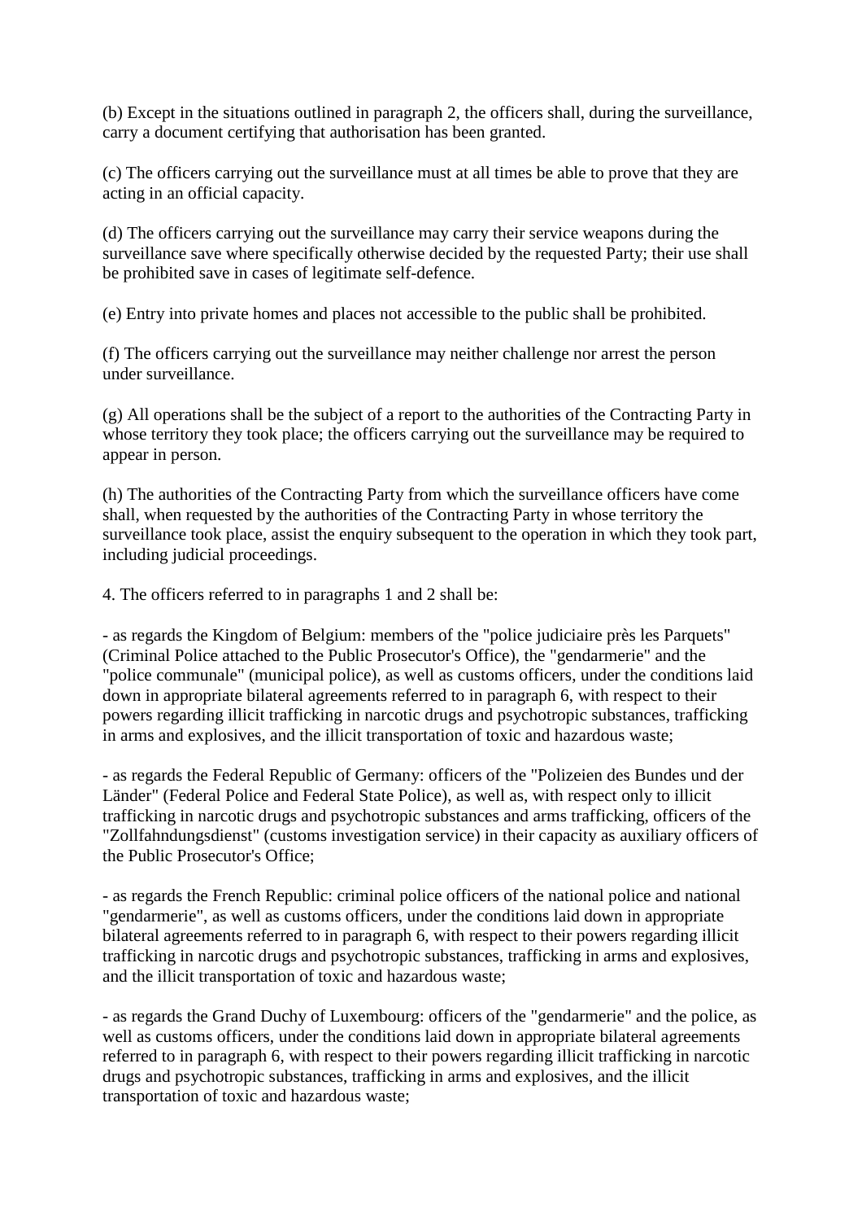(b) Except in the situations outlined in paragraph 2, the officers shall, during the surveillance, carry a document certifying that authorisation has been granted.

(c) The officers carrying out the surveillance must at all times be able to prove that they are acting in an official capacity.

(d) The officers carrying out the surveillance may carry their service weapons during the surveillance save where specifically otherwise decided by the requested Party; their use shall be prohibited save in cases of legitimate self-defence.

(e) Entry into private homes and places not accessible to the public shall be prohibited.

(f) The officers carrying out the surveillance may neither challenge nor arrest the person under surveillance.

(g) All operations shall be the subject of a report to the authorities of the Contracting Party in whose territory they took place; the officers carrying out the surveillance may be required to appear in person.

(h) The authorities of the Contracting Party from which the surveillance officers have come shall, when requested by the authorities of the Contracting Party in whose territory the surveillance took place, assist the enquiry subsequent to the operation in which they took part, including judicial proceedings.

4. The officers referred to in paragraphs 1 and 2 shall be:

- as regards the Kingdom of Belgium: members of the "police judiciaire près les Parquets" (Criminal Police attached to the Public Prosecutor's Office), the "gendarmerie" and the "police communale" (municipal police), as well as customs officers, under the conditions laid down in appropriate bilateral agreements referred to in paragraph 6, with respect to their powers regarding illicit trafficking in narcotic drugs and psychotropic substances, trafficking in arms and explosives, and the illicit transportation of toxic and hazardous waste;

- as regards the Federal Republic of Germany: officers of the "Polizeien des Bundes und der Länder" (Federal Police and Federal State Police), as well as, with respect only to illicit trafficking in narcotic drugs and psychotropic substances and arms trafficking, officers of the "Zollfahndungsdienst" (customs investigation service) in their capacity as auxiliary officers of the Public Prosecutor's Office;

- as regards the French Republic: criminal police officers of the national police and national "gendarmerie", as well as customs officers, under the conditions laid down in appropriate bilateral agreements referred to in paragraph 6, with respect to their powers regarding illicit trafficking in narcotic drugs and psychotropic substances, trafficking in arms and explosives, and the illicit transportation of toxic and hazardous waste;

- as regards the Grand Duchy of Luxembourg: officers of the "gendarmerie" and the police, as well as customs officers, under the conditions laid down in appropriate bilateral agreements referred to in paragraph 6, with respect to their powers regarding illicit trafficking in narcotic drugs and psychotropic substances, trafficking in arms and explosives, and the illicit transportation of toxic and hazardous waste;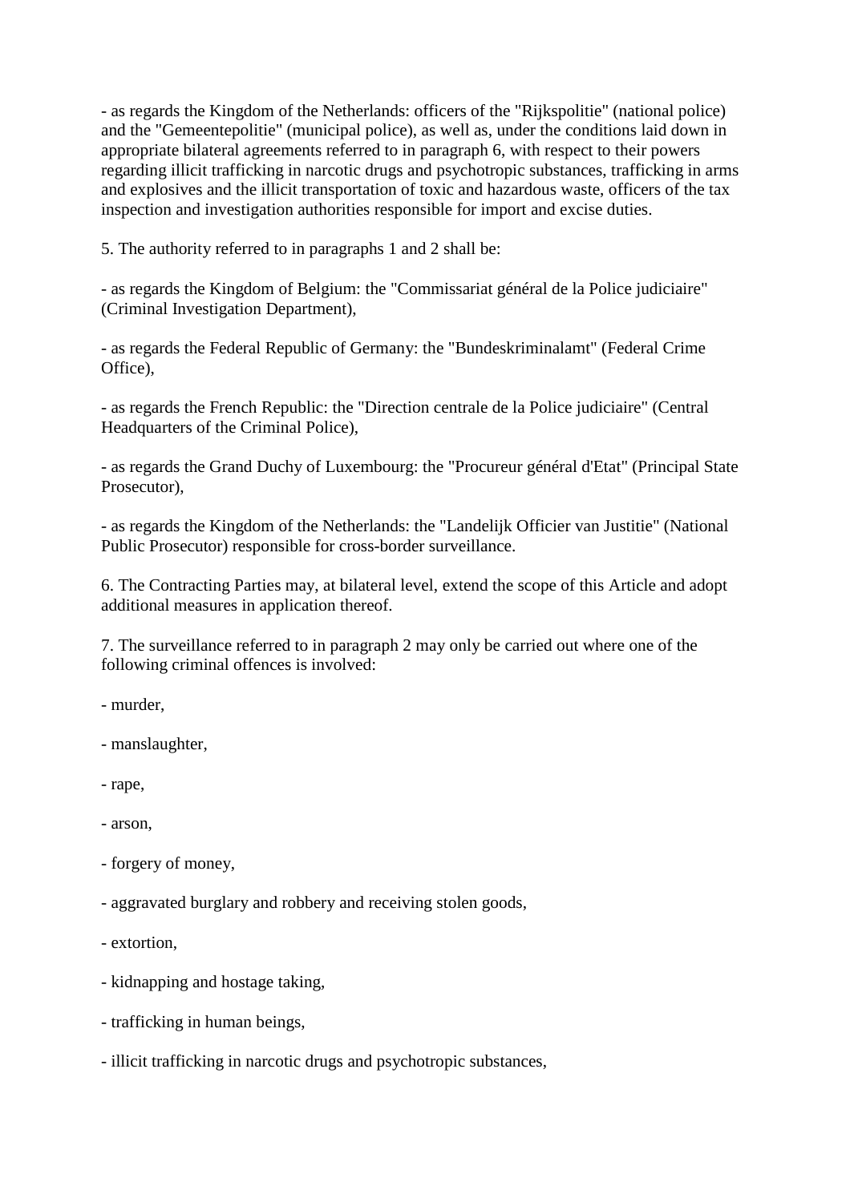- as regards the Kingdom of the Netherlands: officers of the "Rijkspolitie" (national police) and the "Gemeentepolitie" (municipal police), as well as, under the conditions laid down in appropriate bilateral agreements referred to in paragraph 6, with respect to their powers regarding illicit trafficking in narcotic drugs and psychotropic substances, trafficking in arms and explosives and the illicit transportation of toxic and hazardous waste, officers of the tax inspection and investigation authorities responsible for import and excise duties.

5. The authority referred to in paragraphs 1 and 2 shall be:

- as regards the Kingdom of Belgium: the "Commissariat général de la Police judiciaire" (Criminal Investigation Department),

- as regards the Federal Republic of Germany: the "Bundeskriminalamt" (Federal Crime Office),

- as regards the French Republic: the "Direction centrale de la Police judiciaire" (Central Headquarters of the Criminal Police),

- as regards the Grand Duchy of Luxembourg: the "Procureur général d'Etat" (Principal State Prosecutor),

- as regards the Kingdom of the Netherlands: the "Landelijk Officier van Justitie" (National Public Prosecutor) responsible for cross-border surveillance.

6. The Contracting Parties may, at bilateral level, extend the scope of this Article and adopt additional measures in application thereof.

7. The surveillance referred to in paragraph 2 may only be carried out where one of the following criminal offences is involved:

- murder,

- manslaughter,

- rape,

- arson,

- forgery of money,

- aggravated burglary and robbery and receiving stolen goods,

- extortion,

- kidnapping and hostage taking,

- trafficking in human beings,

- illicit trafficking in narcotic drugs and psychotropic substances,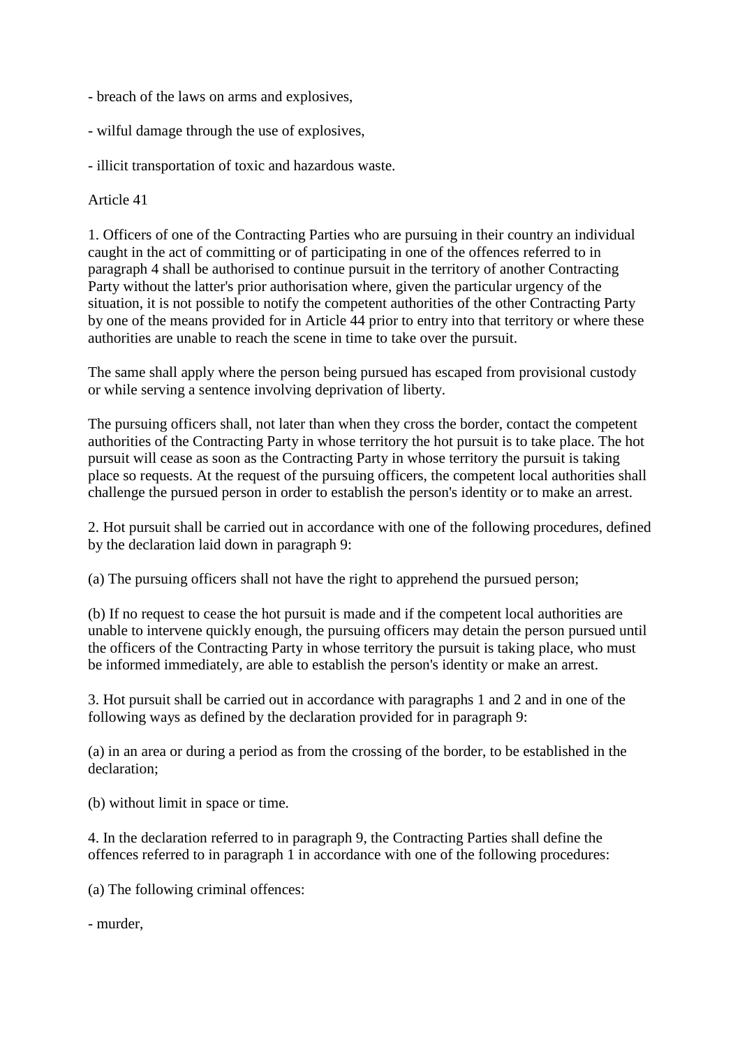- breach of the laws on arms and explosives,

- wilful damage through the use of explosives,

- illicit transportation of toxic and hazardous waste.

Article 41

1. Officers of one of the Contracting Parties who are pursuing in their country an individual caught in the act of committing or of participating in one of the offences referred to in paragraph 4 shall be authorised to continue pursuit in the territory of another Contracting Party without the latter's prior authorisation where, given the particular urgency of the situation, it is not possible to notify the competent authorities of the other Contracting Party by one of the means provided for in Article 44 prior to entry into that territory or where these authorities are unable to reach the scene in time to take over the pursuit.

The same shall apply where the person being pursued has escaped from provisional custody or while serving a sentence involving deprivation of liberty.

The pursuing officers shall, not later than when they cross the border, contact the competent authorities of the Contracting Party in whose territory the hot pursuit is to take place. The hot pursuit will cease as soon as the Contracting Party in whose territory the pursuit is taking place so requests. At the request of the pursuing officers, the competent local authorities shall challenge the pursued person in order to establish the person's identity or to make an arrest.

2. Hot pursuit shall be carried out in accordance with one of the following procedures, defined by the declaration laid down in paragraph 9:

(a) The pursuing officers shall not have the right to apprehend the pursued person;

(b) If no request to cease the hot pursuit is made and if the competent local authorities are unable to intervene quickly enough, the pursuing officers may detain the person pursued until the officers of the Contracting Party in whose territory the pursuit is taking place, who must be informed immediately, are able to establish the person's identity or make an arrest.

3. Hot pursuit shall be carried out in accordance with paragraphs 1 and 2 and in one of the following ways as defined by the declaration provided for in paragraph 9:

(a) in an area or during a period as from the crossing of the border, to be established in the declaration;

(b) without limit in space or time.

4. In the declaration referred to in paragraph 9, the Contracting Parties shall define the offences referred to in paragraph 1 in accordance with one of the following procedures:

(a) The following criminal offences:

- murder,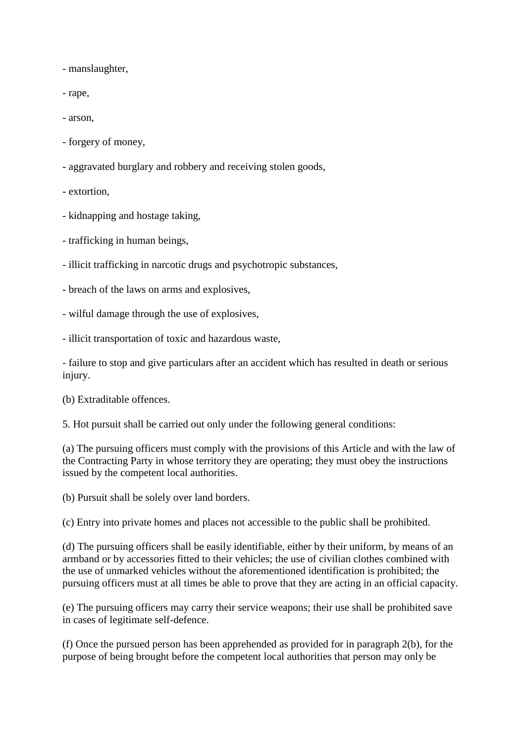- manslaughter,

- rape,

- arson,

- forgery of money,

- aggravated burglary and robbery and receiving stolen goods,

- extortion,

- kidnapping and hostage taking,

- trafficking in human beings,

- illicit trafficking in narcotic drugs and psychotropic substances,

- breach of the laws on arms and explosives,

- wilful damage through the use of explosives,

- illicit transportation of toxic and hazardous waste,

- failure to stop and give particulars after an accident which has resulted in death or serious injury.

(b) Extraditable offences.

5. Hot pursuit shall be carried out only under the following general conditions:

(a) The pursuing officers must comply with the provisions of this Article and with the law of the Contracting Party in whose territory they are operating; they must obey the instructions issued by the competent local authorities.

(b) Pursuit shall be solely over land borders.

(c) Entry into private homes and places not accessible to the public shall be prohibited.

(d) The pursuing officers shall be easily identifiable, either by their uniform, by means of an armband or by accessories fitted to their vehicles; the use of civilian clothes combined with the use of unmarked vehicles without the aforementioned identification is prohibited; the pursuing officers must at all times be able to prove that they are acting in an official capacity.

(e) The pursuing officers may carry their service weapons; their use shall be prohibited save in cases of legitimate self-defence.

(f) Once the pursued person has been apprehended as provided for in paragraph 2(b), for the purpose of being brought before the competent local authorities that person may only be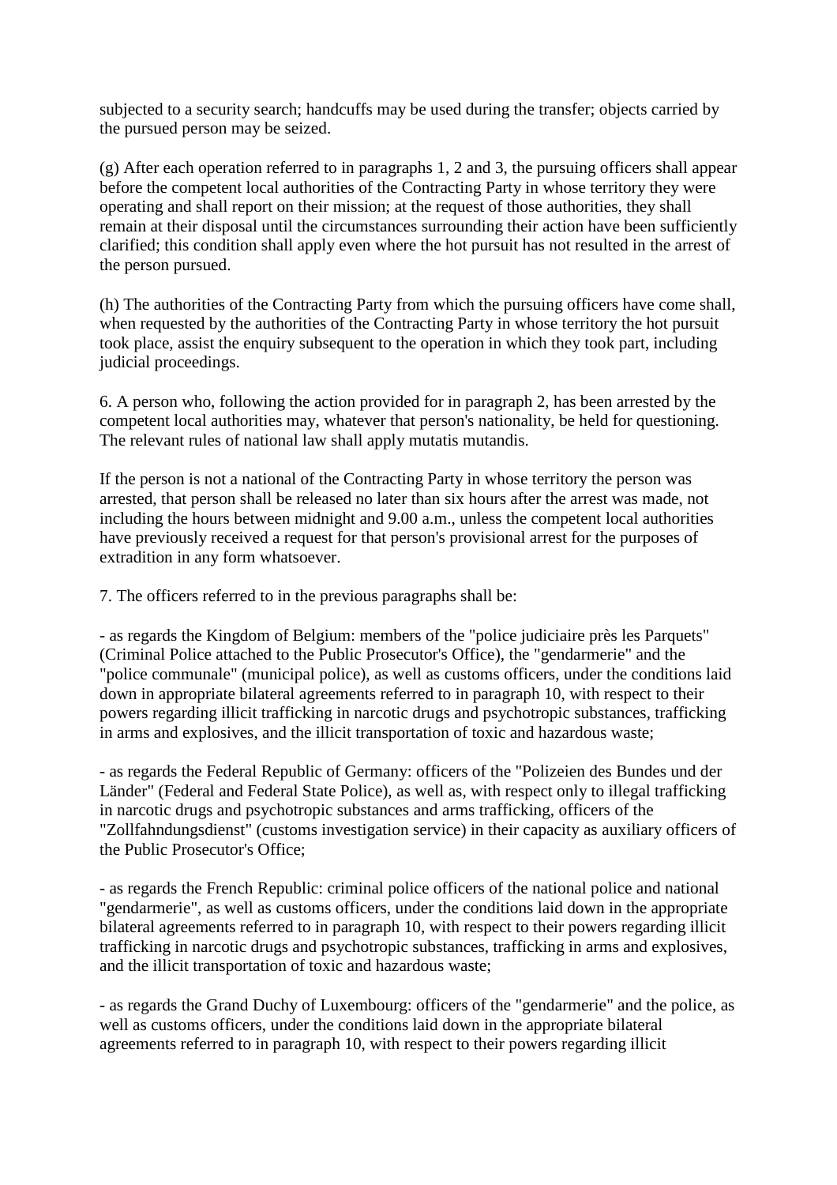subjected to a security search; handcuffs may be used during the transfer; objects carried by the pursued person may be seized.

(g) After each operation referred to in paragraphs 1, 2 and 3, the pursuing officers shall appear before the competent local authorities of the Contracting Party in whose territory they were operating and shall report on their mission; at the request of those authorities, they shall remain at their disposal until the circumstances surrounding their action have been sufficiently clarified; this condition shall apply even where the hot pursuit has not resulted in the arrest of the person pursued.

(h) The authorities of the Contracting Party from which the pursuing officers have come shall, when requested by the authorities of the Contracting Party in whose territory the hot pursuit took place, assist the enquiry subsequent to the operation in which they took part, including judicial proceedings.

6. A person who, following the action provided for in paragraph 2, has been arrested by the competent local authorities may, whatever that person's nationality, be held for questioning. The relevant rules of national law shall apply mutatis mutandis.

If the person is not a national of the Contracting Party in whose territory the person was arrested, that person shall be released no later than six hours after the arrest was made, not including the hours between midnight and 9.00 a.m., unless the competent local authorities have previously received a request for that person's provisional arrest for the purposes of extradition in any form whatsoever.

7. The officers referred to in the previous paragraphs shall be:

- as regards the Kingdom of Belgium: members of the "police judiciaire près les Parquets" (Criminal Police attached to the Public Prosecutor's Office), the "gendarmerie" and the "police communale" (municipal police), as well as customs officers, under the conditions laid down in appropriate bilateral agreements referred to in paragraph 10, with respect to their powers regarding illicit trafficking in narcotic drugs and psychotropic substances, trafficking in arms and explosives, and the illicit transportation of toxic and hazardous waste;

- as regards the Federal Republic of Germany: officers of the "Polizeien des Bundes und der Länder" (Federal and Federal State Police), as well as, with respect only to illegal trafficking in narcotic drugs and psychotropic substances and arms trafficking, officers of the "Zollfahndungsdienst" (customs investigation service) in their capacity as auxiliary officers of the Public Prosecutor's Office;

- as regards the French Republic: criminal police officers of the national police and national "gendarmerie", as well as customs officers, under the conditions laid down in the appropriate bilateral agreements referred to in paragraph 10, with respect to their powers regarding illicit trafficking in narcotic drugs and psychotropic substances, trafficking in arms and explosives, and the illicit transportation of toxic and hazardous waste;

- as regards the Grand Duchy of Luxembourg: officers of the "gendarmerie" and the police, as well as customs officers, under the conditions laid down in the appropriate bilateral agreements referred to in paragraph 10, with respect to their powers regarding illicit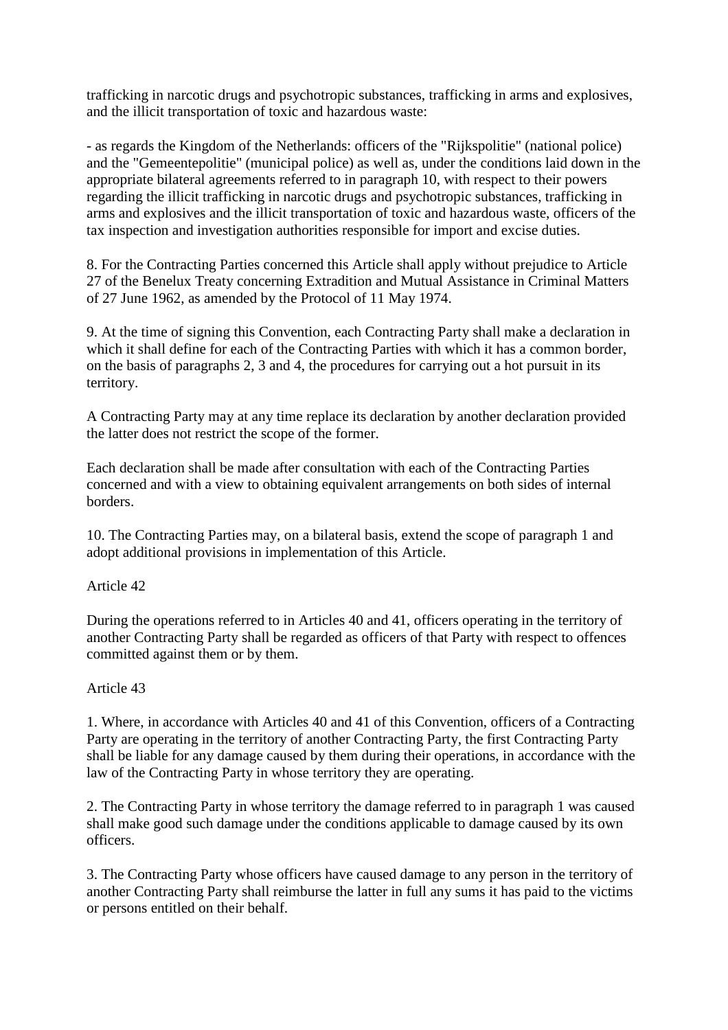trafficking in narcotic drugs and psychotropic substances, trafficking in arms and explosives, and the illicit transportation of toxic and hazardous waste:

- as regards the Kingdom of the Netherlands: officers of the "Rijkspolitie" (national police) and the "Gemeentepolitie" (municipal police) as well as, under the conditions laid down in the appropriate bilateral agreements referred to in paragraph 10, with respect to their powers regarding the illicit trafficking in narcotic drugs and psychotropic substances, trafficking in arms and explosives and the illicit transportation of toxic and hazardous waste, officers of the tax inspection and investigation authorities responsible for import and excise duties.

8. For the Contracting Parties concerned this Article shall apply without prejudice to Article 27 of the Benelux Treaty concerning Extradition and Mutual Assistance in Criminal Matters of 27 June 1962, as amended by the Protocol of 11 May 1974.

9. At the time of signing this Convention, each Contracting Party shall make a declaration in which it shall define for each of the Contracting Parties with which it has a common border, on the basis of paragraphs 2, 3 and 4, the procedures for carrying out a hot pursuit in its territory.

A Contracting Party may at any time replace its declaration by another declaration provided the latter does not restrict the scope of the former.

Each declaration shall be made after consultation with each of the Contracting Parties concerned and with a view to obtaining equivalent arrangements on both sides of internal borders.

10. The Contracting Parties may, on a bilateral basis, extend the scope of paragraph 1 and adopt additional provisions in implementation of this Article.

Article 42

During the operations referred to in Articles 40 and 41, officers operating in the territory of another Contracting Party shall be regarded as officers of that Party with respect to offences committed against them or by them.

Article 43

1. Where, in accordance with Articles 40 and 41 of this Convention, officers of a Contracting Party are operating in the territory of another Contracting Party, the first Contracting Party shall be liable for any damage caused by them during their operations, in accordance with the law of the Contracting Party in whose territory they are operating.

2. The Contracting Party in whose territory the damage referred to in paragraph 1 was caused shall make good such damage under the conditions applicable to damage caused by its own officers.

3. The Contracting Party whose officers have caused damage to any person in the territory of another Contracting Party shall reimburse the latter in full any sums it has paid to the victims or persons entitled on their behalf.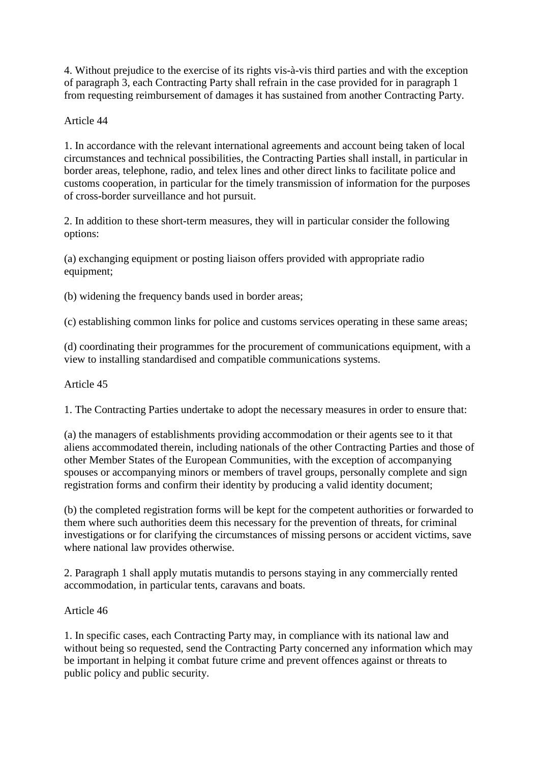4. Without prejudice to the exercise of its rights vis-à-vis third parties and with the exception of paragraph 3, each Contracting Party shall refrain in the case provided for in paragraph 1 from requesting reimbursement of damages it has sustained from another Contracting Party.

Article 44

1. In accordance with the relevant international agreements and account being taken of local circumstances and technical possibilities, the Contracting Parties shall install, in particular in border areas, telephone, radio, and telex lines and other direct links to facilitate police and customs cooperation, in particular for the timely transmission of information for the purposes of cross-border surveillance and hot pursuit.

2. In addition to these short-term measures, they will in particular consider the following options:

(a) exchanging equipment or posting liaison offers provided with appropriate radio equipment;

(b) widening the frequency bands used in border areas;

(c) establishing common links for police and customs services operating in these same areas;

(d) coordinating their programmes for the procurement of communications equipment, with a view to installing standardised and compatible communications systems.

Article 45

1. The Contracting Parties undertake to adopt the necessary measures in order to ensure that:

(a) the managers of establishments providing accommodation or their agents see to it that aliens accommodated therein, including nationals of the other Contracting Parties and those of other Member States of the European Communities, with the exception of accompanying spouses or accompanying minors or members of travel groups, personally complete and sign registration forms and confirm their identity by producing a valid identity document;

(b) the completed registration forms will be kept for the competent authorities or forwarded to them where such authorities deem this necessary for the prevention of threats, for criminal investigations or for clarifying the circumstances of missing persons or accident victims, save where national law provides otherwise.

2. Paragraph 1 shall apply mutatis mutandis to persons staying in any commercially rented accommodation, in particular tents, caravans and boats.

Article 46

1. In specific cases, each Contracting Party may, in compliance with its national law and without being so requested, send the Contracting Party concerned any information which may be important in helping it combat future crime and prevent offences against or threats to public policy and public security.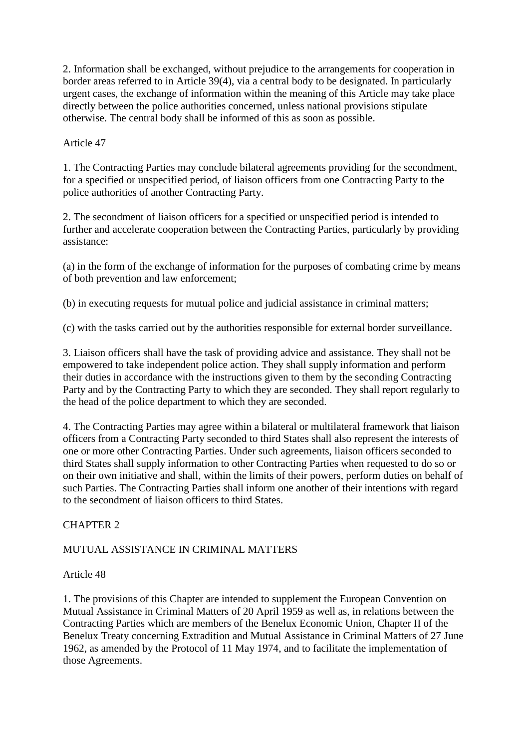2. Information shall be exchanged, without prejudice to the arrangements for cooperation in border areas referred to in Article 39(4), via a central body to be designated. In particularly urgent cases, the exchange of information within the meaning of this Article may take place directly between the police authorities concerned, unless national provisions stipulate otherwise. The central body shall be informed of this as soon as possible.

Article 47

1. The Contracting Parties may conclude bilateral agreements providing for the secondment, for a specified or unspecified period, of liaison officers from one Contracting Party to the police authorities of another Contracting Party.

2. The secondment of liaison officers for a specified or unspecified period is intended to further and accelerate cooperation between the Contracting Parties, particularly by providing assistance:

(a) in the form of the exchange of information for the purposes of combating crime by means of both prevention and law enforcement;

(b) in executing requests for mutual police and judicial assistance in criminal matters;

(c) with the tasks carried out by the authorities responsible for external border surveillance.

3. Liaison officers shall have the task of providing advice and assistance. They shall not be empowered to take independent police action. They shall supply information and perform their duties in accordance with the instructions given to them by the seconding Contracting Party and by the Contracting Party to which they are seconded. They shall report regularly to the head of the police department to which they are seconded.

4. The Contracting Parties may agree within a bilateral or multilateral framework that liaison officers from a Contracting Party seconded to third States shall also represent the interests of one or more other Contracting Parties. Under such agreements, liaison officers seconded to third States shall supply information to other Contracting Parties when requested to do so or on their own initiative and shall, within the limits of their powers, perform duties on behalf of such Parties. The Contracting Parties shall inform one another of their intentions with regard to the secondment of liaison officers to third States.

CHAPTER 2

MUTUAL ASSISTANCE IN CRIMINAL MATTERS

Article 48

1. The provisions of this Chapter are intended to supplement the European Convention on Mutual Assistance in Criminal Matters of 20 April 1959 as well as, in relations between the Contracting Parties which are members of the Benelux Economic Union, Chapter II of the Benelux Treaty concerning Extradition and Mutual Assistance in Criminal Matters of 27 June 1962, as amended by the Protocol of 11 May 1974, and to facilitate the implementation of those Agreements.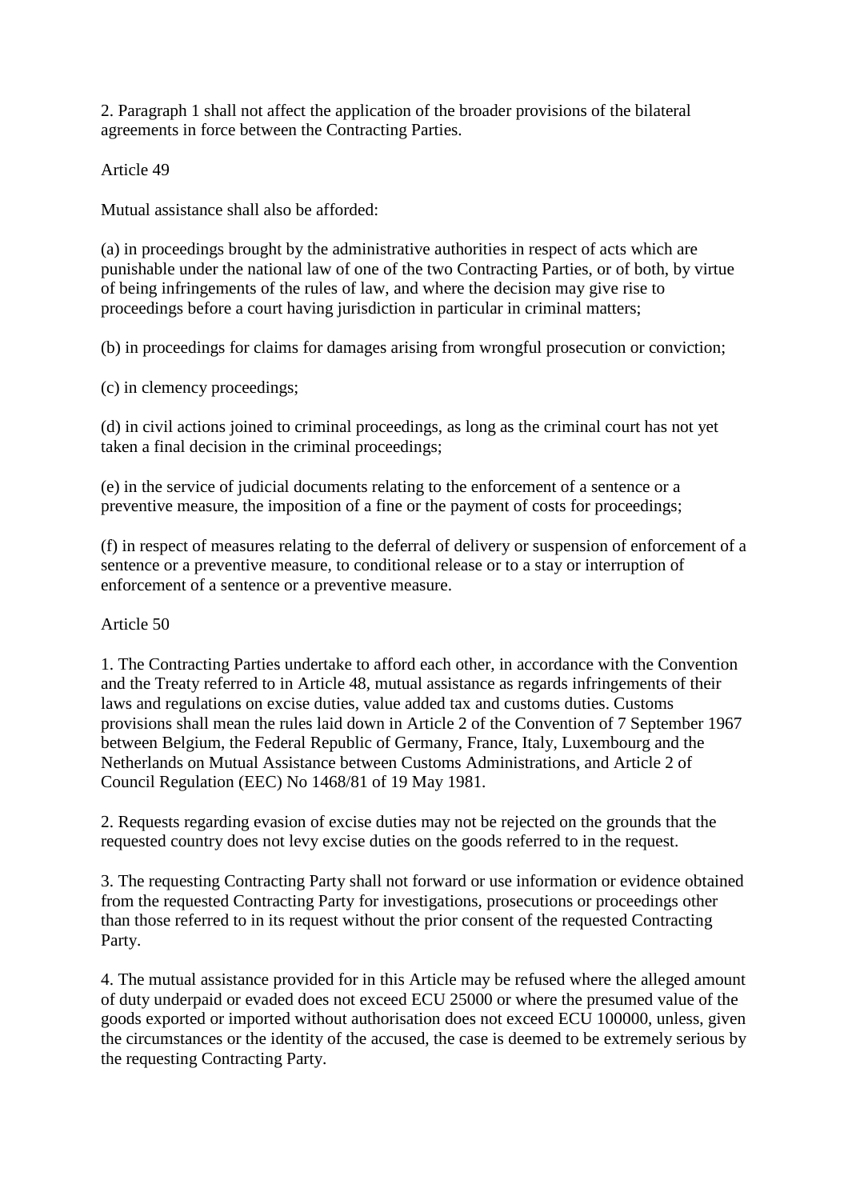2. Paragraph 1 shall not affect the application of the broader provisions of the bilateral agreements in force between the Contracting Parties.

Article 49

Mutual assistance shall also be afforded:

(a) in proceedings brought by the administrative authorities in respect of acts which are punishable under the national law of one of the two Contracting Parties, or of both, by virtue of being infringements of the rules of law, and where the decision may give rise to proceedings before a court having jurisdiction in particular in criminal matters;

(b) in proceedings for claims for damages arising from wrongful prosecution or conviction;

(c) in clemency proceedings;

(d) in civil actions joined to criminal proceedings, as long as the criminal court has not yet taken a final decision in the criminal proceedings;

(e) in the service of judicial documents relating to the enforcement of a sentence or a preventive measure, the imposition of a fine or the payment of costs for proceedings;

(f) in respect of measures relating to the deferral of delivery or suspension of enforcement of a sentence or a preventive measure, to conditional release or to a stay or interruption of enforcement of a sentence or a preventive measure.

Article 50

1. The Contracting Parties undertake to afford each other, in accordance with the Convention and the Treaty referred to in Article 48, mutual assistance as regards infringements of their laws and regulations on excise duties, value added tax and customs duties. Customs provisions shall mean the rules laid down in Article 2 of the Convention of 7 September 1967 between Belgium, the Federal Republic of Germany, France, Italy, Luxembourg and the Netherlands on Mutual Assistance between Customs Administrations, and Article 2 of Council Regulation (EEC) No 1468/81 of 19 May 1981.

2. Requests regarding evasion of excise duties may not be rejected on the grounds that the requested country does not levy excise duties on the goods referred to in the request.

3. The requesting Contracting Party shall not forward or use information or evidence obtained from the requested Contracting Party for investigations, prosecutions or proceedings other than those referred to in its request without the prior consent of the requested Contracting Party.

4. The mutual assistance provided for in this Article may be refused where the alleged amount of duty underpaid or evaded does not exceed ECU 25000 or where the presumed value of the goods exported or imported without authorisation does not exceed ECU 100000, unless, given the circumstances or the identity of the accused, the case is deemed to be extremely serious by the requesting Contracting Party.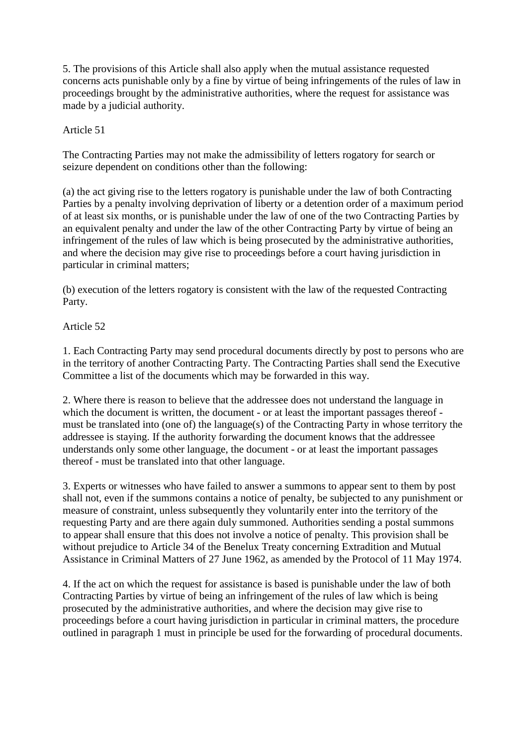5. The provisions of this Article shall also apply when the mutual assistance requested concerns acts punishable only by a fine by virtue of being infringements of the rules of law in proceedings brought by the administrative authorities, where the request for assistance was made by a judicial authority.

Article 51

The Contracting Parties may not make the admissibility of letters rogatory for search or seizure dependent on conditions other than the following:

(a) the act giving rise to the letters rogatory is punishable under the law of both Contracting Parties by a penalty involving deprivation of liberty or a detention order of a maximum period of at least six months, or is punishable under the law of one of the two Contracting Parties by an equivalent penalty and under the law of the other Contracting Party by virtue of being an infringement of the rules of law which is being prosecuted by the administrative authorities, and where the decision may give rise to proceedings before a court having jurisdiction in particular in criminal matters;

(b) execution of the letters rogatory is consistent with the law of the requested Contracting Party.

Article 52

1. Each Contracting Party may send procedural documents directly by post to persons who are in the territory of another Contracting Party. The Contracting Parties shall send the Executive Committee a list of the documents which may be forwarded in this way.

2. Where there is reason to believe that the addressee does not understand the language in which the document is written, the document - or at least the important passages thereof - must be translated into (one of) the language(s) of the Contracting Party in whose territory the addressee is staying. If the authority forwarding the document knows that the addressee understands only some other language, the document - or at least the important passages thereof - must be translated into that other language.

3. Experts or witnesses who have failed to answer a summons to appear sent to them by post shall not, even if the summons contains a notice of penalty, be subjected to any punishment or measure of constraint, unless subsequently they voluntarily enter into the territory of the requesting Party and are there again duly summoned. Authorities sending a postal summons to appear shall ensure that this does not involve a notice of penalty. This provision shall be without prejudice to Article 34 of the Benelux Treaty concerning Extradition and Mutual Assistance in Criminal Matters of 27 June 1962, as amended by the Protocol of 11 May 1974.

4. If the act on which the request for assistance is based is punishable under the law of both Contracting Parties by virtue of being an infringement of the rules of law which is being prosecuted by the administrative authorities, and where the decision may give rise to proceedings before a court having jurisdiction in particular in criminal matters, the procedure outlined in paragraph 1 must in principle be used for the forwarding of procedural documents.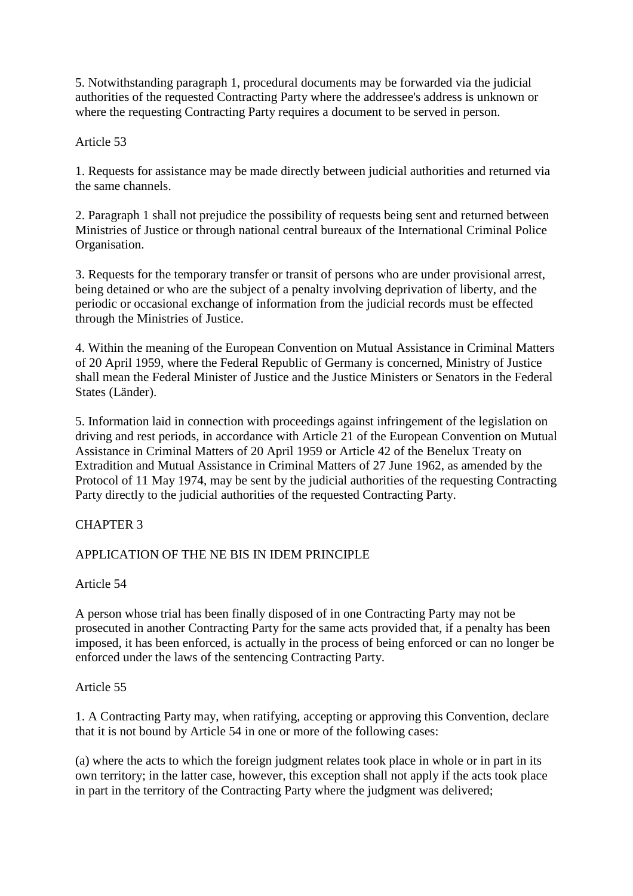5. Notwithstanding paragraph 1, procedural documents may be forwarded via the judicial authorities of the requested Contracting Party where the addressee's address is unknown or where the requesting Contracting Party requires a document to be served in person.

Article 53

1. Requests for assistance may be made directly between judicial authorities and returned via the same channels.

2. Paragraph 1 shall not prejudice the possibility of requests being sent and returned between Ministries of Justice or through national central bureaux of the International Criminal Police Organisation.

3. Requests for the temporary transfer or transit of persons who are under provisional arrest, being detained or who are the subject of a penalty involving deprivation of liberty, and the periodic or occasional exchange of information from the judicial records must be effected through the Ministries of Justice.

4. Within the meaning of the European Convention on Mutual Assistance in Criminal Matters of 20 April 1959, where the Federal Republic of Germany is concerned, Ministry of Justice shall mean the Federal Minister of Justice and the Justice Ministers or Senators in the Federal States (Länder).

5. Information laid in connection with proceedings against infringement of the legislation on driving and rest periods, in accordance with Article 21 of the European Convention on Mutual Assistance in Criminal Matters of 20 April 1959 or Article 42 of the Benelux Treaty on Extradition and Mutual Assistance in Criminal Matters of 27 June 1962, as amended by the Protocol of 11 May 1974, may be sent by the judicial authorities of the requesting Contracting Party directly to the judicial authorities of the requested Contracting Party.

CHAPTER 3

APPLICATION OF THE NE BIS IN IDEM PRINCIPLE

Article 54

A person whose trial has been finally disposed of in one Contracting Party may not be prosecuted in another Contracting Party for the same acts provided that, if a penalty has been imposed, it has been enforced, is actually in the process of being enforced or can no longer be enforced under the laws of the sentencing Contracting Party.

Article 55

1. A Contracting Party may, when ratifying, accepting or approving this Convention, declare that it is not bound by Article 54 in one or more of the following cases:

(a) where the acts to which the foreign judgment relates took place in whole or in part in its own territory; in the latter case, however, this exception shall not apply if the acts took place in part in the territory of the Contracting Party where the judgment was delivered;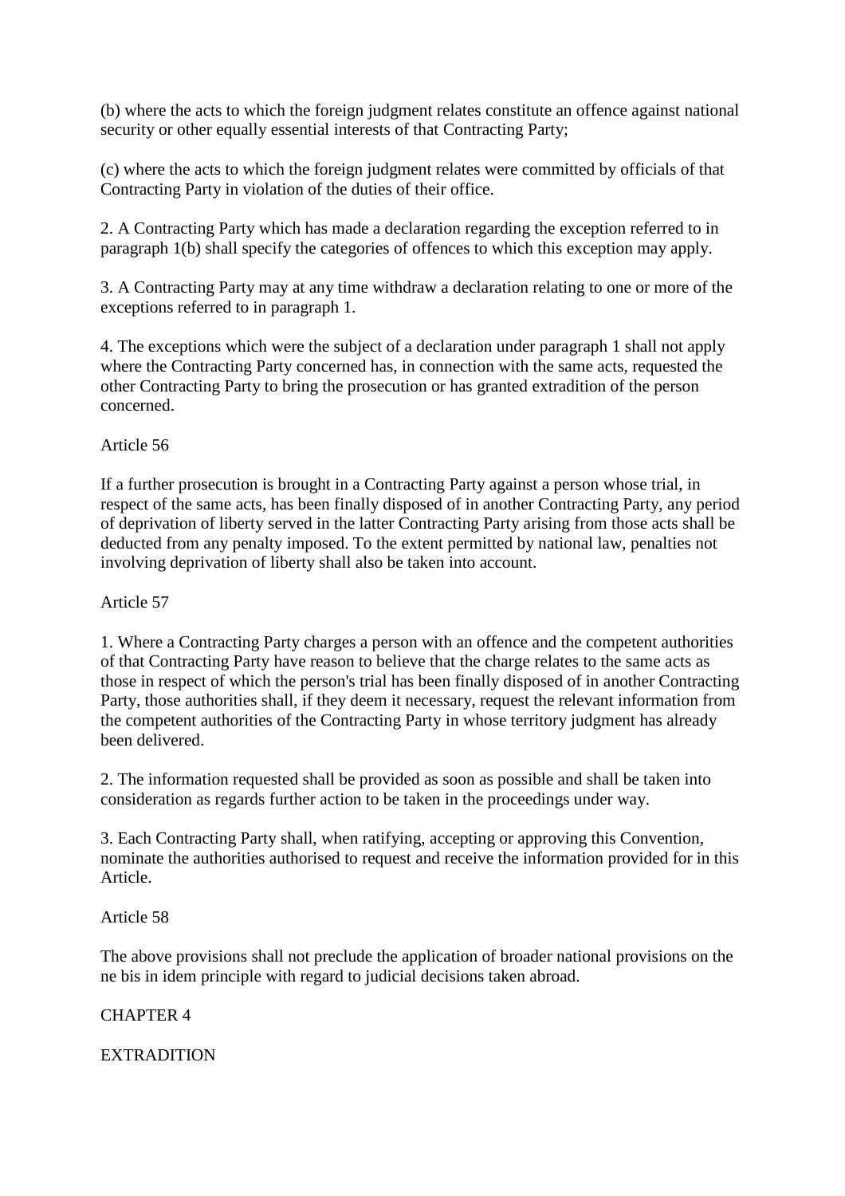(b) where the acts to which the foreign judgment relates constitute an offence against national security or other equally essential interests of that Contracting Party;

(c) where the acts to which the foreign judgment relates were committed by officials of that Contracting Party in violation of the duties of their office.

2. A Contracting Party which has made a declaration regarding the exception referred to in paragraph 1(b) shall specify the categories of offences to which this exception may apply.

3. A Contracting Party may at any time withdraw a declaration relating to one or more of the exceptions referred to in paragraph 1.

4. The exceptions which were the subject of a declaration under paragraph 1 shall not apply where the Contracting Party concerned has, in connection with the same acts, requested the other Contracting Party to bring the prosecution or has granted extradition of the person concerned.

Article 56

If a further prosecution is brought in a Contracting Party against a person whose trial, in respect of the same acts, has been finally disposed of in another Contracting Party, any period of deprivation of liberty served in the latter Contracting Party arising from those acts shall be deducted from any penalty imposed. To the extent permitted by national law, penalties not involving deprivation of liberty shall also be taken into account.

Article 57

1. Where a Contracting Party charges a person with an offence and the competent authorities of that Contracting Party have reason to believe that the charge relates to the same acts as those in respect of which the person's trial has been finally disposed of in another Contracting Party, those authorities shall, if they deem it necessary, request the relevant information from the competent authorities of the Contracting Party in whose territory judgment has already been delivered.

2. The information requested shall be provided as soon as possible and shall be taken into consideration as regards further action to be taken in the proceedings under way.

3. Each Contracting Party shall, when ratifying, accepting or approving this Convention, nominate the authorities authorised to request and receive the information provided for in this Article.

Article 58

The above provisions shall not preclude the application of broader national provisions on the ne bis in idem principle with regard to judicial decisions taken abroad.

CHAPTER 4

EXTRADITION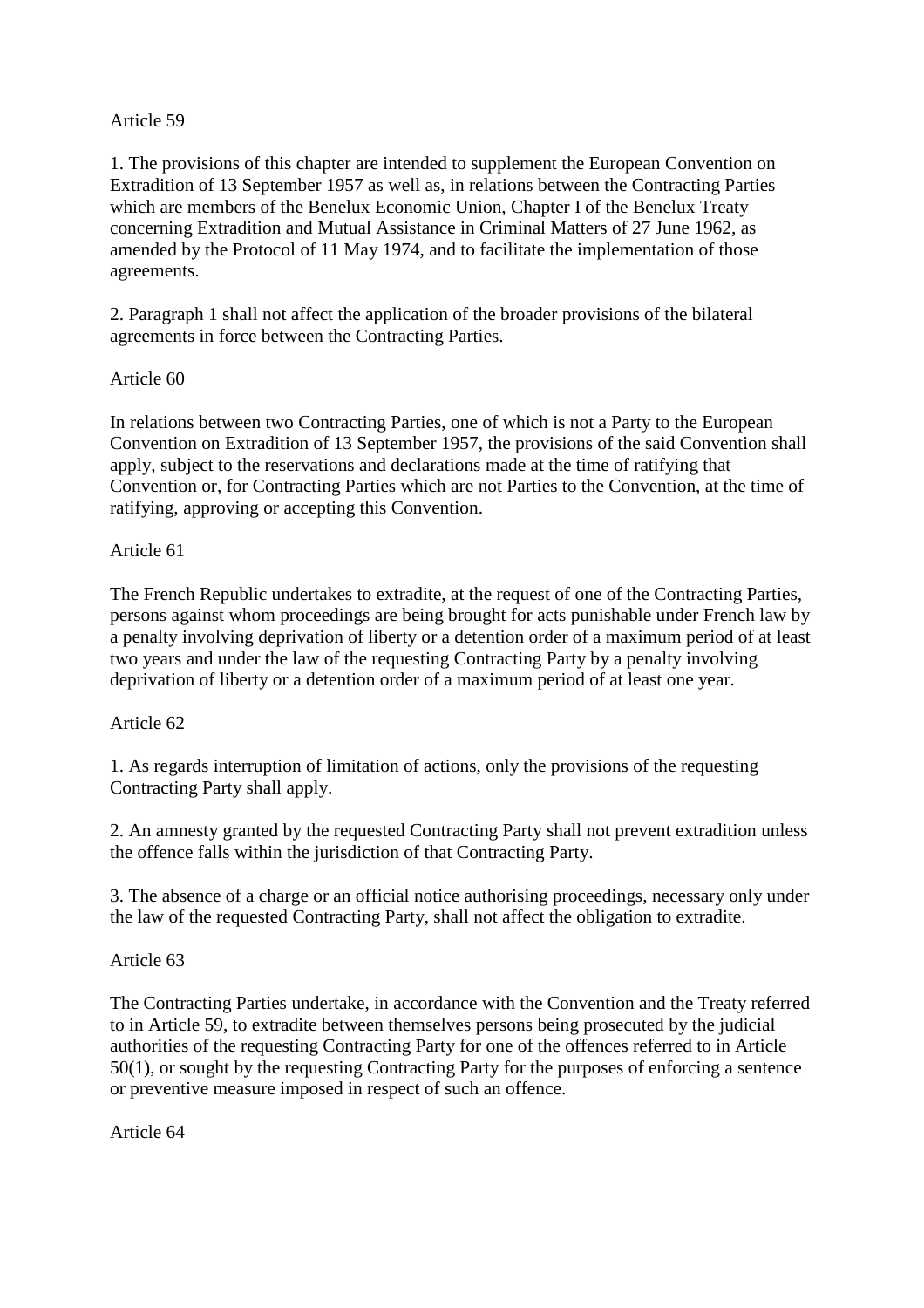Article 59

1. The provisions of this chapter are intended to supplement the European Convention on Extradition of 13 September 1957 as well as, in relations between the Contracting Parties which are members of the Benelux Economic Union, Chapter I of the Benelux Treaty concerning Extradition and Mutual Assistance in Criminal Matters of 27 June 1962, as amended by the Protocol of 11 May 1974, and to facilitate the implementation of those agreements.

2. Paragraph 1 shall not affect the application of the broader provisions of the bilateral agreements in force between the Contracting Parties.

Article 60

In relations between two Contracting Parties, one of which is not a Party to the European Convention on Extradition of 13 September 1957, the provisions of the said Convention shall apply, subject to the reservations and declarations made at the time of ratifying that Convention or, for Contracting Parties which are not Parties to the Convention, at the time of ratifying, approving or accepting this Convention.

Article 61

The French Republic undertakes to extradite, at the request of one of the Contracting Parties, persons against whom proceedings are being brought for acts punishable under French law by a penalty involving deprivation of liberty or a detention order of a maximum period of at least two years and under the law of the requesting Contracting Party by a penalty involving deprivation of liberty or a detention order of a maximum period of at least one year.

Article 62

1. As regards interruption of limitation of actions, only the provisions of the requesting Contracting Party shall apply.

2. An amnesty granted by the requested Contracting Party shall not prevent extradition unless the offence falls within the jurisdiction of that Contracting Party.

3. The absence of a charge or an official notice authorising proceedings, necessary only under the law of the requested Contracting Party, shall not affect the obligation to extradite.

Article 63

The Contracting Parties undertake, in accordance with the Convention and the Treaty referred to in Article 59, to extradite between themselves persons being prosecuted by the judicial authorities of the requesting Contracting Party for one of the offences referred to in Article 50(1), or sought by the requesting Contracting Party for the purposes of enforcing a sentence or preventive measure imposed in respect of such an offence.

Article 64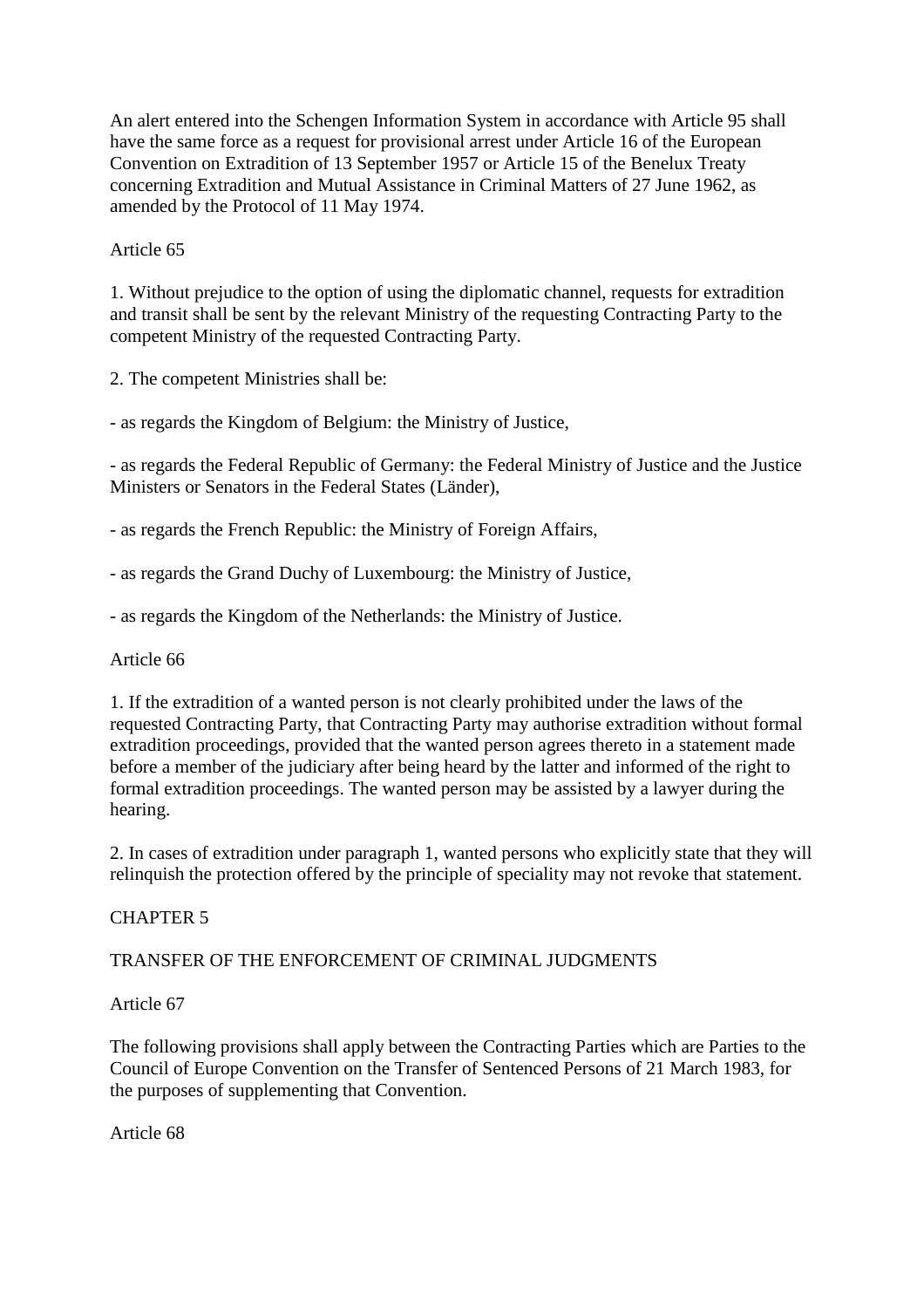An alert entered into the Schengen Information System in accordance with Article 95 shall have the same force as a request for provisional arrest under Article 16 of the European Convention on Extradition of 13 September 1957 or Article 15 of the Benelux Treaty concerning Extradition and Mutual Assistance in Criminal Matters of 27 June 1962, as amended by the Protocol of 11 May 1974.

Article 65

1. Without prejudice to the option of using the diplomatic channel, requests for extradition and transit shall be sent by the relevant Ministry of the requesting Contracting Party to the competent Ministry of the requested Contracting Party.

2. The competent Ministries shall be:

- as regards the Kingdom of Belgium: the Ministry of Justice,

- as regards the Federal Republic of Germany: the Federal Ministry of Justice and the Justice Ministers or Senators in the Federal States (Länder),

- as regards the French Republic: the Ministry of Foreign Affairs,

- as regards the Grand Duchy of Luxembourg: the Ministry of Justice,

- as regards the Kingdom of the Netherlands: the Ministry of Justice.

Article 66

1. If the extradition of a wanted person is not clearly prohibited under the laws of the requested Contracting Party, that Contracting Party may authorise extradition without formal extradition proceedings, provided that the wanted person agrees thereto in a statement made before a member of the judiciary after being heard by the latter and informed of the right to formal extradition proceedings. The wanted person may be assisted by a lawyer during the hearing.

2. In cases of extradition under paragraph 1, wanted persons who explicitly state that they will relinquish the protection offered by the principle of speciality may not revoke that statement.

CHAPTER 5

TRANSFER OF THE ENFORCEMENT OF CRIMINAL JUDGMENTS

Article 67

The following provisions shall apply between the Contracting Parties which are Parties to the Council of Europe Convention on the Transfer of Sentenced Persons of 21 March 1983, for the purposes of supplementing that Convention.

Article 68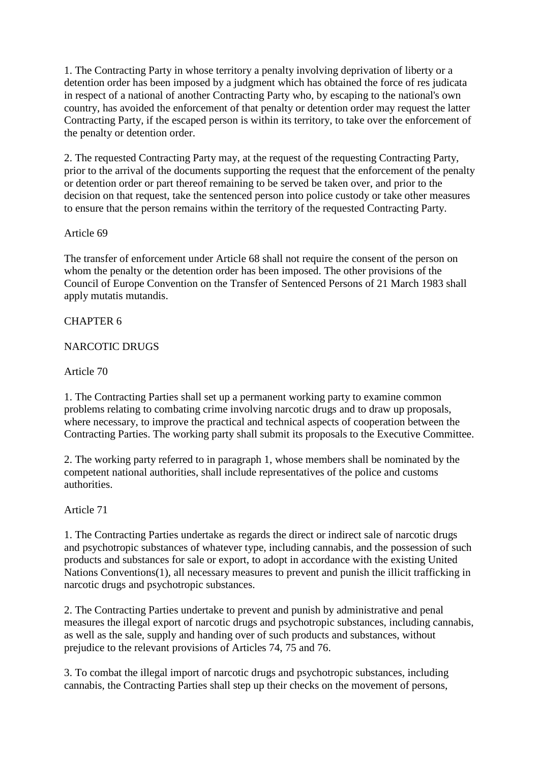1. The Contracting Party in whose territory a penalty involving deprivation of liberty or a detention order has been imposed by a judgment which has obtained the force of res judicata in respect of a national of another Contracting Party who, by escaping to the national's own country, has avoided the enforcement of that penalty or detention order may request the latter Contracting Party, if the escaped person is within its territory, to take over the enforcement of the penalty or detention order.

2. The requested Contracting Party may, at the request of the requesting Contracting Party, prior to the arrival of the documents supporting the request that the enforcement of the penalty or detention order or part thereof remaining to be served be taken over, and prior to the decision on that request, take the sentenced person into police custody or take other measures to ensure that the person remains within the territory of the requested Contracting Party.

Article 69

The transfer of enforcement under Article 68 shall not require the consent of the person on whom the penalty or the detention order has been imposed. The other provisions of the Council of Europe Convention on the Transfer of Sentenced Persons of 21 March 1983 shall apply mutatis mutandis.

CHAPTER 6

NARCOTIC DRUGS

Article 70

1. The Contracting Parties shall set up a permanent working party to examine common problems relating to combating crime involving narcotic drugs and to draw up proposals, where necessary, to improve the practical and technical aspects of cooperation between the Contracting Parties. The working party shall submit its proposals to the Executive Committee.

2. The working party referred to in paragraph 1, whose members shall be nominated by the competent national authorities, shall include representatives of the police and customs authorities.

Article 71

1. The Contracting Parties undertake as regards the direct or indirect sale of narcotic drugs and psychotropic substances of whatever type, including cannabis, and the possession of such products and substances for sale or export, to adopt in accordance with the existing United Nations Conventions(1), all necessary measures to prevent and punish the illicit trafficking in narcotic drugs and psychotropic substances.

2. The Contracting Parties undertake to prevent and punish by administrative and penal measures the illegal export of narcotic drugs and psychotropic substances, including cannabis, as well as the sale, supply and handing over of such products and substances, without prejudice to the relevant provisions of Articles 74, 75 and 76.

3. To combat the illegal import of narcotic drugs and psychotropic substances, including cannabis, the Contracting Parties shall step up their checks on the movement of persons,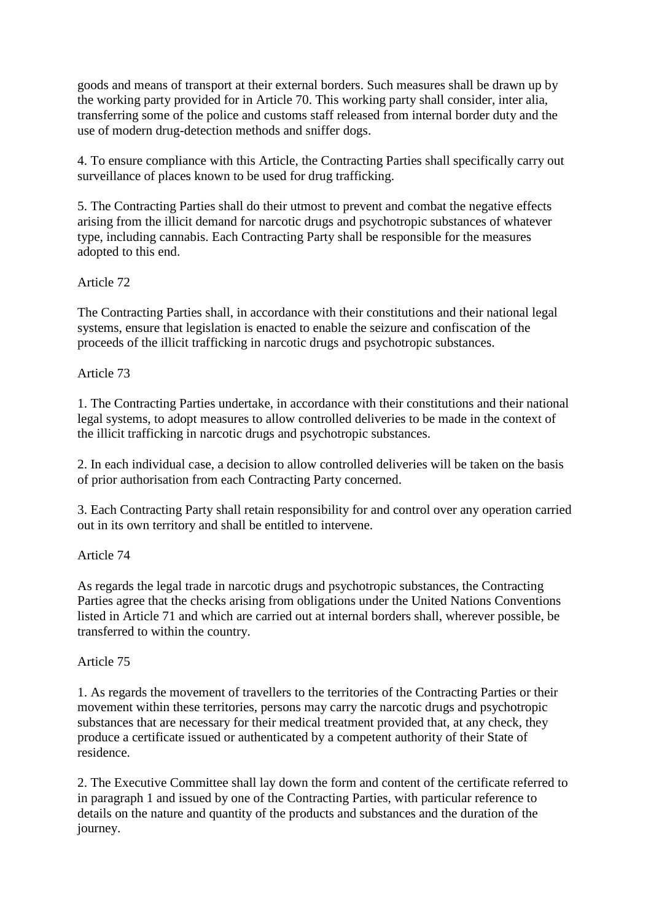goods and means of transport at their external borders. Such measures shall be drawn up by the working party provided for in Article 70. This working party shall consider, inter alia, transferring some of the police and customs staff released from internal border duty and the use of modern drug-detection methods and sniffer dogs.

4. To ensure compliance with this Article, the Contracting Parties shall specifically carry out surveillance of places known to be used for drug trafficking.

5. The Contracting Parties shall do their utmost to prevent and combat the negative effects arising from the illicit demand for narcotic drugs and psychotropic substances of whatever type, including cannabis. Each Contracting Party shall be responsible for the measures adopted to this end.

Article 72

The Contracting Parties shall, in accordance with their constitutions and their national legal systems, ensure that legislation is enacted to enable the seizure and confiscation of the proceeds of the illicit trafficking in narcotic drugs and psychotropic substances.

Article 73

1. The Contracting Parties undertake, in accordance with their constitutions and their national legal systems, to adopt measures to allow controlled deliveries to be made in the context of the illicit trafficking in narcotic drugs and psychotropic substances.

2. In each individual case, a decision to allow controlled deliveries will be taken on the basis of prior authorisation from each Contracting Party concerned.

3. Each Contracting Party shall retain responsibility for and control over any operation carried out in its own territory and shall be entitled to intervene.

Article 74

As regards the legal trade in narcotic drugs and psychotropic substances, the Contracting Parties agree that the checks arising from obligations under the United Nations Conventions listed in Article 71 and which are carried out at internal borders shall, wherever possible, be transferred to within the country.

Article 75

1. As regards the movement of travellers to the territories of the Contracting Parties or their movement within these territories, persons may carry the narcotic drugs and psychotropic substances that are necessary for their medical treatment provided that, at any check, they produce a certificate issued or authenticated by a competent authority of their State of residence.

2. The Executive Committee shall lay down the form and content of the certificate referred to in paragraph 1 and issued by one of the Contracting Parties, with particular reference to details on the nature and quantity of the products and substances and the duration of the journey.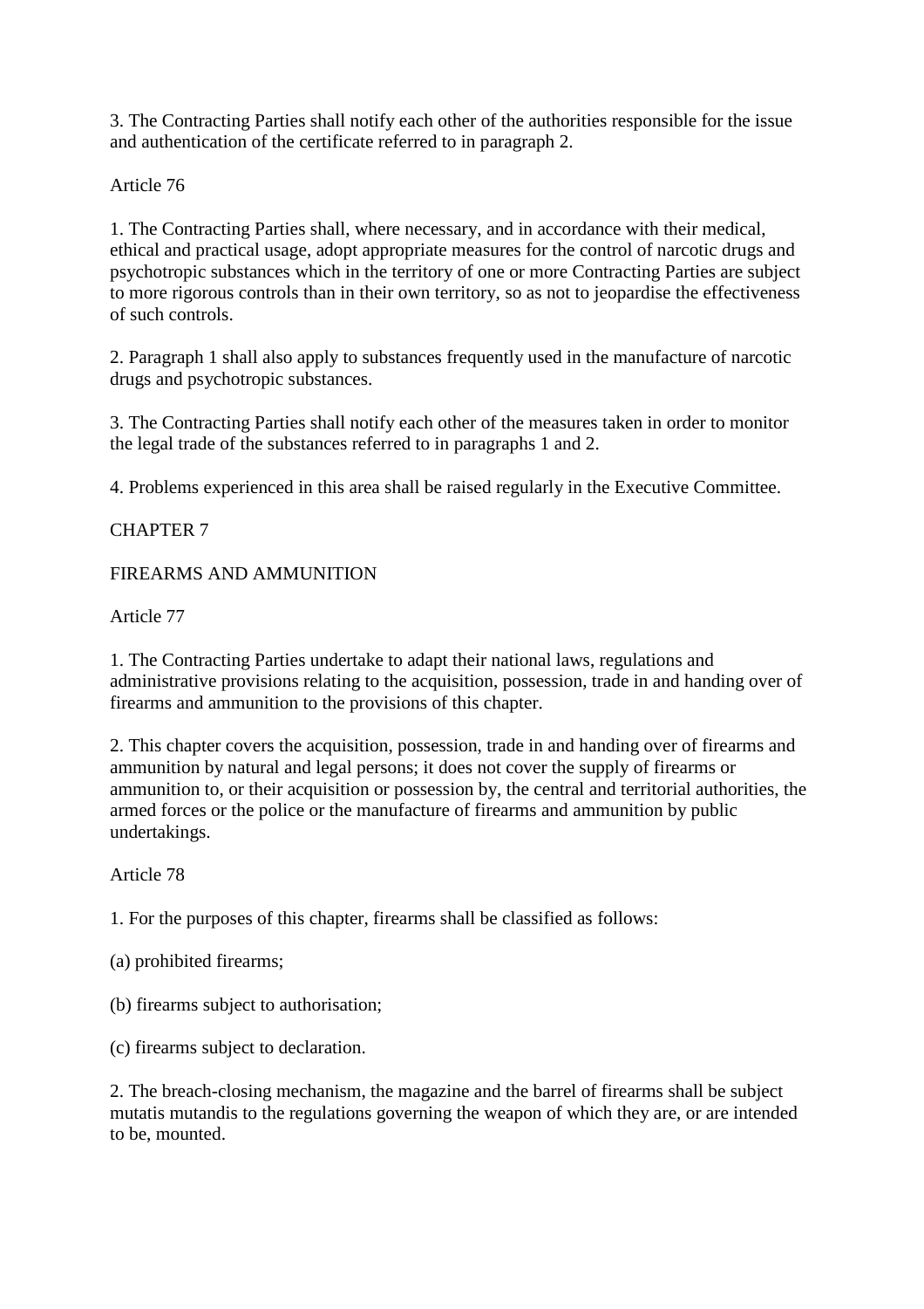3. The Contracting Parties shall notify each other of the authorities responsible for the issue and authentication of the certificate referred to in paragraph 2.

Article 76

1. The Contracting Parties shall, where necessary, and in accordance with their medical, ethical and practical usage, adopt appropriate measures for the control of narcotic drugs and psychotropic substances which in the territory of one or more Contracting Parties are subject to more rigorous controls than in their own territory, so as not to jeopardise the effectiveness of such controls.

2. Paragraph 1 shall also apply to substances frequently used in the manufacture of narcotic drugs and psychotropic substances.

3. The Contracting Parties shall notify each other of the measures taken in order to monitor the legal trade of the substances referred to in paragraphs 1 and 2.

4. Problems experienced in this area shall be raised regularly in the Executive Committee.

## CHAPTER 7

## FIREARMS AND AMMUNITION

Article 77

1. The Contracting Parties undertake to adapt their national laws, regulations and administrative provisions relating to the acquisition, possession, trade in and handing over of firearms and ammunition to the provisions of this chapter.

2. This chapter covers the acquisition, possession, trade in and handing over of firearms and ammunition by natural and legal persons; it does not cover the supply of firearms or ammunition to, or their acquisition or possession by, the central and territorial authorities, the armed forces or the police or the manufacture of firearms and ammunition by public undertakings.

Article 78

1. For the purposes of this chapter, firearms shall be classified as follows:

(a) prohibited firearms;

(b) firearms subject to authorisation;

(c) firearms subject to declaration.

2. The breach-closing mechanism, the magazine and the barrel of firearms shall be subject mutatis mutandis to the regulations governing the weapon of which they are, or are intended to be, mounted.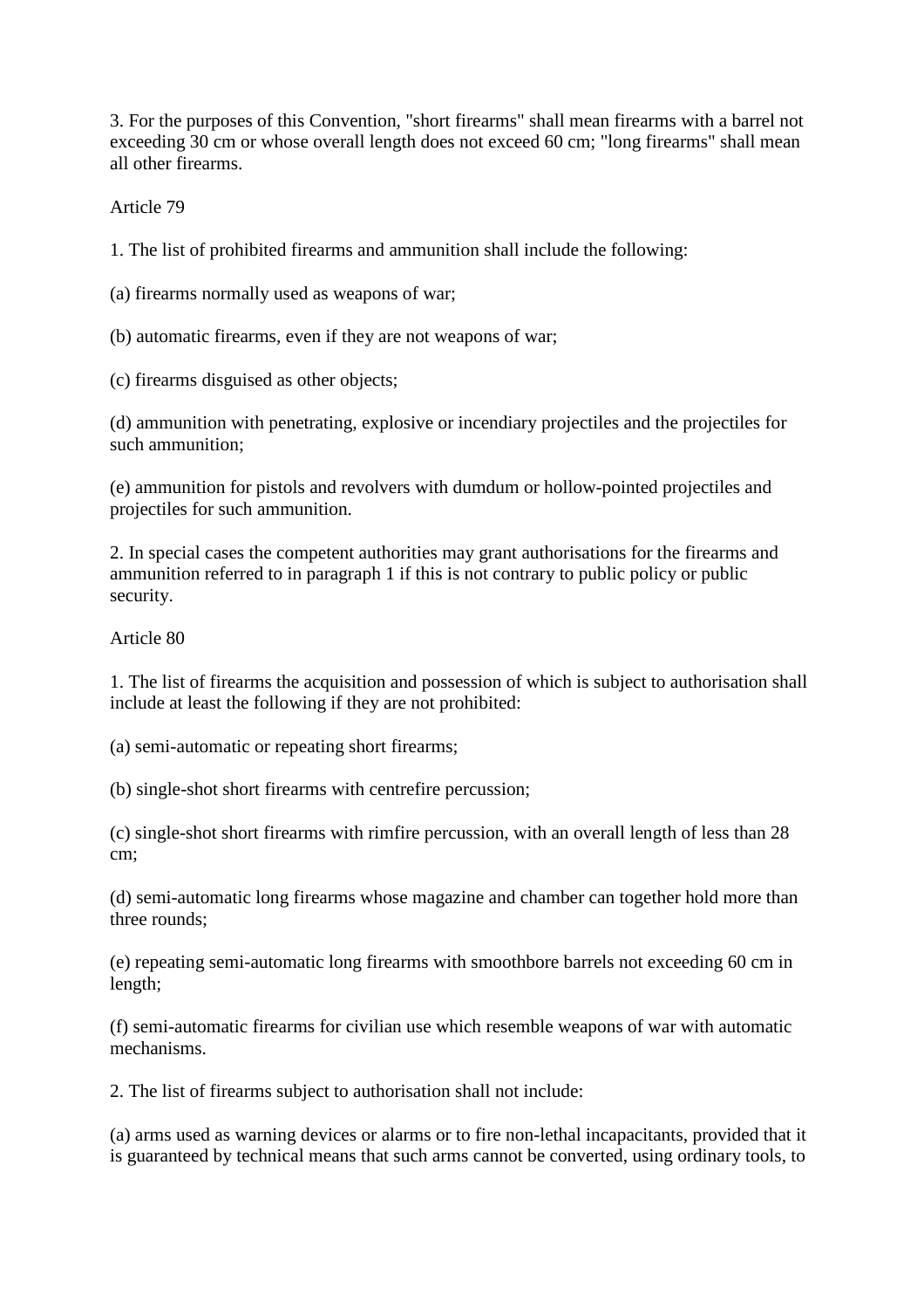3. For the purposes of this Convention, "short firearms" shall mean firearms with a barrel not exceeding 30 cm or whose overall length does not exceed 60 cm; "long firearms" shall mean all other firearms.

Article 79

1. The list of prohibited firearms and ammunition shall include the following:

(a) firearms normally used as weapons of war;

(b) automatic firearms, even if they are not weapons of war;

(c) firearms disguised as other objects;

(d) ammunition with penetrating, explosive or incendiary projectiles and the projectiles for such ammunition;

(e) ammunition for pistols and revolvers with dumdum or hollow-pointed projectiles and projectiles for such ammunition.

2. In special cases the competent authorities may grant authorisations for the firearms and ammunition referred to in paragraph 1 if this is not contrary to public policy or public security.

Article 80

1. The list of firearms the acquisition and possession of which is subject to authorisation shall include at least the following if they are not prohibited:

(a) semi-automatic or repeating short firearms;

(b) single-shot short firearms with centrefire percussion;

(c) single-shot short firearms with rimfire percussion, with an overall length of less than 28 cm;

(d) semi-automatic long firearms whose magazine and chamber can together hold more than three rounds;

(e) repeating semi-automatic long firearms with smoothbore barrels not exceeding 60 cm in length;

(f) semi-automatic firearms for civilian use which resemble weapons of war with automatic mechanisms.

2. The list of firearms subject to authorisation shall not include:

(a) arms used as warning devices or alarms or to fire non-lethal incapacitants, provided that it is guaranteed by technical means that such arms cannot be converted, using ordinary tools, to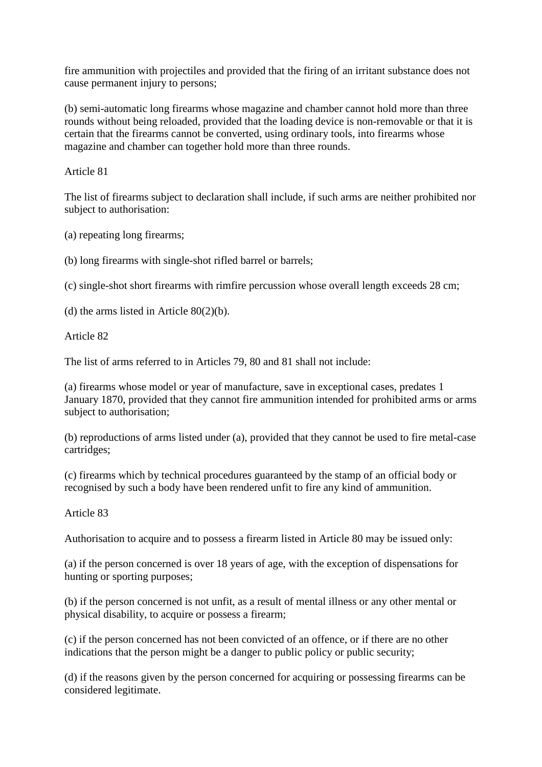fire ammunition with projectiles and provided that the firing of an irritant substance does not cause permanent injury to persons;

(b) semi-automatic long firearms whose magazine and chamber cannot hold more than three rounds without being reloaded, provided that the loading device is non-removable or that it is certain that the firearms cannot be converted, using ordinary tools, into firearms whose magazine and chamber can together hold more than three rounds.

Article 81

The list of firearms subject to declaration shall include, if such arms are neither prohibited nor subject to authorisation:

(a) repeating long firearms;

(b) long firearms with single-shot rifled barrel or barrels;

(c) single-shot short firearms with rimfire percussion whose overall length exceeds 28 cm;

(d) the arms listed in Article 80(2)(b).

Article 82

The list of arms referred to in Articles 79, 80 and 81 shall not include:

(a) firearms whose model or year of manufacture, save in exceptional cases, predates 1 January 1870, provided that they cannot fire ammunition intended for prohibited arms or arms subject to authorisation;

(b) reproductions of arms listed under (a), provided that they cannot be used to fire metal-case cartridges;

(c) firearms which by technical procedures guaranteed by the stamp of an official body or recognised by such a body have been rendered unfit to fire any kind of ammunition.

Article 83

Authorisation to acquire and to possess a firearm listed in Article 80 may be issued only:

(a) if the person concerned is over 18 years of age, with the exception of dispensations for hunting or sporting purposes;

(b) if the person concerned is not unfit, as a result of mental illness or any other mental or physical disability, to acquire or possess a firearm;

(c) if the person concerned has not been convicted of an offence, or if there are no other indications that the person might be a danger to public policy or public security;

(d) if the reasons given by the person concerned for acquiring or possessing firearms can be considered legitimate.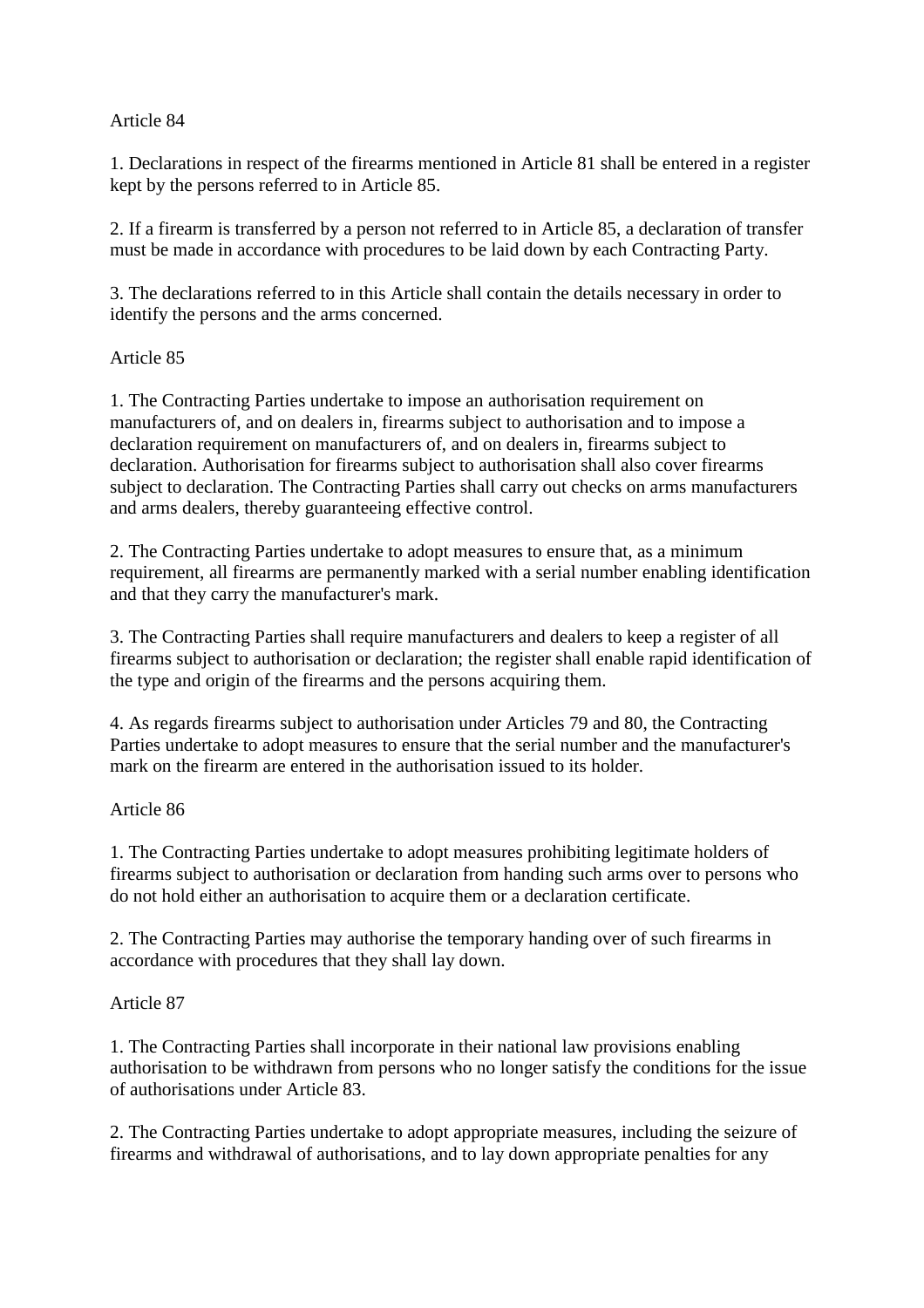Article 84

1. Declarations in respect of the firearms mentioned in Article 81 shall be entered in a register kept by the persons referred to in Article 85.

2. If a firearm is transferred by a person not referred to in Article 85, a declaration of transfer must be made in accordance with procedures to be laid down by each Contracting Party.

3. The declarations referred to in this Article shall contain the details necessary in order to identify the persons and the arms concerned.

Article 85

1. The Contracting Parties undertake to impose an authorisation requirement on manufacturers of, and on dealers in, firearms subject to authorisation and to impose a declaration requirement on manufacturers of, and on dealers in, firearms subject to declaration. Authorisation for firearms subject to authorisation shall also cover firearms subject to declaration. The Contracting Parties shall carry out checks on arms manufacturers and arms dealers, thereby guaranteeing effective control.

2. The Contracting Parties undertake to adopt measures to ensure that, as a minimum requirement, all firearms are permanently marked with a serial number enabling identification and that they carry the manufacturer's mark.

3. The Contracting Parties shall require manufacturers and dealers to keep a register of all firearms subject to authorisation or declaration; the register shall enable rapid identification of the type and origin of the firearms and the persons acquiring them.

4. As regards firearms subject to authorisation under Articles 79 and 80, the Contracting Parties undertake to adopt measures to ensure that the serial number and the manufacturer's mark on the firearm are entered in the authorisation issued to its holder.

Article 86

1. The Contracting Parties undertake to adopt measures prohibiting legitimate holders of firearms subject to authorisation or declaration from handing such arms over to persons who do not hold either an authorisation to acquire them or a declaration certificate.

2. The Contracting Parties may authorise the temporary handing over of such firearms in accordance with procedures that they shall lay down.

Article 87

1. The Contracting Parties shall incorporate in their national law provisions enabling authorisation to be withdrawn from persons who no longer satisfy the conditions for the issue of authorisations under Article 83.

2. The Contracting Parties undertake to adopt appropriate measures, including the seizure of firearms and withdrawal of authorisations, and to lay down appropriate penalties for any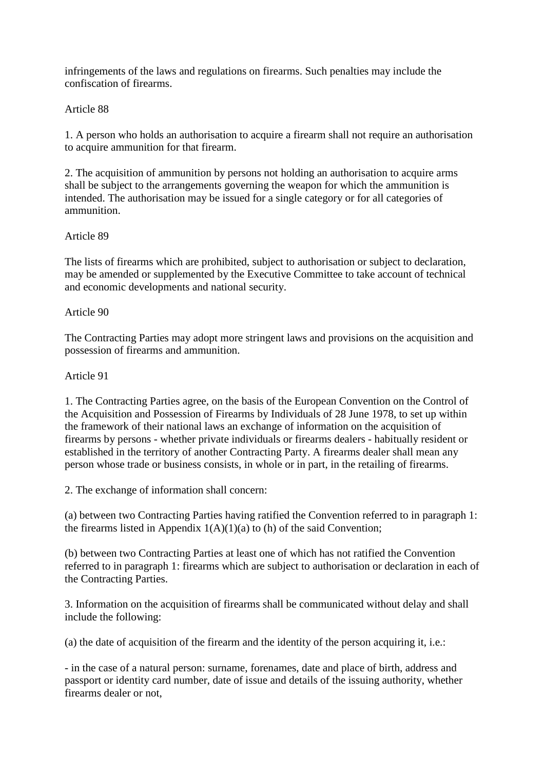infringements of the laws and regulations on firearms. Such penalties may include the confiscation of firearms.

Article 88

1. A person who holds an authorisation to acquire a firearm shall not require an authorisation to acquire ammunition for that firearm.

2. The acquisition of ammunition by persons not holding an authorisation to acquire arms shall be subject to the arrangements governing the weapon for which the ammunition is intended. The authorisation may be issued for a single category or for all categories of ammunition.

Article 89

The lists of firearms which are prohibited, subject to authorisation or subject to declaration, may be amended or supplemented by the Executive Committee to take account of technical and economic developments and national security.

Article 90

The Contracting Parties may adopt more stringent laws and provisions on the acquisition and possession of firearms and ammunition.

Article 91

1. The Contracting Parties agree, on the basis of the European Convention on the Control of the Acquisition and Possession of Firearms by Individuals of 28 June 1978, to set up within the framework of their national laws an exchange of information on the acquisition of firearms by persons - whether private individuals or firearms dealers - habitually resident or established in the territory of another Contracting Party. A firearms dealer shall mean any person whose trade or business consists, in whole or in part, in the retailing of firearms.

2. The exchange of information shall concern:

(a) between two Contracting Parties having ratified the Convention referred to in paragraph 1: the firearms listed in Appendix 1(A)(1)(a) to (h) of the said Convention;

(b) between two Contracting Parties at least one of which has not ratified the Convention referred to in paragraph 1: firearms which are subject to authorisation or declaration in each of the Contracting Parties.

3. Information on the acquisition of firearms shall be communicated without delay and shall include the following:

(a) the date of acquisition of the firearm and the identity of the person acquiring it, i.e.:

- in the case of a natural person: surname, forenames, date and place of birth, address and passport or identity card number, date of issue and details of the issuing authority, whether firearms dealer or not,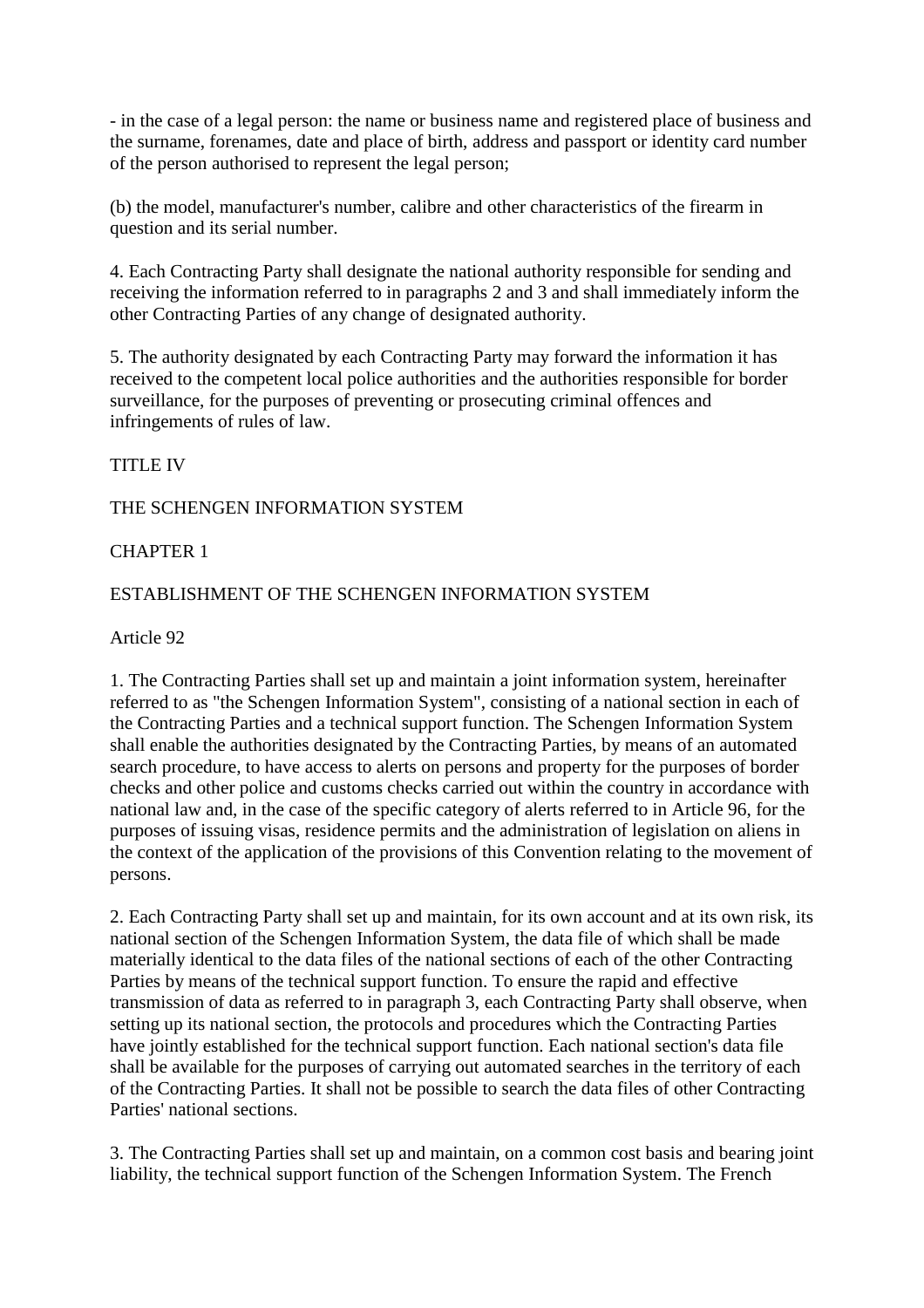- in the case of a legal person: the name or business name and registered place of business and the surname, forenames, date and place of birth, address and passport or identity card number of the person authorised to represent the legal person;

(b) the model, manufacturer's number, calibre and other characteristics of the firearm in question and its serial number.

4. Each Contracting Party shall designate the national authority responsible for sending and receiving the information referred to in paragraphs 2 and 3 and shall immediately inform the other Contracting Parties of any change of designated authority.

5. The authority designated by each Contracting Party may forward the information it has received to the competent local police authorities and the authorities responsible for border surveillance, for the purposes of preventing or prosecuting criminal offences and infringements of rules of law.

# TITLE IV

# THE SCHENGEN INFORMATION SYSTEM

## CHAPTER 1

## ESTABLISHMENT OF THE SCHENGEN INFORMATION SYSTEM

### Article 92

1. The Contracting Parties shall set up and maintain a joint information system, hereinafter referred to as "the Schengen Information System", consisting of a national section in each of the Contracting Parties and a technical support function. The Schengen Information System shall enable the authorities designated by the Contracting Parties, by means of an automated search procedure, to have access to alerts on persons and property for the purposes of border checks and other police and customs checks carried out within the country in accordance with national law and, in the case of the specific category of alerts referred to in Article 96, for the purposes of issuing visas, residence permits and the administration of legislation on aliens in the context of the application of the provisions of this Convention relating to the movement of persons.

2. Each Contracting Party shall set up and maintain, for its own account and at its own risk, its national section of the Schengen Information System, the data file of which shall be made materially identical to the data files of the national sections of each of the other Contracting Parties by means of the technical support function. To ensure the rapid and effective transmission of data as referred to in paragraph 3, each Contracting Party shall observe, when setting up its national section, the protocols and procedures which the Contracting Parties have jointly established for the technical support function. Each national section's data file shall be available for the purposes of carrying out automated searches in the territory of each of the Contracting Parties. It shall not be possible to search the data files of other Contracting Parties' national sections.

3. The Contracting Parties shall set up and maintain, on a common cost basis and bearing joint liability, the technical support function of the Schengen Information System. The French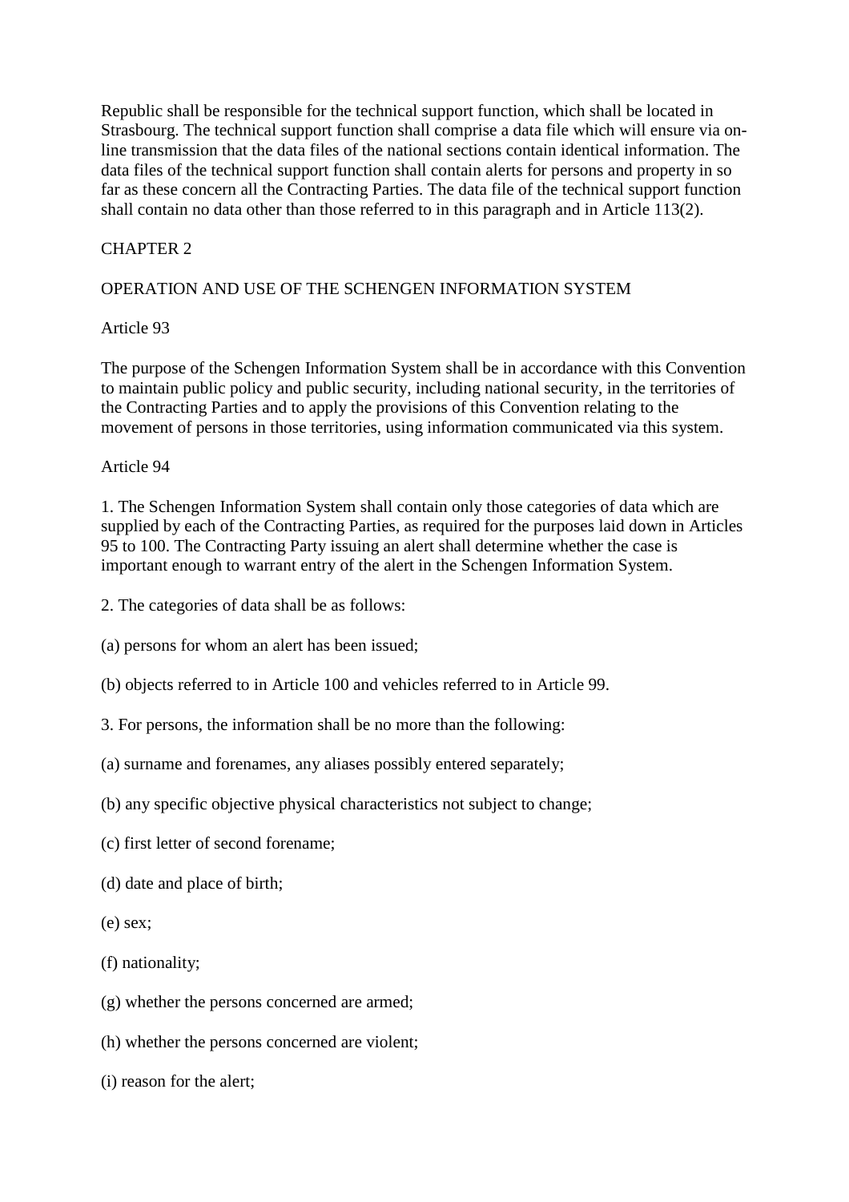Republic shall be responsible for the technical support function, which shall be located in Strasbourg. The technical support function shall comprise a data file which will ensure via on-line transmission that the data files of the national sections contain identical information. The data files of the technical support function shall contain alerts for persons and property in so far as these concern all the Contracting Parties. The data file of the technical support function shall contain no data other than those referred to in this paragraph and in Article 113(2).

## CHAPTER 2

## OPERATION AND USE OF THE SCHENGEN INFORMATION SYSTEM

### Article 93

The purpose of the Schengen Information System shall be in accordance with this Convention to maintain public policy and public security, including national security, in the territories of the Contracting Parties and to apply the provisions of this Convention relating to the movement of persons in those territories, using information communicated via this system.

### Article 94

1. The Schengen Information System shall contain only those categories of data which are supplied by each of the Contracting Parties, as required for the purposes laid down in Articles 95 to 100. The Contracting Party issuing an alert shall determine whether the case is important enough to warrant entry of the alert in the Schengen Information System.

2. The categories of data shall be as follows:

(a) persons for whom an alert has been issued;

(b) objects referred to in Article 100 and vehicles referred to in Article 99.

3. For persons, the information shall be no more than the following:

(a) surname and forenames, any aliases possibly entered separately;

(b) any specific objective physical characteristics not subject to change;

(c) first letter of second forename;

(d) date and place of birth;

(e) sex;

(f) nationality;

(g) whether the persons concerned are armed;

(h) whether the persons concerned are violent;

(i) reason for the alert;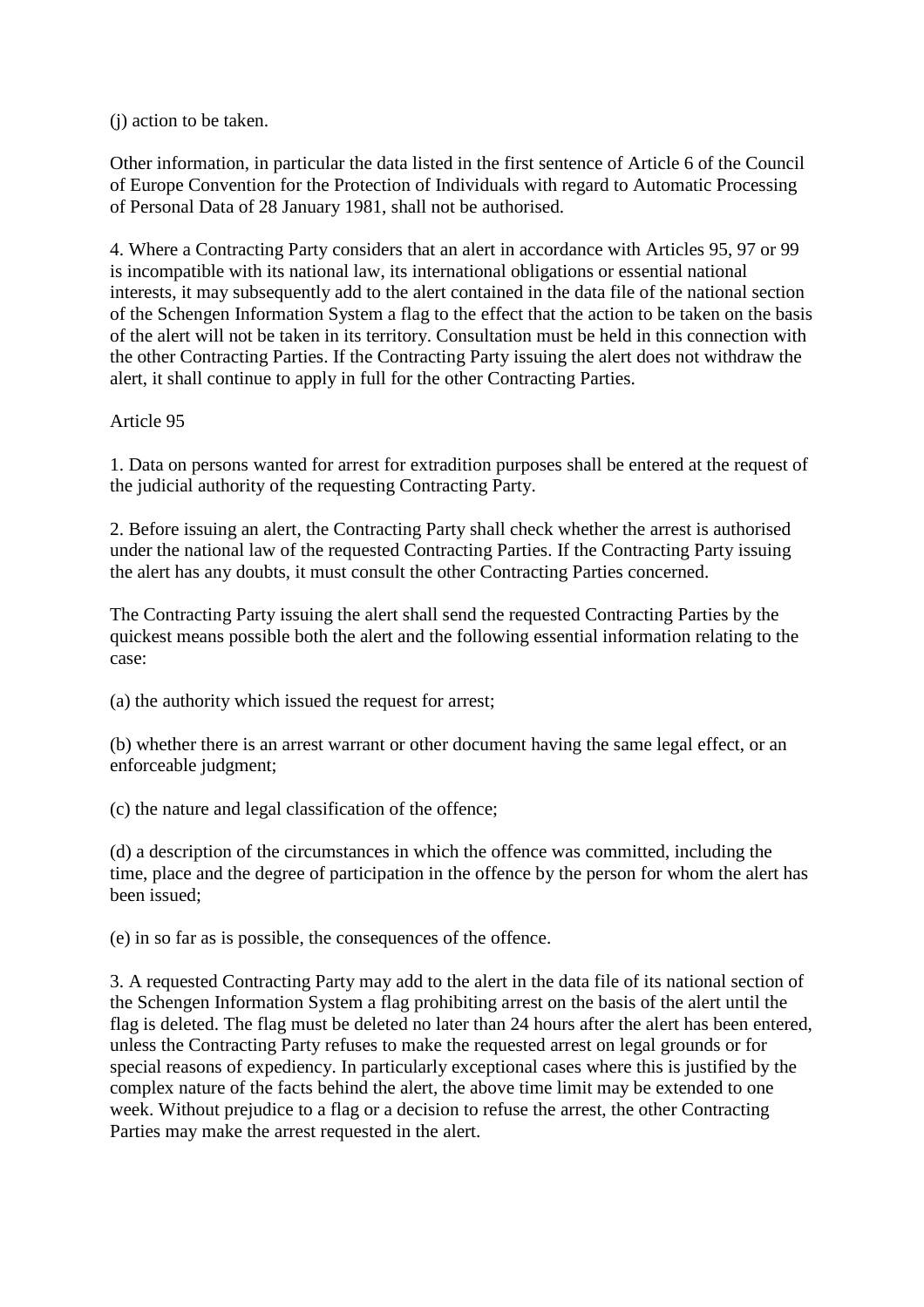(j) action to be taken.

Other information, in particular the data listed in the first sentence of Article 6 of the Council of Europe Convention for the Protection of Individuals with regard to Automatic Processing of Personal Data of 28 January 1981, shall not be authorised.

4. Where a Contracting Party considers that an alert in accordance with Articles 95, 97 or 99 is incompatible with its national law, its international obligations or essential national interests, it may subsequently add to the alert contained in the data file of the national section of the Schengen Information System a flag to the effect that the action to be taken on the basis of the alert will not be taken in its territory. Consultation must be held in this connection with the other Contracting Parties. If the Contracting Party issuing the alert does not withdraw the alert, it shall continue to apply in full for the other Contracting Parties.

Article 95

1. Data on persons wanted for arrest for extradition purposes shall be entered at the request of the judicial authority of the requesting Contracting Party.

2. Before issuing an alert, the Contracting Party shall check whether the arrest is authorised under the national law of the requested Contracting Parties. If the Contracting Party issuing the alert has any doubts, it must consult the other Contracting Parties concerned.

The Contracting Party issuing the alert shall send the requested Contracting Parties by the quickest means possible both the alert and the following essential information relating to the case:

(a) the authority which issued the request for arrest;

(b) whether there is an arrest warrant or other document having the same legal effect, or an enforceable judgment;

(c) the nature and legal classification of the offence;

(d) a description of the circumstances in which the offence was committed, including the time, place and the degree of participation in the offence by the person for whom the alert has been issued;

(e) in so far as is possible, the consequences of the offence.

3. A requested Contracting Party may add to the alert in the data file of its national section of the Schengen Information System a flag prohibiting arrest on the basis of the alert until the flag is deleted. The flag must be deleted no later than 24 hours after the alert has been entered, unless the Contracting Party refuses to make the requested arrest on legal grounds or for special reasons of expediency. In particularly exceptional cases where this is justified by the complex nature of the facts behind the alert, the above time limit may be extended to one week. Without prejudice to a flag or a decision to refuse the arrest, the other Contracting Parties may make the arrest requested in the alert.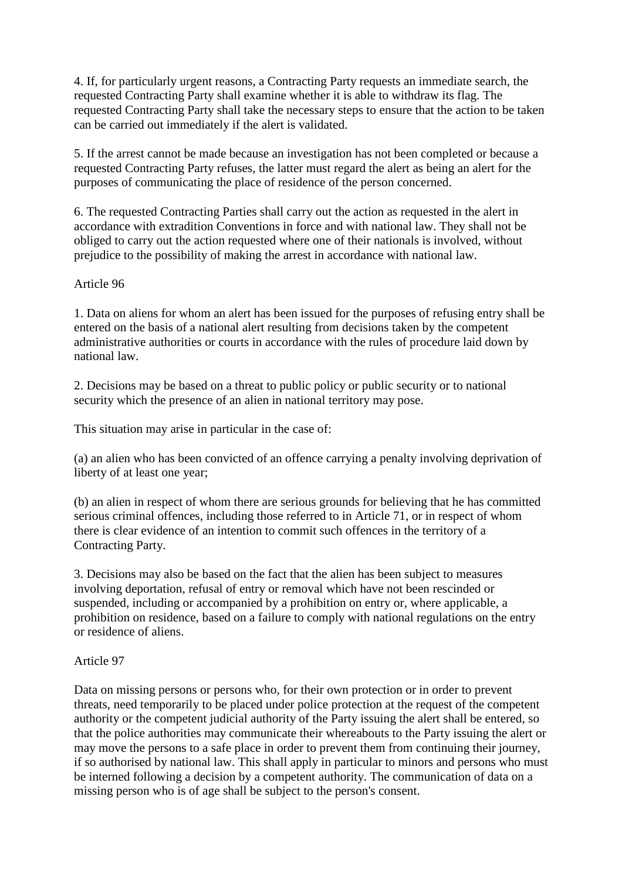4. If, for particularly urgent reasons, a Contracting Party requests an immediate search, the requested Contracting Party shall examine whether it is able to withdraw its flag. The requested Contracting Party shall take the necessary steps to ensure that the action to be taken can be carried out immediately if the alert is validated.

5. If the arrest cannot be made because an investigation has not been completed or because a requested Contracting Party refuses, the latter must regard the alert as being an alert for the purposes of communicating the place of residence of the person concerned.

6. The requested Contracting Parties shall carry out the action as requested in the alert in accordance with extradition Conventions in force and with national law. They shall not be obliged to carry out the action requested where one of their nationals is involved, without prejudice to the possibility of making the arrest in accordance with national law.

Article 96

1. Data on aliens for whom an alert has been issued for the purposes of refusing entry shall be entered on the basis of a national alert resulting from decisions taken by the competent administrative authorities or courts in accordance with the rules of procedure laid down by national law.

2. Decisions may be based on a threat to public policy or public security or to national security which the presence of an alien in national territory may pose.

This situation may arise in particular in the case of:

(a) an alien who has been convicted of an offence carrying a penalty involving deprivation of liberty of at least one year;

(b) an alien in respect of whom there are serious grounds for believing that he has committed serious criminal offences, including those referred to in Article 71, or in respect of whom there is clear evidence of an intention to commit such offences in the territory of a Contracting Party.

3. Decisions may also be based on the fact that the alien has been subject to measures involving deportation, refusal of entry or removal which have not been rescinded or suspended, including or accompanied by a prohibition on entry or, where applicable, a prohibition on residence, based on a failure to comply with national regulations on the entry or residence of aliens.

Article 97

Data on missing persons or persons who, for their own protection or in order to prevent threats, need temporarily to be placed under police protection at the request of the competent authority or the competent judicial authority of the Party issuing the alert shall be entered, so that the police authorities may communicate their whereabouts to the Party issuing the alert or may move the persons to a safe place in order to prevent them from continuing their journey, if so authorised by national law. This shall apply in particular to minors and persons who must be interned following a decision by a competent authority. The communication of data on a missing person who is of age shall be subject to the person's consent.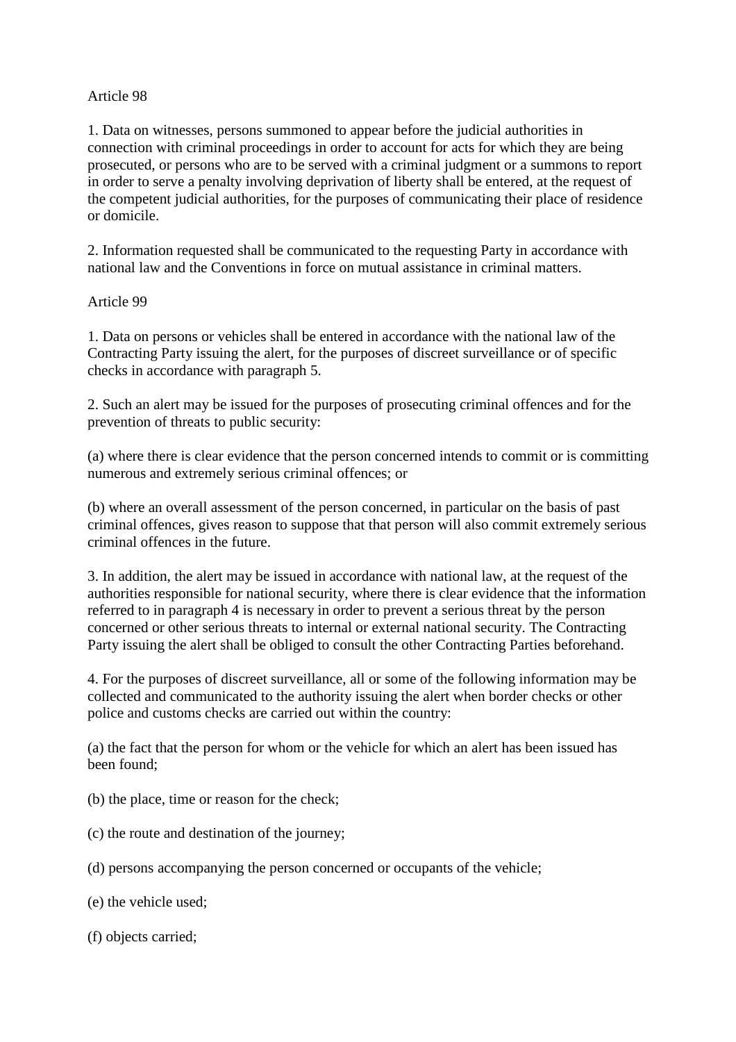Article 98

1. Data on witnesses, persons summoned to appear before the judicial authorities in connection with criminal proceedings in order to account for acts for which they are being prosecuted, or persons who are to be served with a criminal judgment or a summons to report in order to serve a penalty involving deprivation of liberty shall be entered, at the request of the competent judicial authorities, for the purposes of communicating their place of residence or domicile.

2. Information requested shall be communicated to the requesting Party in accordance with national law and the Conventions in force on mutual assistance in criminal matters.

Article 99

1. Data on persons or vehicles shall be entered in accordance with the national law of the Contracting Party issuing the alert, for the purposes of discreet surveillance or of specific checks in accordance with paragraph 5.

2. Such an alert may be issued for the purposes of prosecuting criminal offences and for the prevention of threats to public security:

(a) where there is clear evidence that the person concerned intends to commit or is committing numerous and extremely serious criminal offences; or

(b) where an overall assessment of the person concerned, in particular on the basis of past criminal offences, gives reason to suppose that that person will also commit extremely serious criminal offences in the future.

3. In addition, the alert may be issued in accordance with national law, at the request of the authorities responsible for national security, where there is clear evidence that the information referred to in paragraph 4 is necessary in order to prevent a serious threat by the person concerned or other serious threats to internal or external national security. The Contracting Party issuing the alert shall be obliged to consult the other Contracting Parties beforehand.

4. For the purposes of discreet surveillance, all or some of the following information may be collected and communicated to the authority issuing the alert when border checks or other police and customs checks are carried out within the country:

(a) the fact that the person for whom or the vehicle for which an alert has been issued has been found;

(b) the place, time or reason for the check;

(c) the route and destination of the journey;

(d) persons accompanying the person concerned or occupants of the vehicle;

(e) the vehicle used;

(f) objects carried;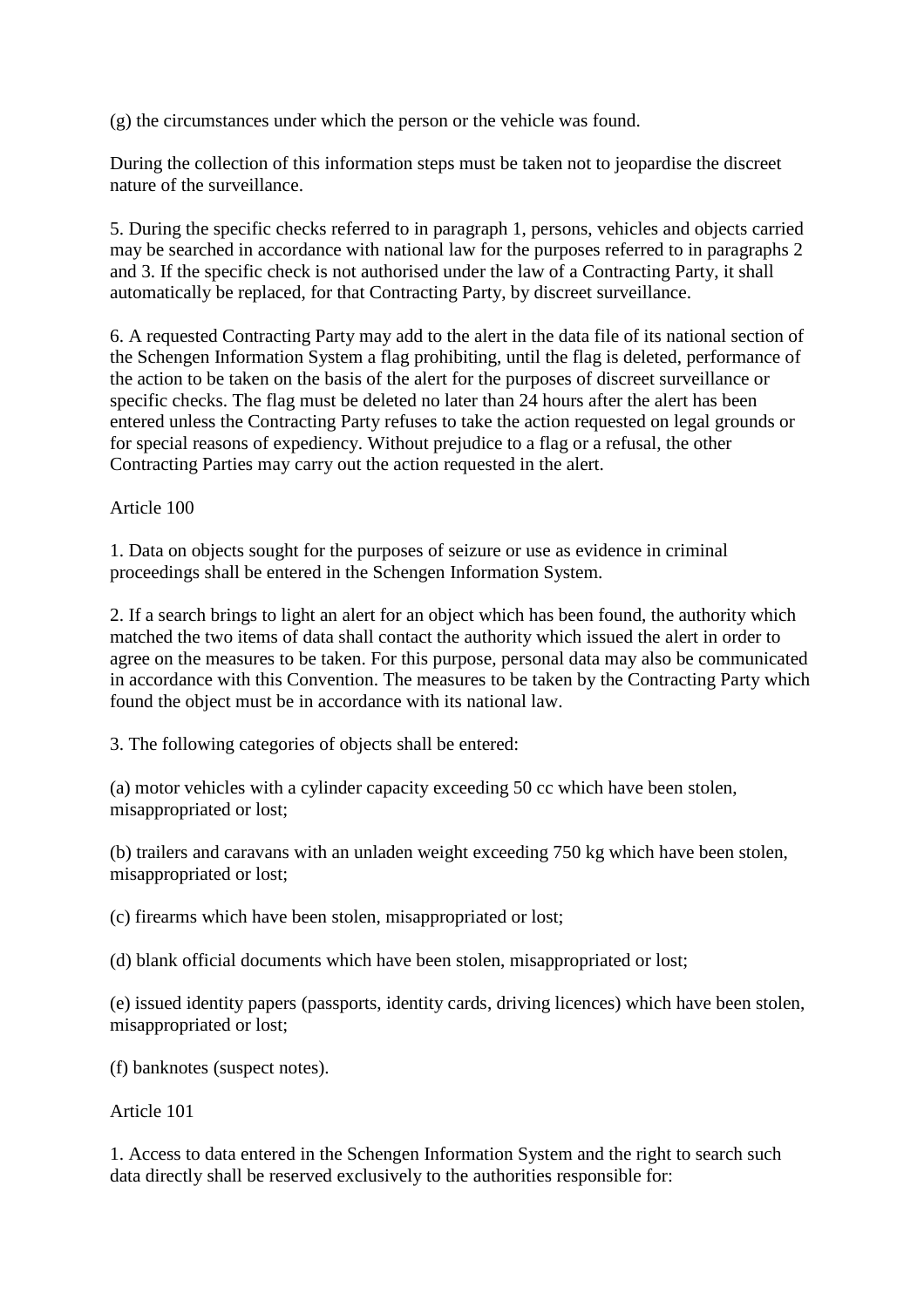(g) the circumstances under which the person or the vehicle was found.

During the collection of this information steps must be taken not to jeopardise the discreet nature of the surveillance.

5. During the specific checks referred to in paragraph 1, persons, vehicles and objects carried may be searched in accordance with national law for the purposes referred to in paragraphs 2 and 3. If the specific check is not authorised under the law of a Contracting Party, it shall automatically be replaced, for that Contracting Party, by discreet surveillance.

6. A requested Contracting Party may add to the alert in the data file of its national section of the Schengen Information System a flag prohibiting, until the flag is deleted, performance of the action to be taken on the basis of the alert for the purposes of discreet surveillance or specific checks. The flag must be deleted no later than 24 hours after the alert has been entered unless the Contracting Party refuses to take the action requested on legal grounds or for special reasons of expediency. Without prejudice to a flag or a refusal, the other Contracting Parties may carry out the action requested in the alert.

Article 100

1. Data on objects sought for the purposes of seizure or use as evidence in criminal proceedings shall be entered in the Schengen Information System.

2. If a search brings to light an alert for an object which has been found, the authority which matched the two items of data shall contact the authority which issued the alert in order to agree on the measures to be taken. For this purpose, personal data may also be communicated in accordance with this Convention. The measures to be taken by the Contracting Party which found the object must be in accordance with its national law.

3. The following categories of objects shall be entered:

(a) motor vehicles with a cylinder capacity exceeding 50 cc which have been stolen, misappropriated or lost;

(b) trailers and caravans with an unladen weight exceeding 750 kg which have been stolen, misappropriated or lost;

(c) firearms which have been stolen, misappropriated or lost;

(d) blank official documents which have been stolen, misappropriated or lost;

(e) issued identity papers (passports, identity cards, driving licences) which have been stolen, misappropriated or lost;

(f) banknotes (suspect notes).

Article 101

1. Access to data entered in the Schengen Information System and the right to search such data directly shall be reserved exclusively to the authorities responsible for: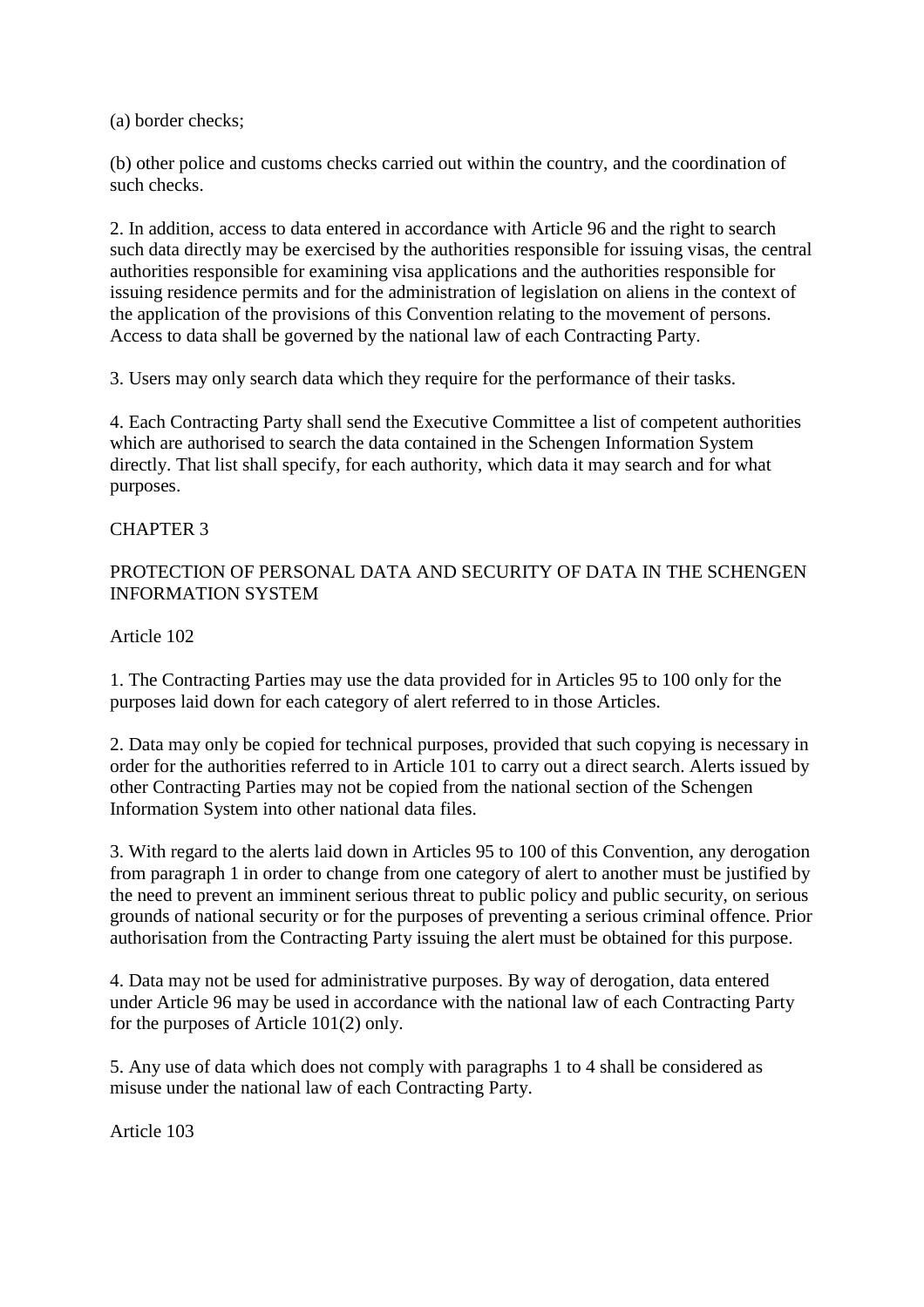(a) border checks;

(b) other police and customs checks carried out within the country, and the coordination of such checks.

2. In addition, access to data entered in accordance with Article 96 and the right to search such data directly may be exercised by the authorities responsible for issuing visas, the central authorities responsible for examining visa applications and the authorities responsible for issuing residence permits and for the administration of legislation on aliens in the context of the application of the provisions of this Convention relating to the movement of persons. Access to data shall be governed by the national law of each Contracting Party.

3. Users may only search data which they require for the performance of their tasks.

4. Each Contracting Party shall send the Executive Committee a list of competent authorities which are authorised to search the data contained in the Schengen Information System directly. That list shall specify, for each authority, which data it may search and for what purposes.

## CHAPTER 3

## PROTECTION OF PERSONAL DATA AND SECURITY OF DATA IN THE SCHENGEN INFORMATION SYSTEM

### Article 102

1. The Contracting Parties may use the data provided for in Articles 95 to 100 only for the purposes laid down for each category of alert referred to in those Articles.

2. Data may only be copied for technical purposes, provided that such copying is necessary in order for the authorities referred to in Article 101 to carry out a direct search. Alerts issued by other Contracting Parties may not be copied from the national section of the Schengen Information System into other national data files.

3. With regard to the alerts laid down in Articles 95 to 100 of this Convention, any derogation from paragraph 1 in order to change from one category of alert to another must be justified by the need to prevent an imminent serious threat to public policy and public security, on serious grounds of national security or for the purposes of preventing a serious criminal offence. Prior authorisation from the Contracting Party issuing the alert must be obtained for this purpose.

4. Data may not be used for administrative purposes. By way of derogation, data entered under Article 96 may be used in accordance with the national law of each Contracting Party for the purposes of Article 101(2) only.

5. Any use of data which does not comply with paragraphs 1 to 4 shall be considered as misuse under the national law of each Contracting Party.

### Article 103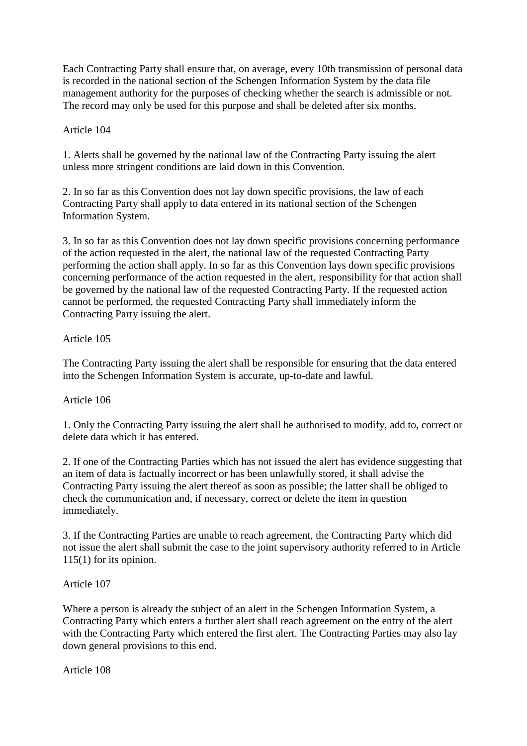Each Contracting Party shall ensure that, on average, every 10th transmission of personal data is recorded in the national section of the Schengen Information System by the data file management authority for the purposes of checking whether the search is admissible or not. The record may only be used for this purpose and shall be deleted after six months.

Article 104

1. Alerts shall be governed by the national law of the Contracting Party issuing the alert unless more stringent conditions are laid down in this Convention.

2. In so far as this Convention does not lay down specific provisions, the law of each Contracting Party shall apply to data entered in its national section of the Schengen Information System.

3. In so far as this Convention does not lay down specific provisions concerning performance of the action requested in the alert, the national law of the requested Contracting Party performing the action shall apply. In so far as this Convention lays down specific provisions concerning performance of the action requested in the alert, responsibility for that action shall be governed by the national law of the requested Contracting Party. If the requested action cannot be performed, the requested Contracting Party shall immediately inform the Contracting Party issuing the alert.

Article 105

The Contracting Party issuing the alert shall be responsible for ensuring that the data entered into the Schengen Information System is accurate, up-to-date and lawful.

Article 106

1. Only the Contracting Party issuing the alert shall be authorised to modify, add to, correct or delete data which it has entered.

2. If one of the Contracting Parties which has not issued the alert has evidence suggesting that an item of data is factually incorrect or has been unlawfully stored, it shall advise the Contracting Party issuing the alert thereof as soon as possible; the latter shall be obliged to check the communication and, if necessary, correct or delete the item in question immediately.

3. If the Contracting Parties are unable to reach agreement, the Contracting Party which did not issue the alert shall submit the case to the joint supervisory authority referred to in Article 115(1) for its opinion.

Article 107

Where a person is already the subject of an alert in the Schengen Information System, a Contracting Party which enters a further alert shall reach agreement on the entry of the alert with the Contracting Party which entered the first alert. The Contracting Parties may also lay down general provisions to this end.

Article 108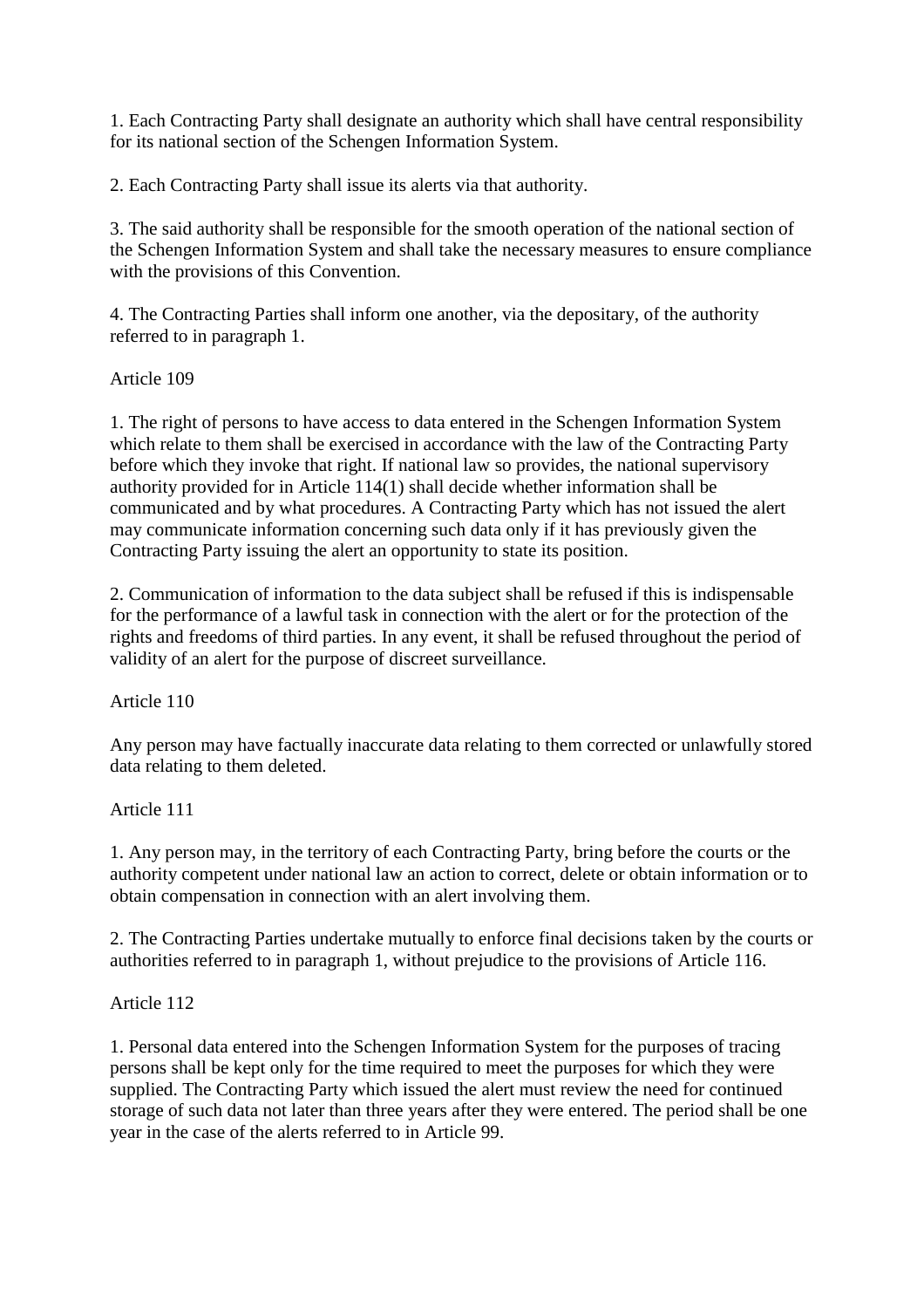1. Each Contracting Party shall designate an authority which shall have central responsibility for its national section of the Schengen Information System.

2. Each Contracting Party shall issue its alerts via that authority.

3. The said authority shall be responsible for the smooth operation of the national section of the Schengen Information System and shall take the necessary measures to ensure compliance with the provisions of this Convention.

4. The Contracting Parties shall inform one another, via the depositary, of the authority referred to in paragraph 1.

Article 109

1. The right of persons to have access to data entered in the Schengen Information System which relate to them shall be exercised in accordance with the law of the Contracting Party before which they invoke that right. If national law so provides, the national supervisory authority provided for in Article 114(1) shall decide whether information shall be communicated and by what procedures. A Contracting Party which has not issued the alert may communicate information concerning such data only if it has previously given the Contracting Party issuing the alert an opportunity to state its position.

2. Communication of information to the data subject shall be refused if this is indispensable for the performance of a lawful task in connection with the alert or for the protection of the rights and freedoms of third parties. In any event, it shall be refused throughout the period of validity of an alert for the purpose of discreet surveillance.

Article 110

Any person may have factually inaccurate data relating to them corrected or unlawfully stored data relating to them deleted.

Article 111

1. Any person may, in the territory of each Contracting Party, bring before the courts or the authority competent under national law an action to correct, delete or obtain information or to obtain compensation in connection with an alert involving them.

2. The Contracting Parties undertake mutually to enforce final decisions taken by the courts or authorities referred to in paragraph 1, without prejudice to the provisions of Article 116.

Article 112

1. Personal data entered into the Schengen Information System for the purposes of tracing persons shall be kept only for the time required to meet the purposes for which they were supplied. The Contracting Party which issued the alert must review the need for continued storage of such data not later than three years after they were entered. The period shall be one year in the case of the alerts referred to in Article 99.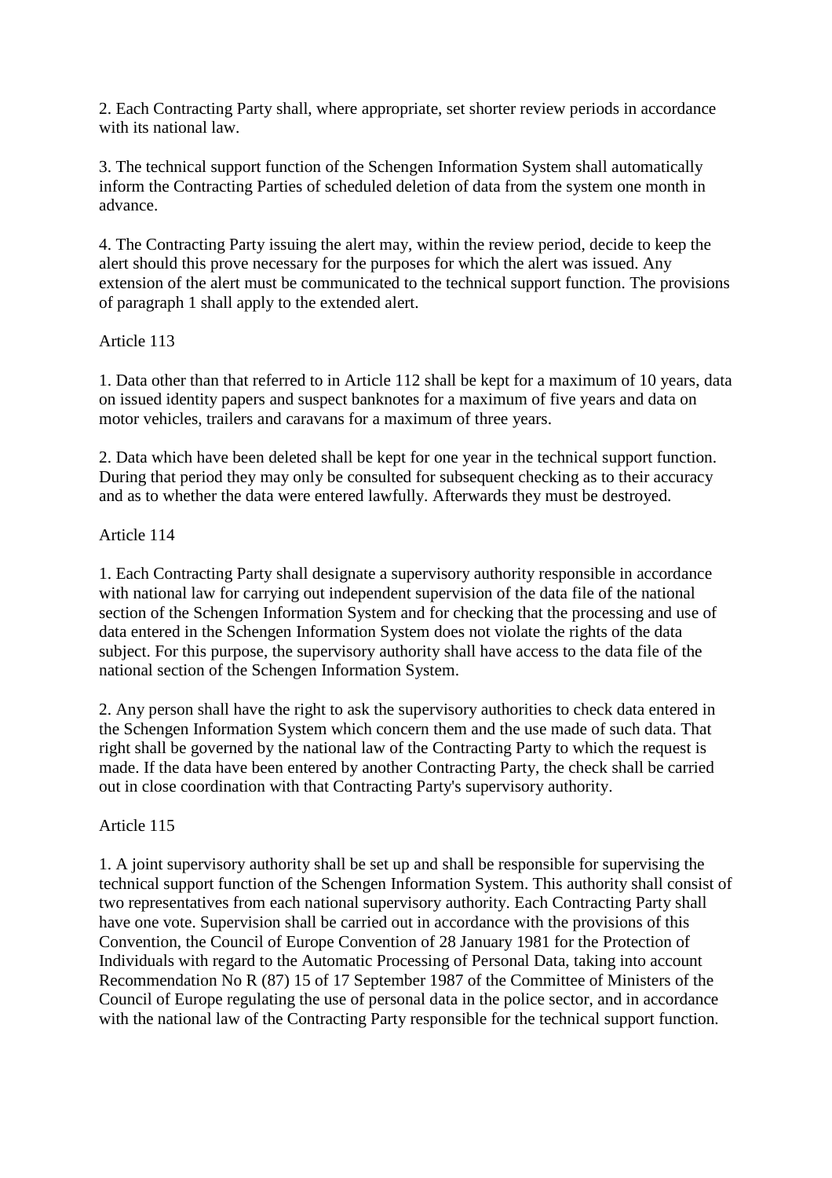2. Each Contracting Party shall, where appropriate, set shorter review periods in accordance with its national law.

3. The technical support function of the Schengen Information System shall automatically inform the Contracting Parties of scheduled deletion of data from the system one month in advance.

4. The Contracting Party issuing the alert may, within the review period, decide to keep the alert should this prove necessary for the purposes for which the alert was issued. Any extension of the alert must be communicated to the technical support function. The provisions of paragraph 1 shall apply to the extended alert.

Article 113

1. Data other than that referred to in Article 112 shall be kept for a maximum of 10 years, data on issued identity papers and suspect banknotes for a maximum of five years and data on motor vehicles, trailers and caravans for a maximum of three years.

2. Data which have been deleted shall be kept for one year in the technical support function. During that period they may only be consulted for subsequent checking as to their accuracy and as to whether the data were entered lawfully. Afterwards they must be destroyed.

Article 114

1. Each Contracting Party shall designate a supervisory authority responsible in accordance with national law for carrying out independent supervision of the data file of the national section of the Schengen Information System and for checking that the processing and use of data entered in the Schengen Information System does not violate the rights of the data subject. For this purpose, the supervisory authority shall have access to the data file of the national section of the Schengen Information System.

2. Any person shall have the right to ask the supervisory authorities to check data entered in the Schengen Information System which concern them and the use made of such data. That right shall be governed by the national law of the Contracting Party to which the request is made. If the data have been entered by another Contracting Party, the check shall be carried out in close coordination with that Contracting Party's supervisory authority.

Article 115

1. A joint supervisory authority shall be set up and shall be responsible for supervising the technical support function of the Schengen Information System. This authority shall consist of two representatives from each national supervisory authority. Each Contracting Party shall have one vote. Supervision shall be carried out in accordance with the provisions of this Convention, the Council of Europe Convention of 28 January 1981 for the Protection of Individuals with regard to the Automatic Processing of Personal Data, taking into account Recommendation No R (87) 15 of 17 September 1987 of the Committee of Ministers of the Council of Europe regulating the use of personal data in the police sector, and in accordance with the national law of the Contracting Party responsible for the technical support function.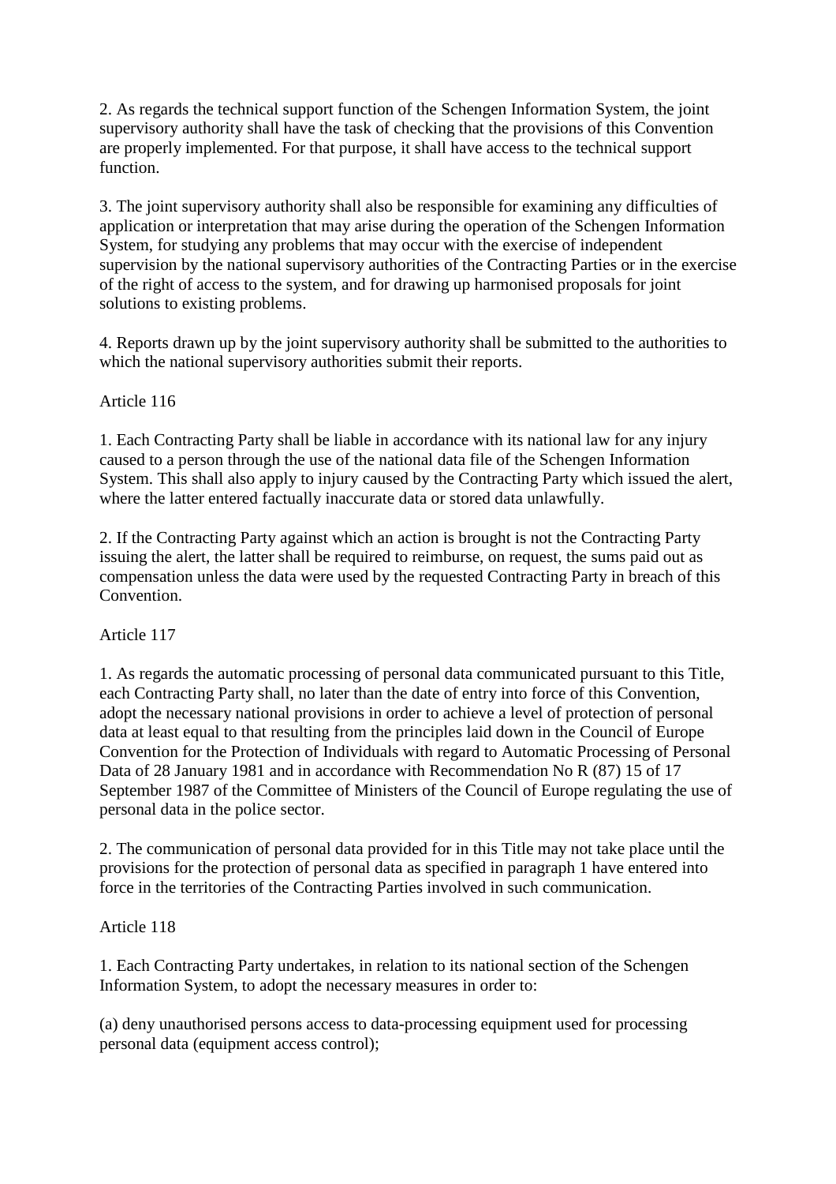2. As regards the technical support function of the Schengen Information System, the joint supervisory authority shall have the task of checking that the provisions of this Convention are properly implemented. For that purpose, it shall have access to the technical support function.

3. The joint supervisory authority shall also be responsible for examining any difficulties of application or interpretation that may arise during the operation of the Schengen Information System, for studying any problems that may occur with the exercise of independent supervision by the national supervisory authorities of the Contracting Parties or in the exercise of the right of access to the system, and for drawing up harmonised proposals for joint solutions to existing problems.

4. Reports drawn up by the joint supervisory authority shall be submitted to the authorities to which the national supervisory authorities submit their reports.

Article 116

1. Each Contracting Party shall be liable in accordance with its national law for any injury caused to a person through the use of the national data file of the Schengen Information System. This shall also apply to injury caused by the Contracting Party which issued the alert, where the latter entered factually inaccurate data or stored data unlawfully.

2. If the Contracting Party against which an action is brought is not the Contracting Party issuing the alert, the latter shall be required to reimburse, on request, the sums paid out as compensation unless the data were used by the requested Contracting Party in breach of this Convention.

Article 117

1. As regards the automatic processing of personal data communicated pursuant to this Title, each Contracting Party shall, no later than the date of entry into force of this Convention, adopt the necessary national provisions in order to achieve a level of protection of personal data at least equal to that resulting from the principles laid down in the Council of Europe Convention for the Protection of Individuals with regard to Automatic Processing of Personal Data of 28 January 1981 and in accordance with Recommendation No R (87) 15 of 17 September 1987 of the Committee of Ministers of the Council of Europe regulating the use of personal data in the police sector.

2. The communication of personal data provided for in this Title may not take place until the provisions for the protection of personal data as specified in paragraph 1 have entered into force in the territories of the Contracting Parties involved in such communication.

Article 118

1. Each Contracting Party undertakes, in relation to its national section of the Schengen Information System, to adopt the necessary measures in order to:

(a) deny unauthorised persons access to data-processing equipment used for processing personal data (equipment access control);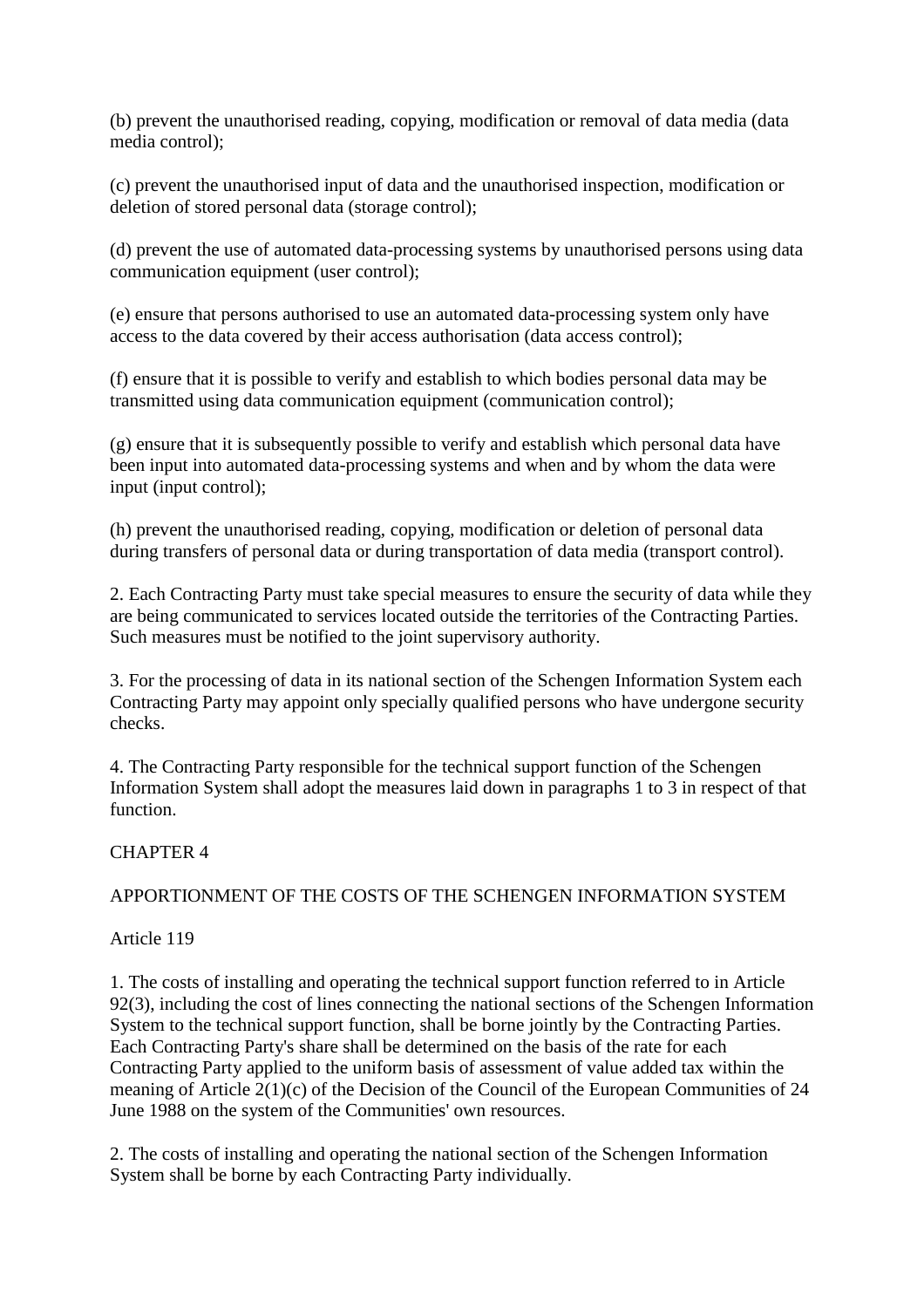(b) prevent the unauthorised reading, copying, modification or removal of data media (data media control);

(c) prevent the unauthorised input of data and the unauthorised inspection, modification or deletion of stored personal data (storage control);

(d) prevent the use of automated data-processing systems by unauthorised persons using data communication equipment (user control);

(e) ensure that persons authorised to use an automated data-processing system only have access to the data covered by their access authorisation (data access control);

(f) ensure that it is possible to verify and establish to which bodies personal data may be transmitted using data communication equipment (communication control);

(g) ensure that it is subsequently possible to verify and establish which personal data have been input into automated data-processing systems and when and by whom the data were input (input control);

(h) prevent the unauthorised reading, copying, modification or deletion of personal data during transfers of personal data or during transportation of data media (transport control).

2. Each Contracting Party must take special measures to ensure the security of data while they are being communicated to services located outside the territories of the Contracting Parties. Such measures must be notified to the joint supervisory authority.

3. For the processing of data in its national section of the Schengen Information System each Contracting Party may appoint only specially qualified persons who have undergone security checks.

4. The Contracting Party responsible for the technical support function of the Schengen Information System shall adopt the measures laid down in paragraphs 1 to 3 in respect of that function.

## CHAPTER 4

## APPORTIONMENT OF THE COSTS OF THE SCHENGEN INFORMATION SYSTEM

### Article 119

1. The costs of installing and operating the technical support function referred to in Article 92(3), including the cost of lines connecting the national sections of the Schengen Information System to the technical support function, shall be borne jointly by the Contracting Parties. Each Contracting Party's share shall be determined on the basis of the rate for each Contracting Party applied to the uniform basis of assessment of value added tax within the meaning of Article 2(1)(c) of the Decision of the Council of the European Communities of 24 June 1988 on the system of the Communities' own resources.

2. The costs of installing and operating the national section of the Schengen Information System shall be borne by each Contracting Party individually.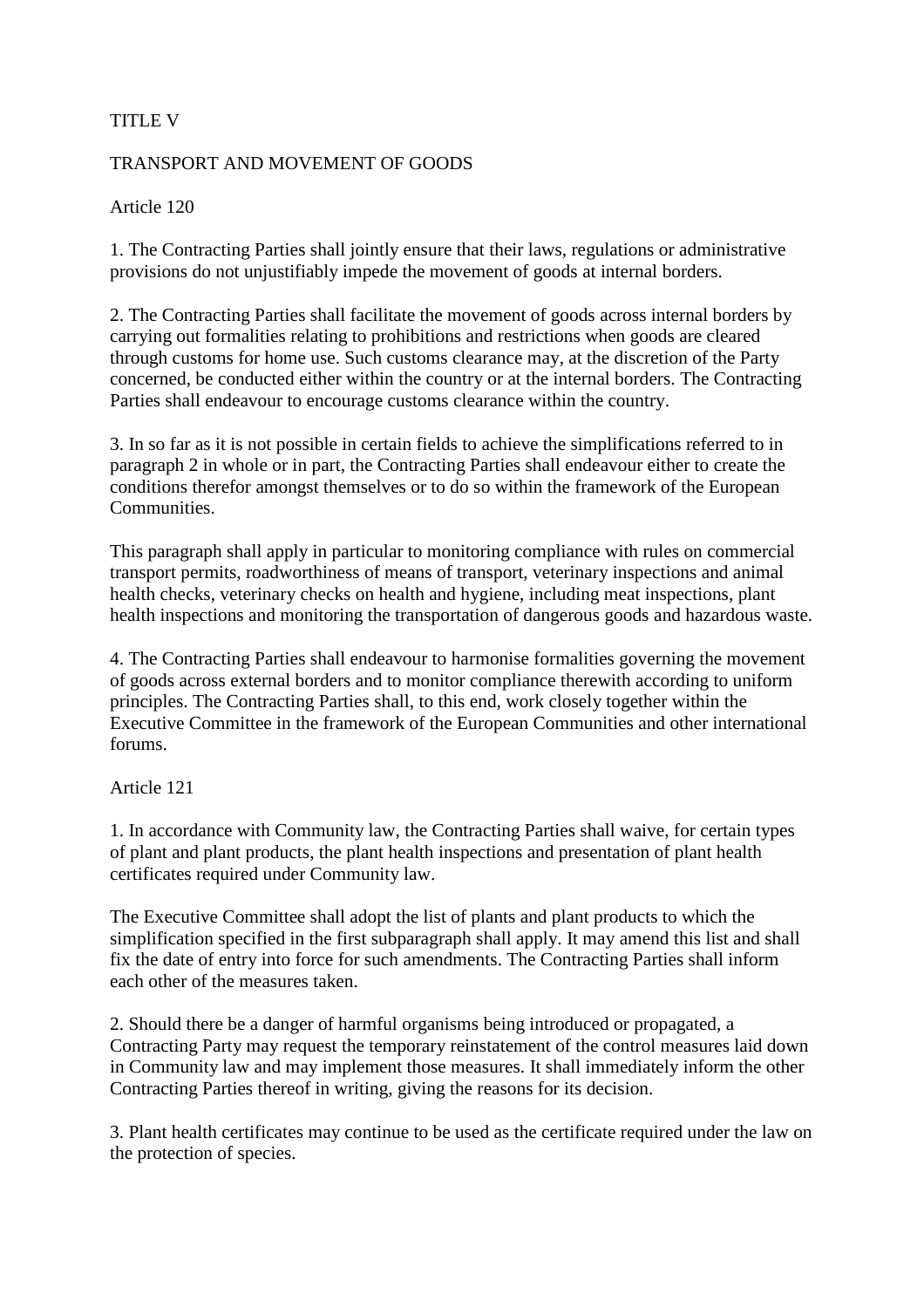## TITLE V

## TRANSPORT AND MOVEMENT OF GOODS

### Article 120

1. The Contracting Parties shall jointly ensure that their laws, regulations or administrative provisions do not unjustifiably impede the movement of goods at internal borders.

2. The Contracting Parties shall facilitate the movement of goods across internal borders by carrying out formalities relating to prohibitions and restrictions when goods are cleared through customs for home use. Such customs clearance may, at the discretion of the Party concerned, be conducted either within the country or at the internal borders. The Contracting Parties shall endeavour to encourage customs clearance within the country.

3. In so far as it is not possible in certain fields to achieve the simplifications referred to in paragraph 2 in whole or in part, the Contracting Parties shall endeavour either to create the conditions therefor amongst themselves or to do so within the framework of the European Communities.

This paragraph shall apply in particular to monitoring compliance with rules on commercial transport permits, roadworthiness of means of transport, veterinary inspections and animal health checks, veterinary checks on health and hygiene, including meat inspections, plant health inspections and monitoring the transportation of dangerous goods and hazardous waste.

4. The Contracting Parties shall endeavour to harmonise formalities governing the movement of goods across external borders and to monitor compliance therewith according to uniform principles. The Contracting Parties shall, to this end, work closely together within the Executive Committee in the framework of the European Communities and other international forums.

### Article 121

1. In accordance with Community law, the Contracting Parties shall waive, for certain types of plant and plant products, the plant health inspections and presentation of plant health certificates required under Community law.

The Executive Committee shall adopt the list of plants and plant products to which the simplification specified in the first subparagraph shall apply. It may amend this list and shall fix the date of entry into force for such amendments. The Contracting Parties shall inform each other of the measures taken.

2. Should there be a danger of harmful organisms being introduced or propagated, a Contracting Party may request the temporary reinstatement of the control measures laid down in Community law and may implement those measures. It shall immediately inform the other Contracting Parties thereof in writing, giving the reasons for its decision.

3. Plant health certificates may continue to be used as the certificate required under the law on the protection of species.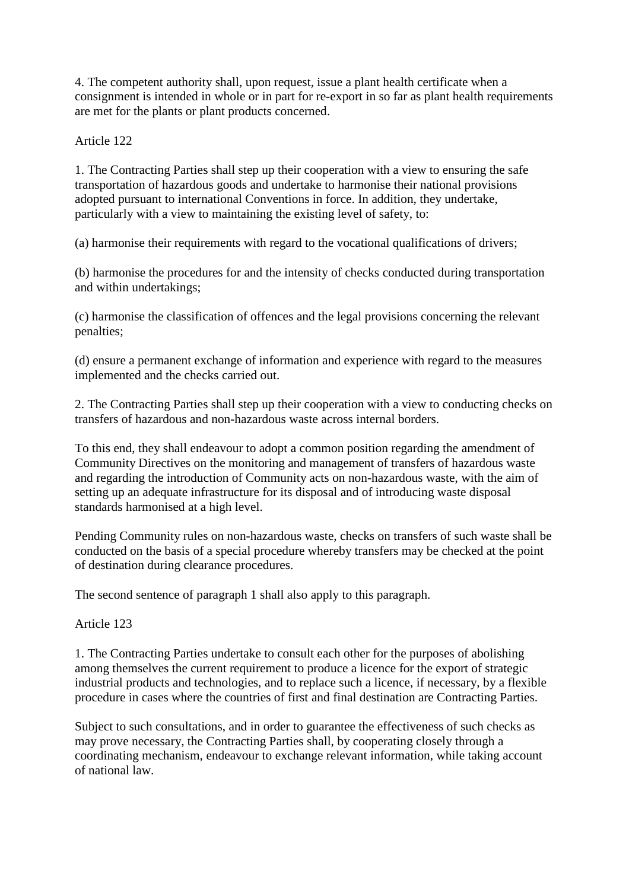4. The competent authority shall, upon request, issue a plant health certificate when a consignment is intended in whole or in part for re-export in so far as plant health requirements are met for the plants or plant products concerned.

Article 122

1. The Contracting Parties shall step up their cooperation with a view to ensuring the safe transportation of hazardous goods and undertake to harmonise their national provisions adopted pursuant to international Conventions in force. In addition, they undertake, particularly with a view to maintaining the existing level of safety, to:

(a) harmonise their requirements with regard to the vocational qualifications of drivers;

(b) harmonise the procedures for and the intensity of checks conducted during transportation and within undertakings;

(c) harmonise the classification of offences and the legal provisions concerning the relevant penalties;

(d) ensure a permanent exchange of information and experience with regard to the measures implemented and the checks carried out.

2. The Contracting Parties shall step up their cooperation with a view to conducting checks on transfers of hazardous and non-hazardous waste across internal borders.

To this end, they shall endeavour to adopt a common position regarding the amendment of Community Directives on the monitoring and management of transfers of hazardous waste and regarding the introduction of Community acts on non-hazardous waste, with the aim of setting up an adequate infrastructure for its disposal and of introducing waste disposal standards harmonised at a high level.

Pending Community rules on non-hazardous waste, checks on transfers of such waste shall be conducted on the basis of a special procedure whereby transfers may be checked at the point of destination during clearance procedures.

The second sentence of paragraph 1 shall also apply to this paragraph.

Article 123

1. The Contracting Parties undertake to consult each other for the purposes of abolishing among themselves the current requirement to produce a licence for the export of strategic industrial products and technologies, and to replace such a licence, if necessary, by a flexible procedure in cases where the countries of first and final destination are Contracting Parties.

Subject to such consultations, and in order to guarantee the effectiveness of such checks as may prove necessary, the Contracting Parties shall, by cooperating closely through a coordinating mechanism, endeavour to exchange relevant information, while taking account of national law.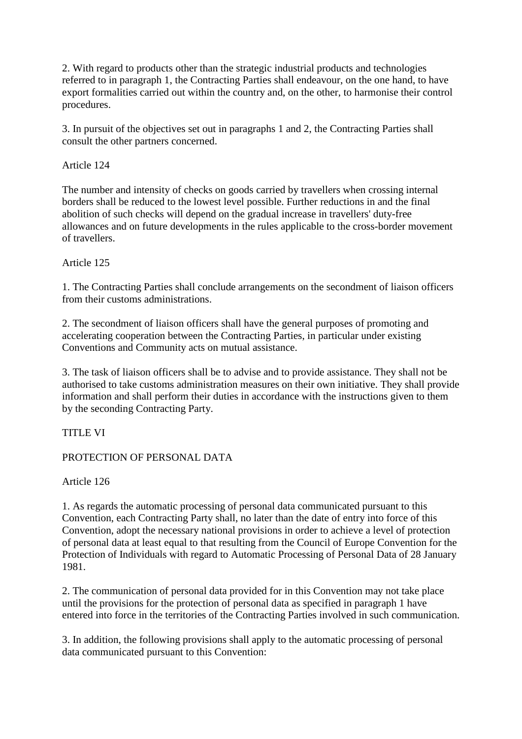2. With regard to products other than the strategic industrial products and technologies referred to in paragraph 1, the Contracting Parties shall endeavour, on the one hand, to have export formalities carried out within the country and, on the other, to harmonise their control procedures.

3. In pursuit of the objectives set out in paragraphs 1 and 2, the Contracting Parties shall consult the other partners concerned.

Article 124

The number and intensity of checks on goods carried by travellers when crossing internal borders shall be reduced to the lowest level possible. Further reductions in and the final abolition of such checks will depend on the gradual increase in travellers' duty-free allowances and on future developments in the rules applicable to the cross-border movement of travellers.

Article 125

1. The Contracting Parties shall conclude arrangements on the secondment of liaison officers from their customs administrations.

2. The secondment of liaison officers shall have the general purposes of promoting and accelerating cooperation between the Contracting Parties, in particular under existing Conventions and Community acts on mutual assistance.

3. The task of liaison officers shall be to advise and to provide assistance. They shall not be authorised to take customs administration measures on their own initiative. They shall provide information and shall perform their duties in accordance with the instructions given to them by the seconding Contracting Party.

TITLE VI

PROTECTION OF PERSONAL DATA

Article 126

1. As regards the automatic processing of personal data communicated pursuant to this Convention, each Contracting Party shall, no later than the date of entry into force of this Convention, adopt the necessary national provisions in order to achieve a level of protection of personal data at least equal to that resulting from the Council of Europe Convention for the Protection of Individuals with regard to Automatic Processing of Personal Data of 28 January 1981.

2. The communication of personal data provided for in this Convention may not take place until the provisions for the protection of personal data as specified in paragraph 1 have entered into force in the territories of the Contracting Parties involved in such communication.

3. In addition, the following provisions shall apply to the automatic processing of personal data communicated pursuant to this Convention: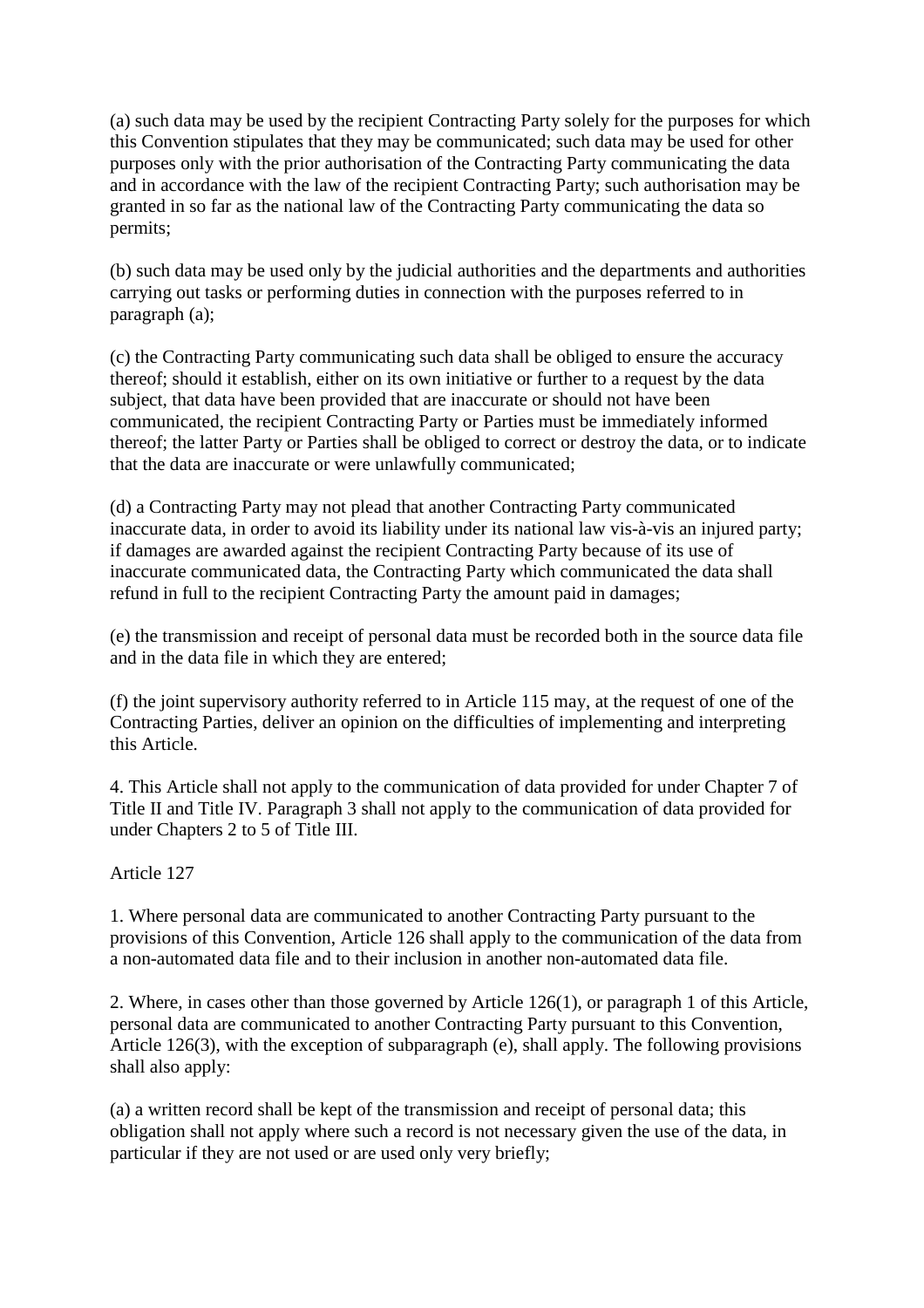(a) such data may be used by the recipient Contracting Party solely for the purposes for which this Convention stipulates that they may be communicated; such data may be used for other purposes only with the prior authorisation of the Contracting Party communicating the data and in accordance with the law of the recipient Contracting Party; such authorisation may be granted in so far as the national law of the Contracting Party communicating the data so permits;

(b) such data may be used only by the judicial authorities and the departments and authorities carrying out tasks or performing duties in connection with the purposes referred to in paragraph (a);

(c) the Contracting Party communicating such data shall be obliged to ensure the accuracy thereof; should it establish, either on its own initiative or further to a request by the data subject, that data have been provided that are inaccurate or should not have been communicated, the recipient Contracting Party or Parties must be immediately informed thereof; the latter Party or Parties shall be obliged to correct or destroy the data, or to indicate that the data are inaccurate or were unlawfully communicated;

(d) a Contracting Party may not plead that another Contracting Party communicated inaccurate data, in order to avoid its liability under its national law vis-à-vis an injured party; if damages are awarded against the recipient Contracting Party because of its use of inaccurate communicated data, the Contracting Party which communicated the data shall refund in full to the recipient Contracting Party the amount paid in damages;

(e) the transmission and receipt of personal data must be recorded both in the source data file and in the data file in which they are entered;

(f) the joint supervisory authority referred to in Article 115 may, at the request of one of the Contracting Parties, deliver an opinion on the difficulties of implementing and interpreting this Article.

4. This Article shall not apply to the communication of data provided for under Chapter 7 of Title II and Title IV. Paragraph 3 shall not apply to the communication of data provided for under Chapters 2 to 5 of Title III.

Article 127

1. Where personal data are communicated to another Contracting Party pursuant to the provisions of this Convention, Article 126 shall apply to the communication of the data from a non-automated data file and to their inclusion in another non-automated data file.

2. Where, in cases other than those governed by Article 126(1), or paragraph 1 of this Article, personal data are communicated to another Contracting Party pursuant to this Convention, Article 126(3), with the exception of subparagraph (e), shall apply. The following provisions shall also apply:

(a) a written record shall be kept of the transmission and receipt of personal data; this obligation shall not apply where such a record is not necessary given the use of the data, in particular if they are not used or are used only very briefly;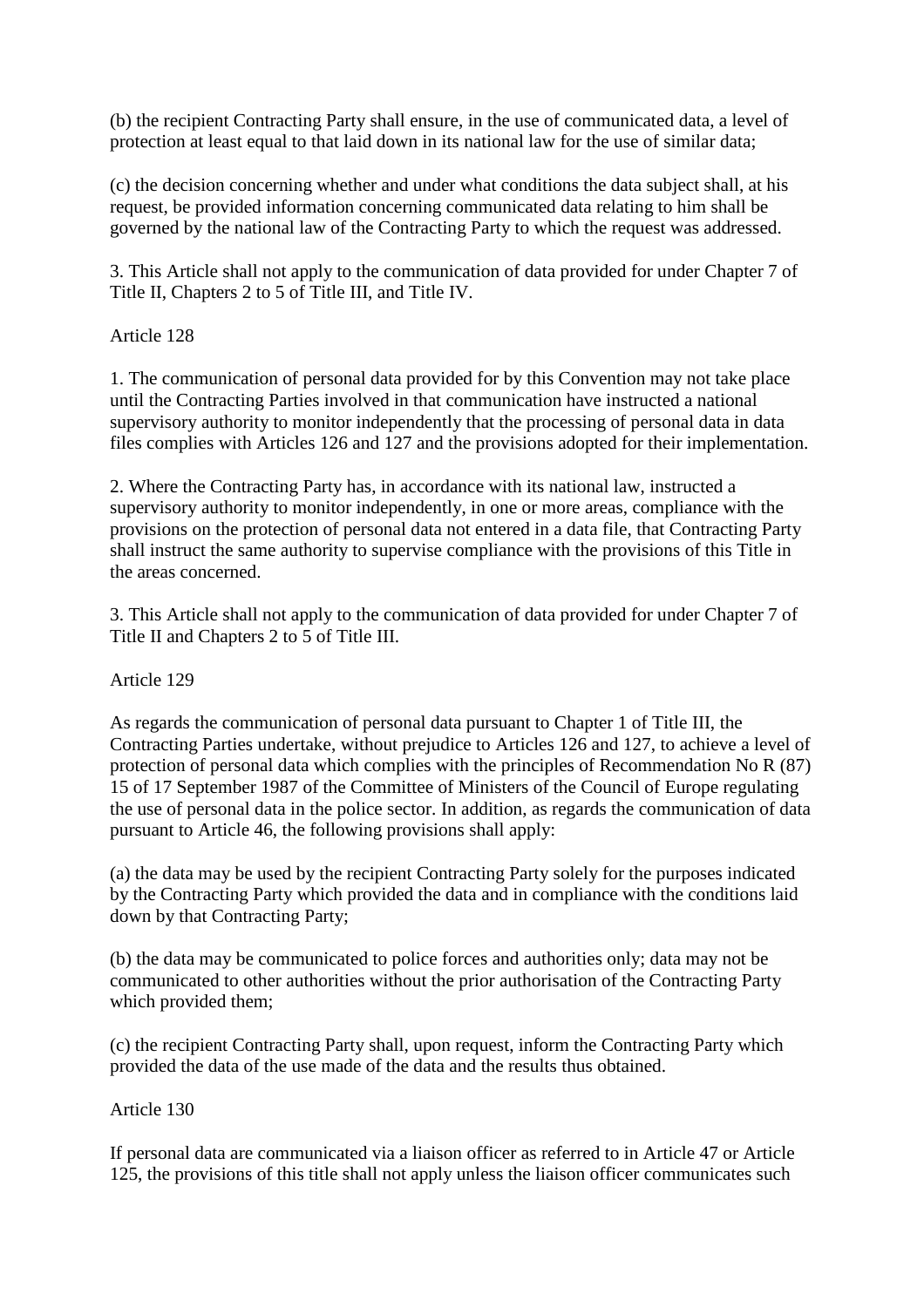(b) the recipient Contracting Party shall ensure, in the use of communicated data, a level of protection at least equal to that laid down in its national law for the use of similar data;

(c) the decision concerning whether and under what conditions the data subject shall, at his request, be provided information concerning communicated data relating to him shall be governed by the national law of the Contracting Party to which the request was addressed.

3. This Article shall not apply to the communication of data provided for under Chapter 7 of Title II, Chapters 2 to 5 of Title III, and Title IV.

Article 128

1. The communication of personal data provided for by this Convention may not take place until the Contracting Parties involved in that communication have instructed a national supervisory authority to monitor independently that the processing of personal data in data files complies with Articles 126 and 127 and the provisions adopted for their implementation.

2. Where the Contracting Party has, in accordance with its national law, instructed a supervisory authority to monitor independently, in one or more areas, compliance with the provisions on the protection of personal data not entered in a data file, that Contracting Party shall instruct the same authority to supervise compliance with the provisions of this Title in the areas concerned.

3. This Article shall not apply to the communication of data provided for under Chapter 7 of Title II and Chapters 2 to 5 of Title III.

Article 129

As regards the communication of personal data pursuant to Chapter 1 of Title III, the Contracting Parties undertake, without prejudice to Articles 126 and 127, to achieve a level of protection of personal data which complies with the principles of Recommendation No R (87) 15 of 17 September 1987 of the Committee of Ministers of the Council of Europe regulating the use of personal data in the police sector. In addition, as regards the communication of data pursuant to Article 46, the following provisions shall apply:

(a) the data may be used by the recipient Contracting Party solely for the purposes indicated by the Contracting Party which provided the data and in compliance with the conditions laid down by that Contracting Party;

(b) the data may be communicated to police forces and authorities only; data may not be communicated to other authorities without the prior authorisation of the Contracting Party which provided them;

(c) the recipient Contracting Party shall, upon request, inform the Contracting Party which provided the data of the use made of the data and the results thus obtained.

Article 130

If personal data are communicated via a liaison officer as referred to in Article 47 or Article 125, the provisions of this title shall not apply unless the liaison officer communicates such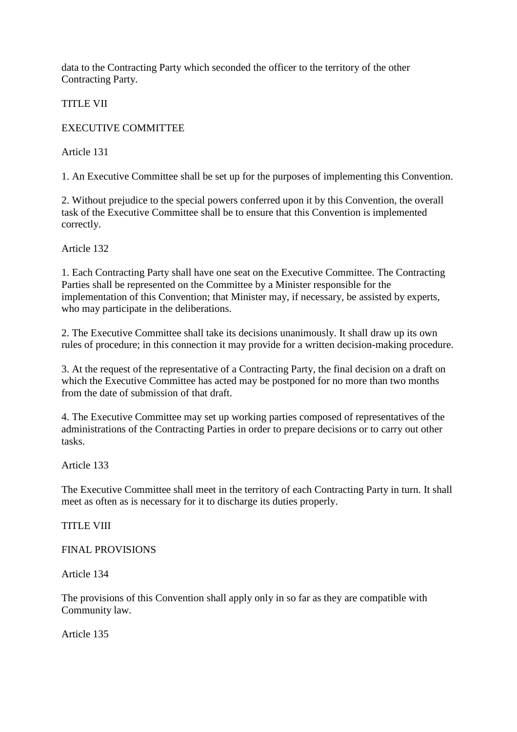data to the Contracting Party which seconded the officer to the territory of the other Contracting Party.

## TITLE VII

## EXECUTIVE COMMITTEE

### Article 131

1. An Executive Committee shall be set up for the purposes of implementing this Convention.

2. Without prejudice to the special powers conferred upon it by this Convention, the overall task of the Executive Committee shall be to ensure that this Convention is implemented correctly.

### Article 132

1. Each Contracting Party shall have one seat on the Executive Committee. The Contracting Parties shall be represented on the Committee by a Minister responsible for the implementation of this Convention; that Minister may, if necessary, be assisted by experts, who may participate in the deliberations.

2. The Executive Committee shall take its decisions unanimously. It shall draw up its own rules of procedure; in this connection it may provide for a written decision-making procedure.

3. At the request of the representative of a Contracting Party, the final decision on a draft on which the Executive Committee has acted may be postponed for no more than two months from the date of submission of that draft.

4. The Executive Committee may set up working parties composed of representatives of the administrations of the Contracting Parties in order to prepare decisions or to carry out other tasks.

### Article 133

The Executive Committee shall meet in the territory of each Contracting Party in turn. It shall meet as often as is necessary for it to discharge its duties properly.

## TITLE VIII

## FINAL PROVISIONS

### Article 134

The provisions of this Convention shall apply only in so far as they are compatible with Community law.

### Article 135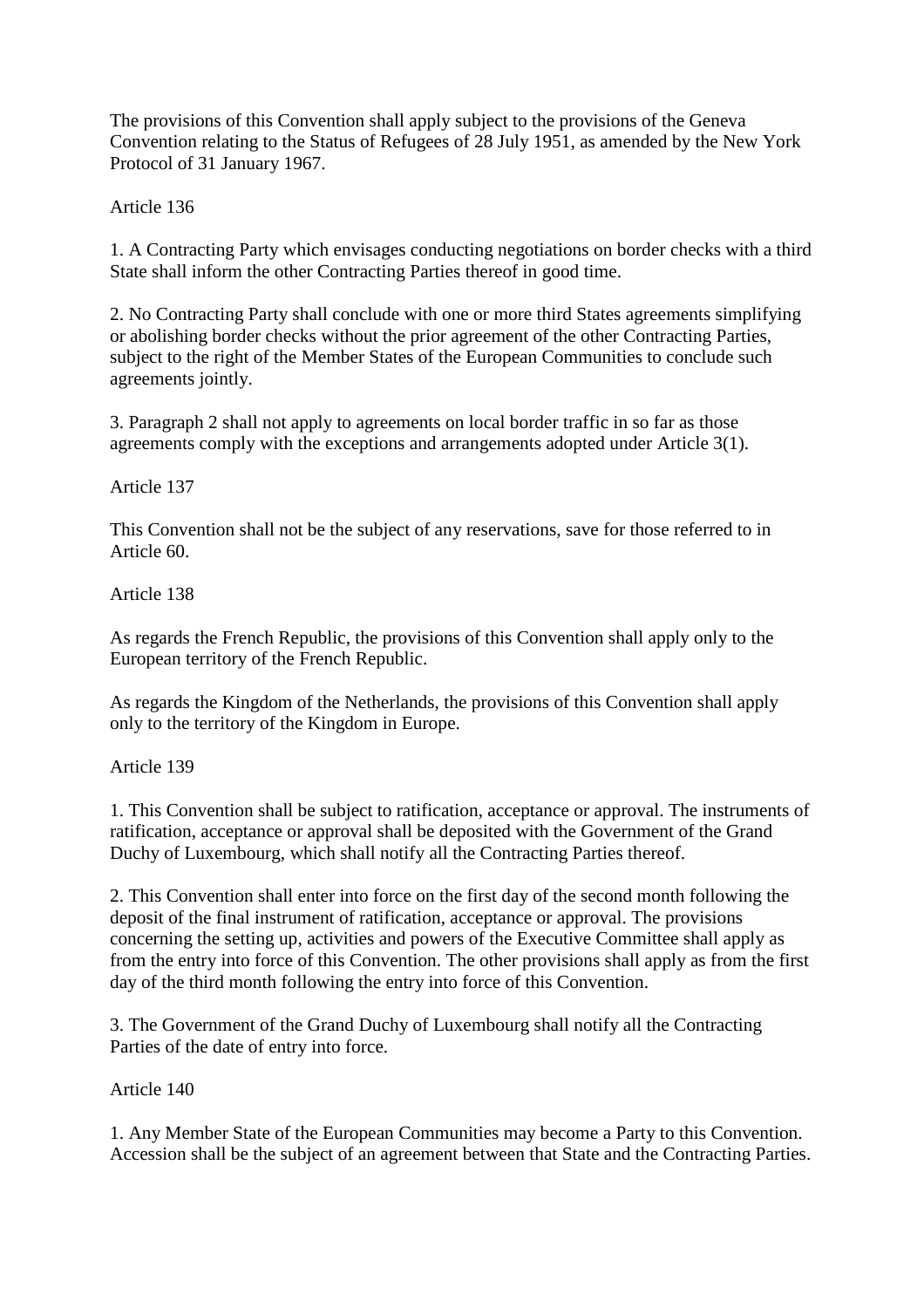The provisions of this Convention shall apply subject to the provisions of the Geneva Convention relating to the Status of Refugees of 28 July 1951, as amended by the New York Protocol of 31 January 1967.

Article 136

1. A Contracting Party which envisages conducting negotiations on border checks with a third State shall inform the other Contracting Parties thereof in good time.

2. No Contracting Party shall conclude with one or more third States agreements simplifying or abolishing border checks without the prior agreement of the other Contracting Parties, subject to the right of the Member States of the European Communities to conclude such agreements jointly.

3. Paragraph 2 shall not apply to agreements on local border traffic in so far as those agreements comply with the exceptions and arrangements adopted under Article 3(1).

Article 137

This Convention shall not be the subject of any reservations, save for those referred to in Article 60.

Article 138

As regards the French Republic, the provisions of this Convention shall apply only to the European territory of the French Republic.

As regards the Kingdom of the Netherlands, the provisions of this Convention shall apply only to the territory of the Kingdom in Europe.

Article 139

1. This Convention shall be subject to ratification, acceptance or approval. The instruments of ratification, acceptance or approval shall be deposited with the Government of the Grand Duchy of Luxembourg, which shall notify all the Contracting Parties thereof.

2. This Convention shall enter into force on the first day of the second month following the deposit of the final instrument of ratification, acceptance or approval. The provisions concerning the setting up, activities and powers of the Executive Committee shall apply as from the entry into force of this Convention. The other provisions shall apply as from the first day of the third month following the entry into force of this Convention.

3. The Government of the Grand Duchy of Luxembourg shall notify all the Contracting Parties of the date of entry into force.

Article 140

1. Any Member State of the European Communities may become a Party to this Convention. Accession shall be the subject of an agreement between that State and the Contracting Parties.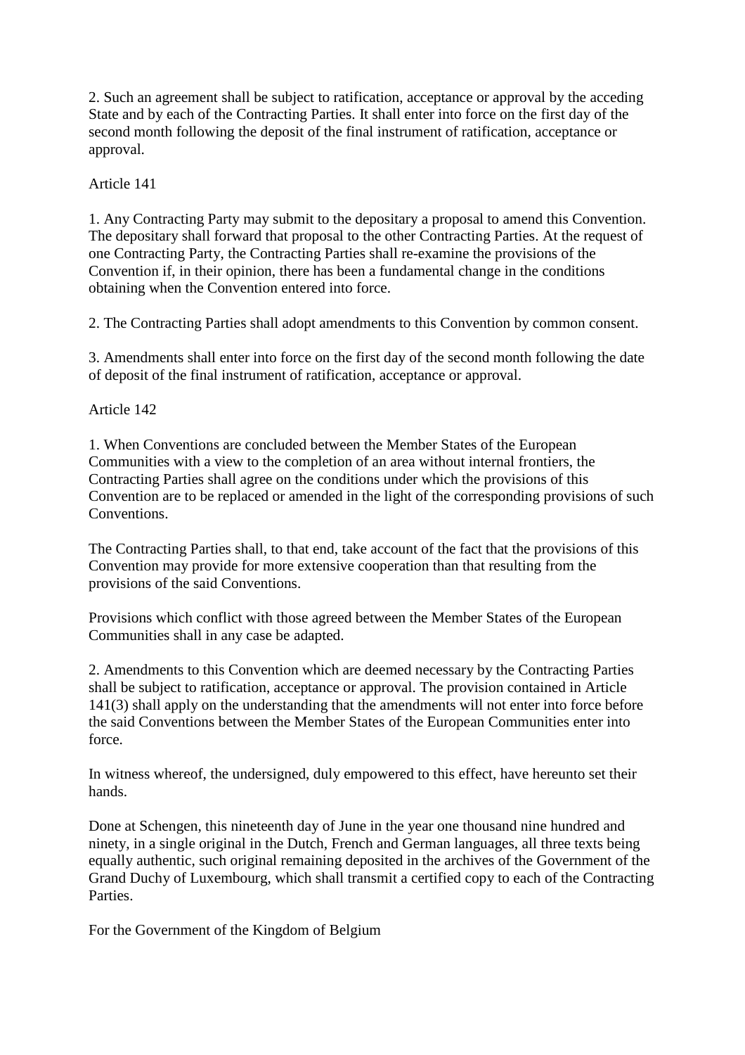2. Such an agreement shall be subject to ratification, acceptance or approval by the acceding State and by each of the Contracting Parties. It shall enter into force on the first day of the second month following the deposit of the final instrument of ratification, acceptance or approval.

Article 141

1. Any Contracting Party may submit to the depositary a proposal to amend this Convention. The depositary shall forward that proposal to the other Contracting Parties. At the request of one Contracting Party, the Contracting Parties shall re-examine the provisions of the Convention if, in their opinion, there has been a fundamental change in the conditions obtaining when the Convention entered into force.

2. The Contracting Parties shall adopt amendments to this Convention by common consent.

3. Amendments shall enter into force on the first day of the second month following the date of deposit of the final instrument of ratification, acceptance or approval.

Article 142

1. When Conventions are concluded between the Member States of the European Communities with a view to the completion of an area without internal frontiers, the Contracting Parties shall agree on the conditions under which the provisions of this Convention are to be replaced or amended in the light of the corresponding provisions of such Conventions.

The Contracting Parties shall, to that end, take account of the fact that the provisions of this Convention may provide for more extensive cooperation than that resulting from the provisions of the said Conventions.

Provisions which conflict with those agreed between the Member States of the European Communities shall in any case be adapted.

2. Amendments to this Convention which are deemed necessary by the Contracting Parties shall be subject to ratification, acceptance or approval. The provision contained in Article 141(3) shall apply on the understanding that the amendments will not enter into force before the said Conventions between the Member States of the European Communities enter into force.

In witness whereof, the undersigned, duly empowered to this effect, have hereunto set their hands.

Done at Schengen, this nineteenth day of June in the year one thousand nine hundred and ninety, in a single original in the Dutch, French and German languages, all three texts being equally authentic, such original remaining deposited in the archives of the Government of the Grand Duchy of Luxembourg, which shall transmit a certified copy to each of the Contracting Parties.

For the Government of the Kingdom of Belgium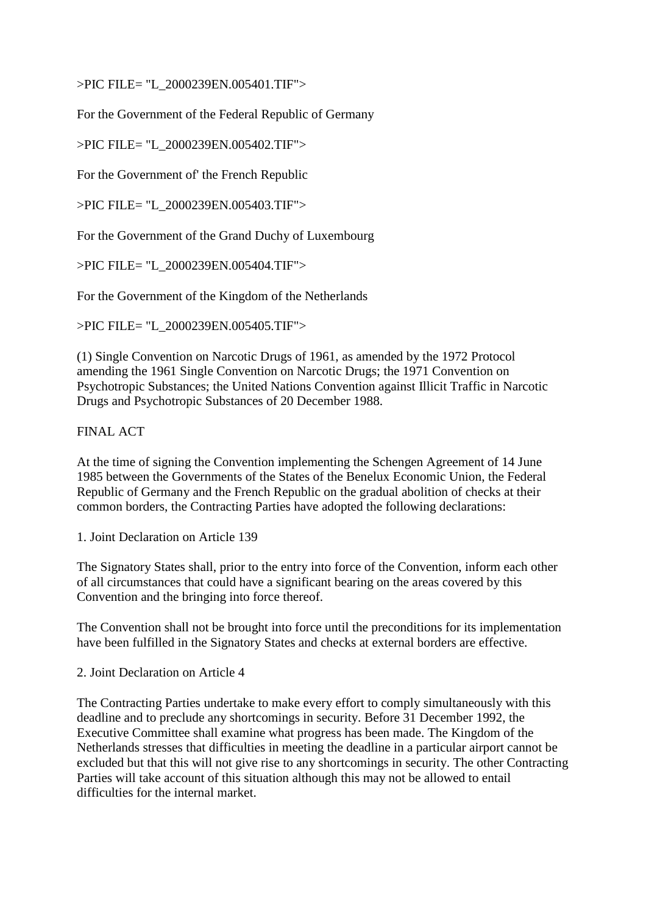>PIC FILE= "L_2000239EN.005401.TIF">

For the Government of the Federal Republic of Germany

>PIC FILE= "L_2000239EN.005402.TIF">

For the Government of' the French Republic

>PIC FILE= "L_2000239EN.005403.TIF">

For the Government of the Grand Duchy of Luxembourg

>PIC FILE= "L_2000239EN.005404.TIF">

For the Government of the Kingdom of the Netherlands

>PIC FILE= "L_2000239EN.005405.TIF">

(1) Single Convention on Narcotic Drugs of 1961, as amended by the 1972 Protocol amending the 1961 Single Convention on Narcotic Drugs; the 1971 Convention on Psychotropic Substances; the United Nations Convention against Illicit Traffic in Narcotic Drugs and Psychotropic Substances of 20 December 1988.

FINAL ACT

At the time of signing the Convention implementing the Schengen Agreement of 14 June 1985 between the Governments of the States of the Benelux Economic Union, the Federal Republic of Germany and the French Republic on the gradual abolition of checks at their common borders, the Contracting Parties have adopted the following declarations:

1. Joint Declaration on Article 139

The Signatory States shall, prior to the entry into force of the Convention, inform each other of all circumstances that could have a significant bearing on the areas covered by this Convention and the bringing into force thereof.

The Convention shall not be brought into force until the preconditions for its implementation have been fulfilled in the Signatory States and checks at external borders are effective.

2. Joint Declaration on Article 4

The Contracting Parties undertake to make every effort to comply simultaneously with this deadline and to preclude any shortcomings in security. Before 31 December 1992, the Executive Committee shall examine what progress has been made. The Kingdom of the Netherlands stresses that difficulties in meeting the deadline in a particular airport cannot be excluded but that this will not give rise to any shortcomings in security. The other Contracting Parties will take account of this situation although this may not be allowed to entail difficulties for the internal market.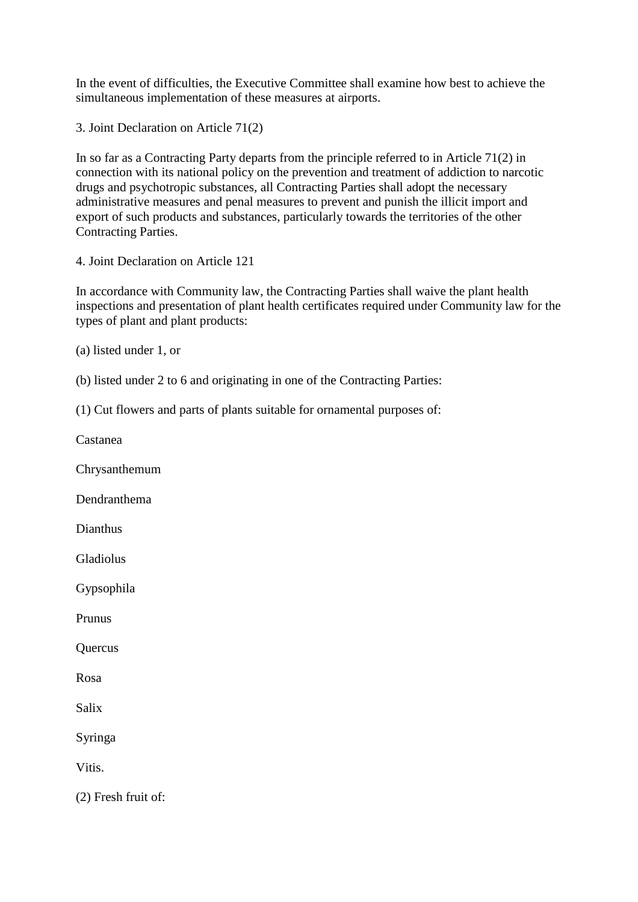In the event of difficulties, the Executive Committee shall examine how best to achieve the simultaneous implementation of these measures at airports.

3. Joint Declaration on Article 71(2)

In so far as a Contracting Party departs from the principle referred to in Article 71(2) in connection with its national policy on the prevention and treatment of addiction to narcotic drugs and psychotropic substances, all Contracting Parties shall adopt the necessary administrative measures and penal measures to prevent and punish the illicit import and export of such products and substances, particularly towards the territories of the other Contracting Parties.

4. Joint Declaration on Article 121

In accordance with Community law, the Contracting Parties shall waive the plant health inspections and presentation of plant health certificates required under Community law for the types of plant and plant products:

(a) listed under 1, or

(b) listed under 2 to 6 and originating in one of the Contracting Parties:

(1) Cut flowers and parts of plants suitable for ornamental purposes of:

Castanea

Chrysanthemum

Dendranthema

Dianthus

Gladiolus

Gypsophila

Prunus

Quercus

Rosa

Salix

Syringa

Vitis.

(2) Fresh fruit of: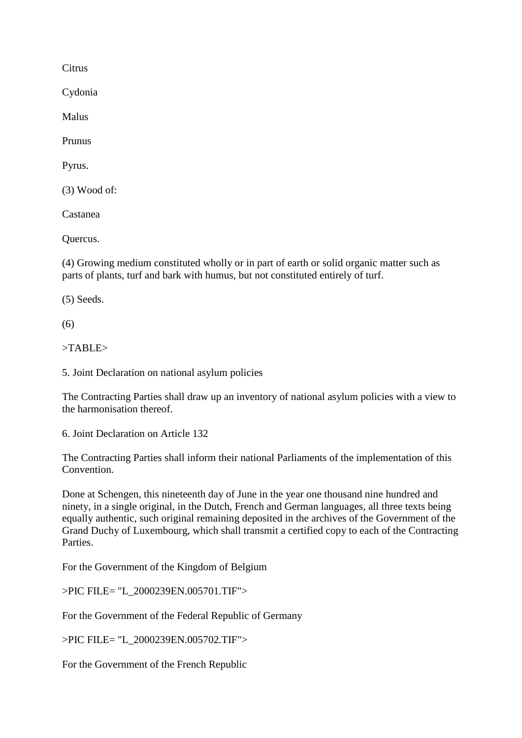Citrus

Cydonia

Malus

Prunus

Pyrus.

(3) Wood of:

Castanea

Quercus.

(4) Growing medium constituted wholly or in part of earth or solid organic matter such as parts of plants, turf and bark with humus, but not constituted entirely of turf.

(5) Seeds.

(6)

>TABLE>

5. Joint Declaration on national asylum policies

The Contracting Parties shall draw up an inventory of national asylum policies with a view to the harmonisation thereof.

6. Joint Declaration on Article 132

The Contracting Parties shall inform their national Parliaments of the implementation of this Convention.

Done at Schengen, this nineteenth day of June in the year one thousand nine hundred and ninety, in a single original, in the Dutch, French and German languages, all three texts being equally authentic, such original remaining deposited in the archives of the Government of the Grand Duchy of Luxembourg, which shall transmit a certified copy to each of the Contracting Parties.

For the Government of the Kingdom of Belgium

>PIC FILE= "L_2000239EN.005701.TIF">

For the Government of the Federal Republic of Germany

>PIC FILE= "L_2000239EN.005702.TIF">

For the Government of the French Republic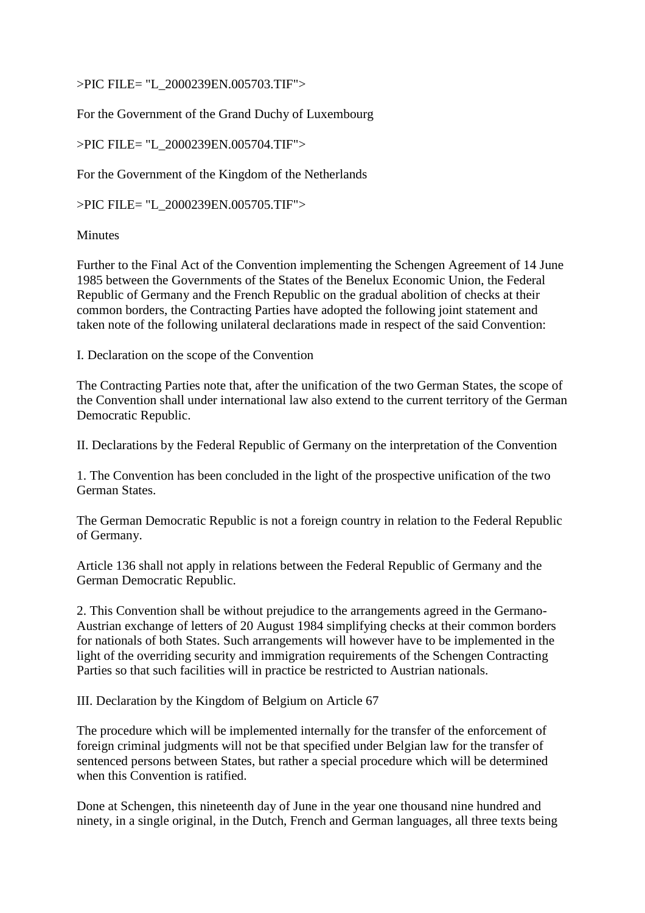>PIC FILE= "L_2000239EN.005703.TIF">

For the Government of the Grand Duchy of Luxembourg

>PIC FILE= "L_2000239EN.005704.TIF">

For the Government of the Kingdom of the Netherlands

>PIC FILE= "L_2000239EN.005705.TIF">

Minutes

Further to the Final Act of the Convention implementing the Schengen Agreement of 14 June 1985 between the Governments of the States of the Benelux Economic Union, the Federal Republic of Germany and the French Republic on the gradual abolition of checks at their common borders, the Contracting Parties have adopted the following joint statement and taken note of the following unilateral declarations made in respect of the said Convention:

I. Declaration on the scope of the Convention

The Contracting Parties note that, after the unification of the two German States, the scope of the Convention shall under international law also extend to the current territory of the German Democratic Republic.

II. Declarations by the Federal Republic of Germany on the interpretation of the Convention

1. The Convention has been concluded in the light of the prospective unification of the two German States.

The German Democratic Republic is not a foreign country in relation to the Federal Republic of Germany.

Article 136 shall not apply in relations between the Federal Republic of Germany and the German Democratic Republic.

2. This Convention shall be without prejudice to the arrangements agreed in the Germano-Austrian exchange of letters of 20 August 1984 simplifying checks at their common borders for nationals of both States. Such arrangements will however have to be implemented in the light of the overriding security and immigration requirements of the Schengen Contracting Parties so that such facilities will in practice be restricted to Austrian nationals.

III. Declaration by the Kingdom of Belgium on Article 67

The procedure which will be implemented internally for the transfer of the enforcement of foreign criminal judgments will not be that specified under Belgian law for the transfer of sentenced persons between States, but rather a special procedure which will be determined when this Convention is ratified.

Done at Schengen, this nineteenth day of June in the year one thousand nine hundred and ninety, in a single original, in the Dutch, French and German languages, all three texts being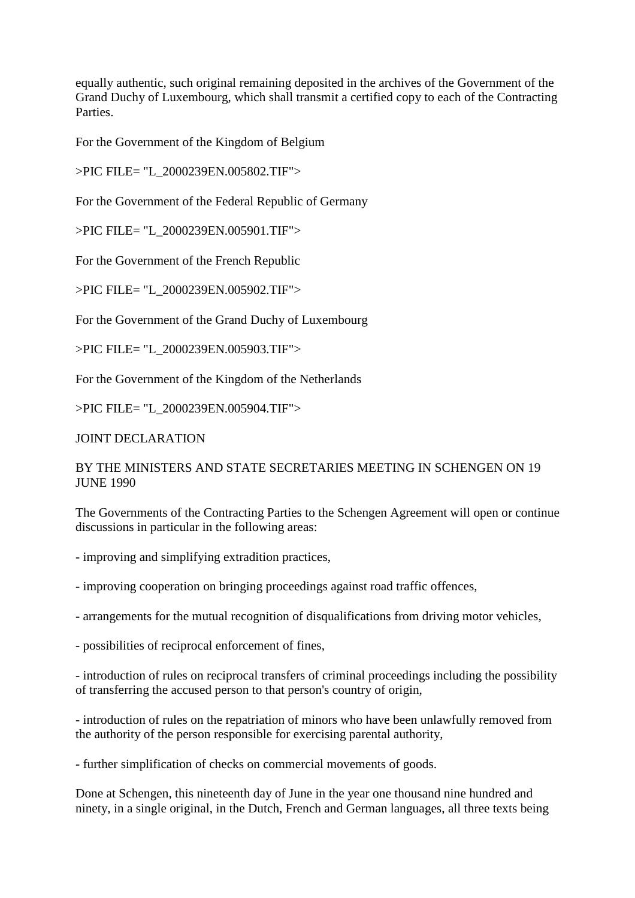equally authentic, such original remaining deposited in the archives of the Government of the Grand Duchy of Luxembourg, which shall transmit a certified copy to each of the Contracting Parties.

For the Government of the Kingdom of Belgium

>PIC FILE= "L_2000239EN.005802.TIF">

For the Government of the Federal Republic of Germany

>PIC FILE= "L_2000239EN.005901.TIF">

For the Government of the French Republic

>PIC FILE= "L_2000239EN.005902.TIF">

For the Government of the Grand Duchy of Luxembourg

>PIC FILE= "L_2000239EN.005903.TIF">

For the Government of the Kingdom of the Netherlands

>PIC FILE= "L_2000239EN.005904.TIF">

JOINT DECLARATION

BY THE MINISTERS AND STATE SECRETARIES MEETING IN SCHENGEN ON 19 JUNE 1990

The Governments of the Contracting Parties to the Schengen Agreement will open or continue discussions in particular in the following areas:

- improving and simplifying extradition practices,

- improving cooperation on bringing proceedings against road traffic offences,

- arrangements for the mutual recognition of disqualifications from driving motor vehicles,

- possibilities of reciprocal enforcement of fines,

- introduction of rules on reciprocal transfers of criminal proceedings including the possibility of transferring the accused person to that person's country of origin,

- introduction of rules on the repatriation of minors who have been unlawfully removed from the authority of the person responsible for exercising parental authority,

- further simplification of checks on commercial movements of goods.

Done at Schengen, this nineteenth day of June in the year one thousand nine hundred and ninety, in a single original, in the Dutch, French and German languages, all three texts being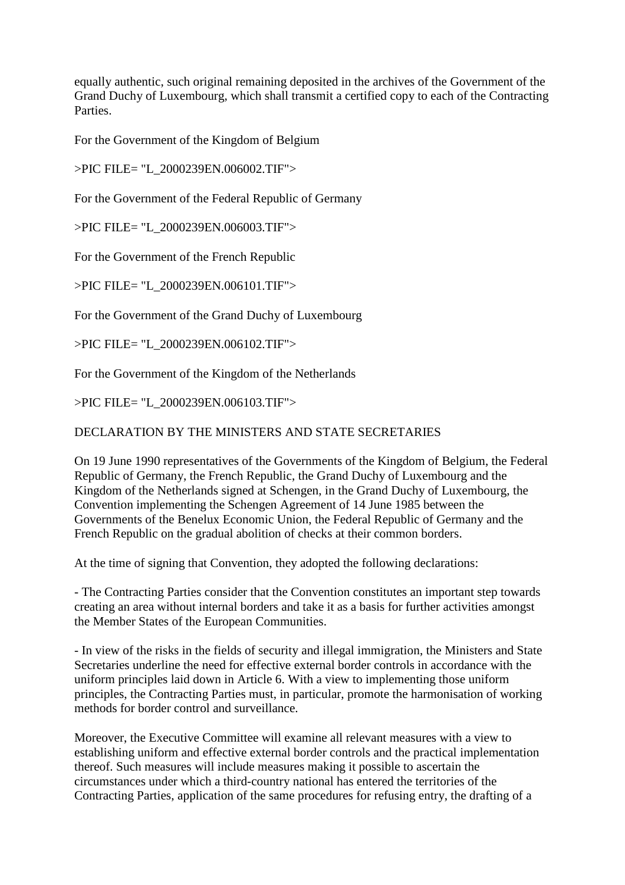equally authentic, such original remaining deposited in the archives of the Government of the Grand Duchy of Luxembourg, which shall transmit a certified copy to each of the Contracting Parties.

For the Government of the Kingdom of Belgium

>PIC FILE= "L_2000239EN.006002.TIF">

For the Government of the Federal Republic of Germany

>PIC FILE= "L_2000239EN.006003.TIF">

For the Government of the French Republic

>PIC FILE= "L_2000239EN.006101.TIF">

For the Government of the Grand Duchy of Luxembourg

>PIC FILE= "L_2000239EN.006102.TIF">

For the Government of the Kingdom of the Netherlands

>PIC FILE= "L_2000239EN.006103.TIF">

DECLARATION BY THE MINISTERS AND STATE SECRETARIES

On 19 June 1990 representatives of the Governments of the Kingdom of Belgium, the Federal Republic of Germany, the French Republic, the Grand Duchy of Luxembourg and the Kingdom of the Netherlands signed at Schengen, in the Grand Duchy of Luxembourg, the Convention implementing the Schengen Agreement of 14 June 1985 between the Governments of the Benelux Economic Union, the Federal Republic of Germany and the French Republic on the gradual abolition of checks at their common borders.

At the time of signing that Convention, they adopted the following declarations:

- The Contracting Parties consider that the Convention constitutes an important step towards creating an area without internal borders and take it as a basis for further activities amongst the Member States of the European Communities.

- In view of the risks in the fields of security and illegal immigration, the Ministers and State Secretaries underline the need for effective external border controls in accordance with the uniform principles laid down in Article 6. With a view to implementing those uniform principles, the Contracting Parties must, in particular, promote the harmonisation of working methods for border control and surveillance.

Moreover, the Executive Committee will examine all relevant measures with a view to establishing uniform and effective external border controls and the practical implementation thereof. Such measures will include measures making it possible to ascertain the circumstances under which a third-country national has entered the territories of the Contracting Parties, application of the same procedures for refusing entry, the drafting of a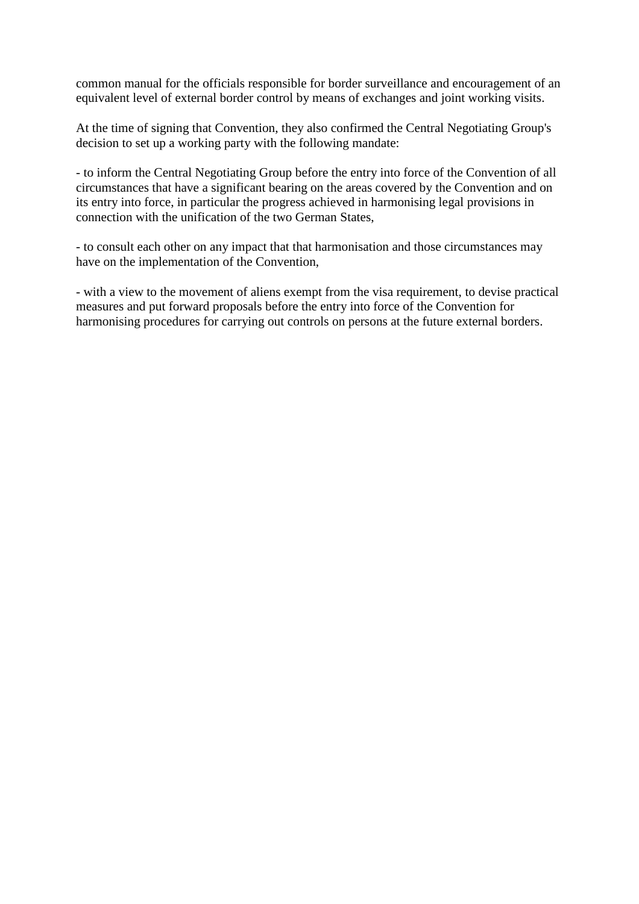common manual for the officials responsible for border surveillance and encouragement of an equivalent level of external border control by means of exchanges and joint working visits.

At the time of signing that Convention, they also confirmed the Central Negotiating Group's decision to set up a working party with the following mandate:

- to inform the Central Negotiating Group before the entry into force of the Convention of all circumstances that have a significant bearing on the areas covered by the Convention and on its entry into force, in particular the progress achieved in harmonising legal provisions in connection with the unification of the two German States,

- to consult each other on any impact that that harmonisation and those circumstances may have on the implementation of the Convention,

- with a view to the movement of aliens exempt from the visa requirement, to devise practical measures and put forward proposals before the entry into force of the Convention for harmonising procedures for carrying out controls on persons at the future external borders.